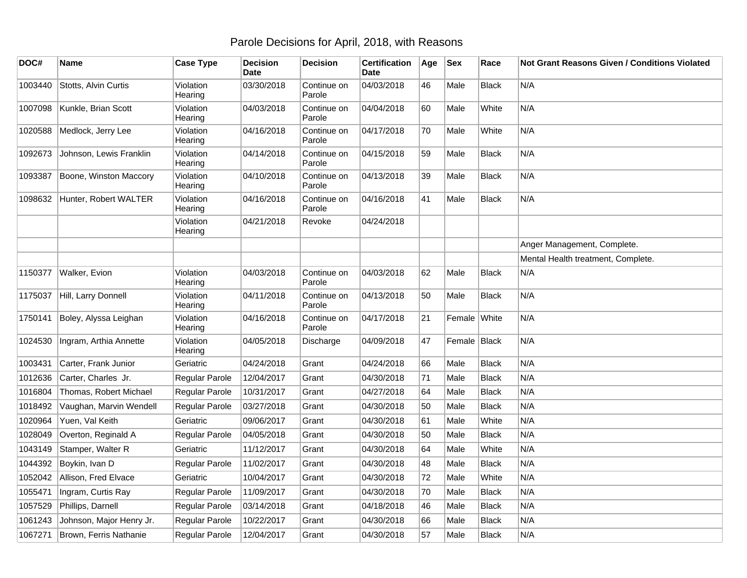# Parole Decisions for April, 2018, with Reasons

| DOC# | Name | Case Type | Decision Date | Decision | Certification Date | Age | Sex | Race | Not Grant Reasons Given / Conditions Violated |
|---|---|---|---|---|---|---|---|---|---|
| 1003440 | Stotts, Alvin Curtis | Violation Hearing | 03/30/2018 | Continue on Parole | 04/03/2018 | 46 | Male | Black | N/A |
| 1007098 | Kunkle, Brian Scott | Violation Hearing | 04/03/2018 | Continue on Parole | 04/04/2018 | 60 | Male | White | N/A |
| 1020588 | Medlock, Jerry Lee | Violation Hearing | 04/16/2018 | Continue on Parole | 04/17/2018 | 70 | Male | White | N/A |
| 1092673 | Johnson, Lewis Franklin | Violation Hearing | 04/14/2018 | Continue on Parole | 04/15/2018 | 59 | Male | Black | N/A |
| 1093387 | Boone, Winston Maccory | Violation Hearing | 04/10/2018 | Continue on Parole | 04/13/2018 | 39 | Male | Black | N/A |
| 1098632 | Hunter, Robert WALTER | Violation Hearing | 04/16/2018 | Continue on Parole | 04/16/2018 | 41 | Male | Black | N/A |
| | | Violation Hearing | 04/21/2018 | Revoke | 04/24/2018 | | | | |
| | | | | | | | | | Anger Management, Complete. |
| | | | | | | | | | Mental Health treatment, Complete. |
| 1150377 | Walker, Evion | Violation Hearing | 04/03/2018 | Continue on Parole | 04/03/2018 | 62 | Male | Black | N/A |
| 1175037 | Hill, Larry Donnell | Violation Hearing | 04/11/2018 | Continue on Parole | 04/13/2018 | 50 | Male | Black | N/A |
| 1750141 | Boley, Alyssa Leighan | Violation Hearing | 04/16/2018 | Continue on Parole | 04/17/2018 | 21 | Female | White | N/A |
| 1024530 | Ingram, Arthia Annette | Violation Hearing | 04/05/2018 | Discharge | 04/09/2018 | 47 | Female | Black | N/A |
| 1003431 | Carter, Frank Junior | Geriatric | 04/24/2018 | Grant | 04/24/2018 | 66 | Male | Black | N/A |
| 1012636 | Carter, Charles Jr. | Regular Parole | 12/04/2017 | Grant | 04/30/2018 | 71 | Male | Black | N/A |
| 1016804 | Thomas, Robert Michael | Regular Parole | 10/31/2017 | Grant | 04/27/2018 | 64 | Male | Black | N/A |
| 1018492 | Vaughan, Marvin Wendell | Regular Parole | 03/27/2018 | Grant | 04/30/2018 | 50 | Male | Black | N/A |
| 1020964 | Yuen, Val Keith | Geriatric | 09/06/2017 | Grant | 04/30/2018 | 61 | Male | White | N/A |
| 1028049 | Overton, Reginald A | Regular Parole | 04/05/2018 | Grant | 04/30/2018 | 50 | Male | Black | N/A |
| 1043149 | Stamper, Walter R | Geriatric | 11/12/2017 | Grant | 04/30/2018 | 64 | Male | White | N/A |
| 1044392 | Boykin, Ivan D | Regular Parole | 11/02/2017 | Grant | 04/30/2018 | 48 | Male | Black | N/A |
| 1052042 | Allison, Fred Elvace | Geriatric | 10/04/2017 | Grant | 04/30/2018 | 72 | Male | White | N/A |
| 1055471 | Ingram, Curtis Ray | Regular Parole | 11/09/2017 | Grant | 04/30/2018 | 70 | Male | Black | N/A |
| 1057529 | Phillips, Darnell | Regular Parole | 03/14/2018 | Grant | 04/18/2018 | 46 | Male | Black | N/A |
| 1061243 | Johnson, Major Henry Jr. | Regular Parole | 10/22/2017 | Grant | 04/30/2018 | 66 | Male | Black | N/A |
| 1067271 | Brown, Ferris Nathanie | Regular Parole | 12/04/2017 | Grant | 04/30/2018 | 57 | Male | Black | N/A |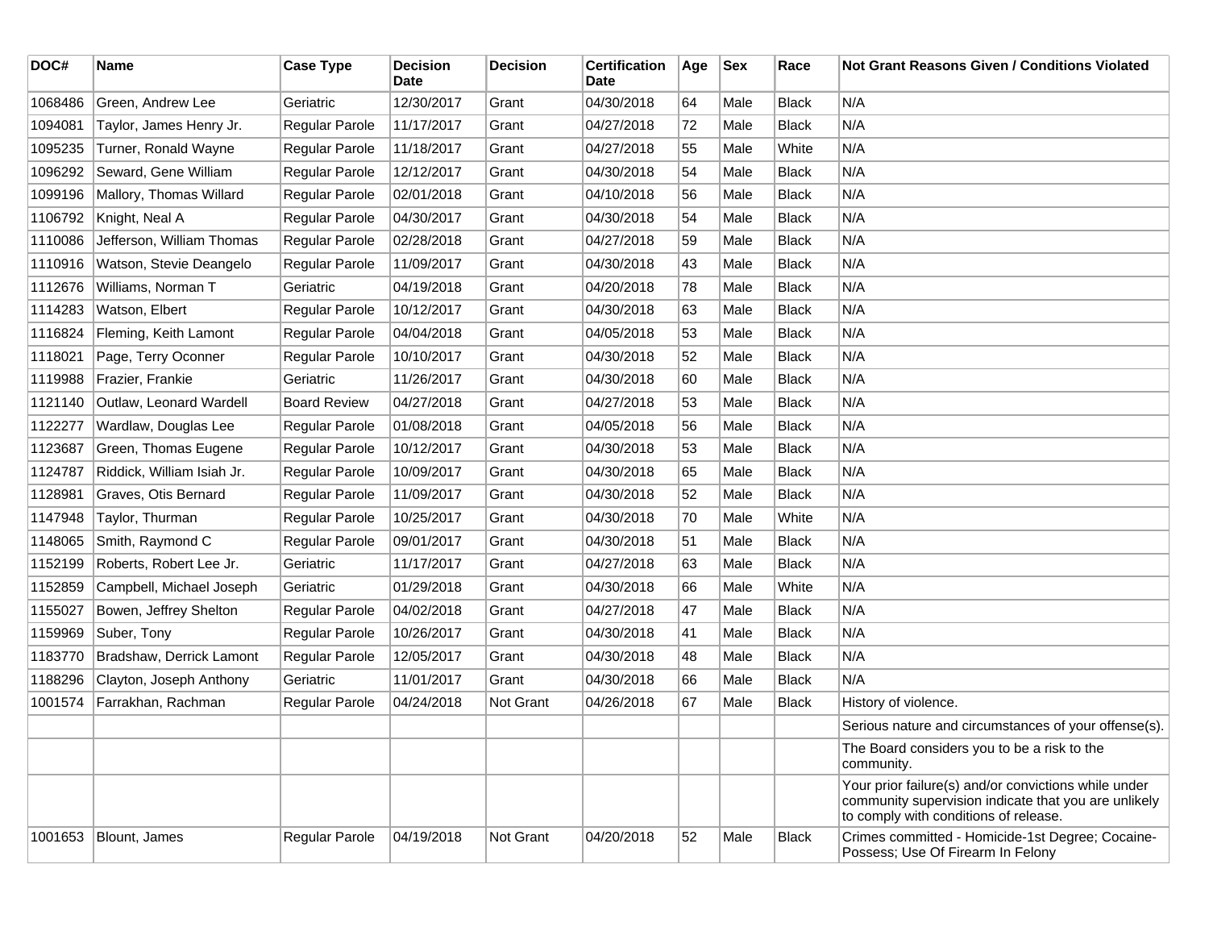| DOC# | Name | Case Type | Decision Date | Decision | Certification Date | Age | Sex | Race | Not Grant Reasons Given / Conditions Violated |
|---|---|---|---|---|---|---|---|---|---|
| 1068486 | Green, Andrew Lee | Geriatric | 12/30/2017 | Grant | 04/30/2018 | 64 | Male | Black | N/A |
| 1094081 | Taylor, James Henry Jr. | Regular Parole | 11/17/2017 | Grant | 04/27/2018 | 72 | Male | Black | N/A |
| 1095235 | Turner, Ronald Wayne | Regular Parole | 11/18/2017 | Grant | 04/27/2018 | 55 | Male | White | N/A |
| 1096292 | Seward, Gene William | Regular Parole | 12/12/2017 | Grant | 04/30/2018 | 54 | Male | Black | N/A |
| 1099196 | Mallory, Thomas Willard | Regular Parole | 02/01/2018 | Grant | 04/10/2018 | 56 | Male | Black | N/A |
| 1106792 | Knight, Neal A | Regular Parole | 04/30/2017 | Grant | 04/30/2018 | 54 | Male | Black | N/A |
| 1110086 | Jefferson, William Thomas | Regular Parole | 02/28/2018 | Grant | 04/27/2018 | 59 | Male | Black | N/A |
| 1110916 | Watson, Stevie Deangelo | Regular Parole | 11/09/2017 | Grant | 04/30/2018 | 43 | Male | Black | N/A |
| 1112676 | Williams, Norman T | Geriatric | 04/19/2018 | Grant | 04/20/2018 | 78 | Male | Black | N/A |
| 1114283 | Watson, Elbert | Regular Parole | 10/12/2017 | Grant | 04/30/2018 | 63 | Male | Black | N/A |
| 1116824 | Fleming, Keith Lamont | Regular Parole | 04/04/2018 | Grant | 04/05/2018 | 53 | Male | Black | N/A |
| 1118021 | Page, Terry Oconner | Regular Parole | 10/10/2017 | Grant | 04/30/2018 | 52 | Male | Black | N/A |
| 1119988 | Frazier, Frankie | Geriatric | 11/26/2017 | Grant | 04/30/2018 | 60 | Male | Black | N/A |
| 1121140 | Outlaw, Leonard Wardell | Board Review | 04/27/2018 | Grant | 04/27/2018 | 53 | Male | Black | N/A |
| 1122277 | Wardlaw, Douglas Lee | Regular Parole | 01/08/2018 | Grant | 04/05/2018 | 56 | Male | Black | N/A |
| 1123687 | Green, Thomas Eugene | Regular Parole | 10/12/2017 | Grant | 04/30/2018 | 53 | Male | Black | N/A |
| 1124787 | Riddick, William Isiah Jr. | Regular Parole | 10/09/2017 | Grant | 04/30/2018 | 65 | Male | Black | N/A |
| 1128981 | Graves, Otis Bernard | Regular Parole | 11/09/2017 | Grant | 04/30/2018 | 52 | Male | Black | N/A |
| 1147948 | Taylor, Thurman | Regular Parole | 10/25/2017 | Grant | 04/30/2018 | 70 | Male | White | N/A |
| 1148065 | Smith, Raymond C | Regular Parole | 09/01/2017 | Grant | 04/30/2018 | 51 | Male | Black | N/A |
| 1152199 | Roberts, Robert Lee Jr. | Geriatric | 11/17/2017 | Grant | 04/27/2018 | 63 | Male | Black | N/A |
| 1152859 | Campbell, Michael Joseph | Geriatric | 01/29/2018 | Grant | 04/30/2018 | 66 | Male | White | N/A |
| 1155027 | Bowen, Jeffrey Shelton | Regular Parole | 04/02/2018 | Grant | 04/27/2018 | 47 | Male | Black | N/A |
| 1159969 | Suber, Tony | Regular Parole | 10/26/2017 | Grant | 04/30/2018 | 41 | Male | Black | N/A |
| 1183770 | Bradshaw, Derrick Lamont | Regular Parole | 12/05/2017 | Grant | 04/30/2018 | 48 | Male | Black | N/A |
| 1188296 | Clayton, Joseph Anthony | Geriatric | 11/01/2017 | Grant | 04/30/2018 | 66 | Male | Black | N/A |
| 1001574 | Farrakhan, Rachman | Regular Parole | 04/24/2018 | Not Grant | 04/26/2018 | 67 | Male | Black | History of violence. |
| | | | | | | | | | Serious nature and circumstances of your offense(s). |
| | | | | | | | | | The Board considers you to be a risk to the community. |
| | | | | | | | | | Your prior failure(s) and/or convictions while under community supervision indicate that you are unlikely to comply with conditions of release. |
| 1001653 | Blount, James | Regular Parole | 04/19/2018 | Not Grant | 04/20/2018 | 52 | Male | Black | Crimes committed - Homicide-1st Degree; Cocaine-Possess; Use Of Firearm In Felony |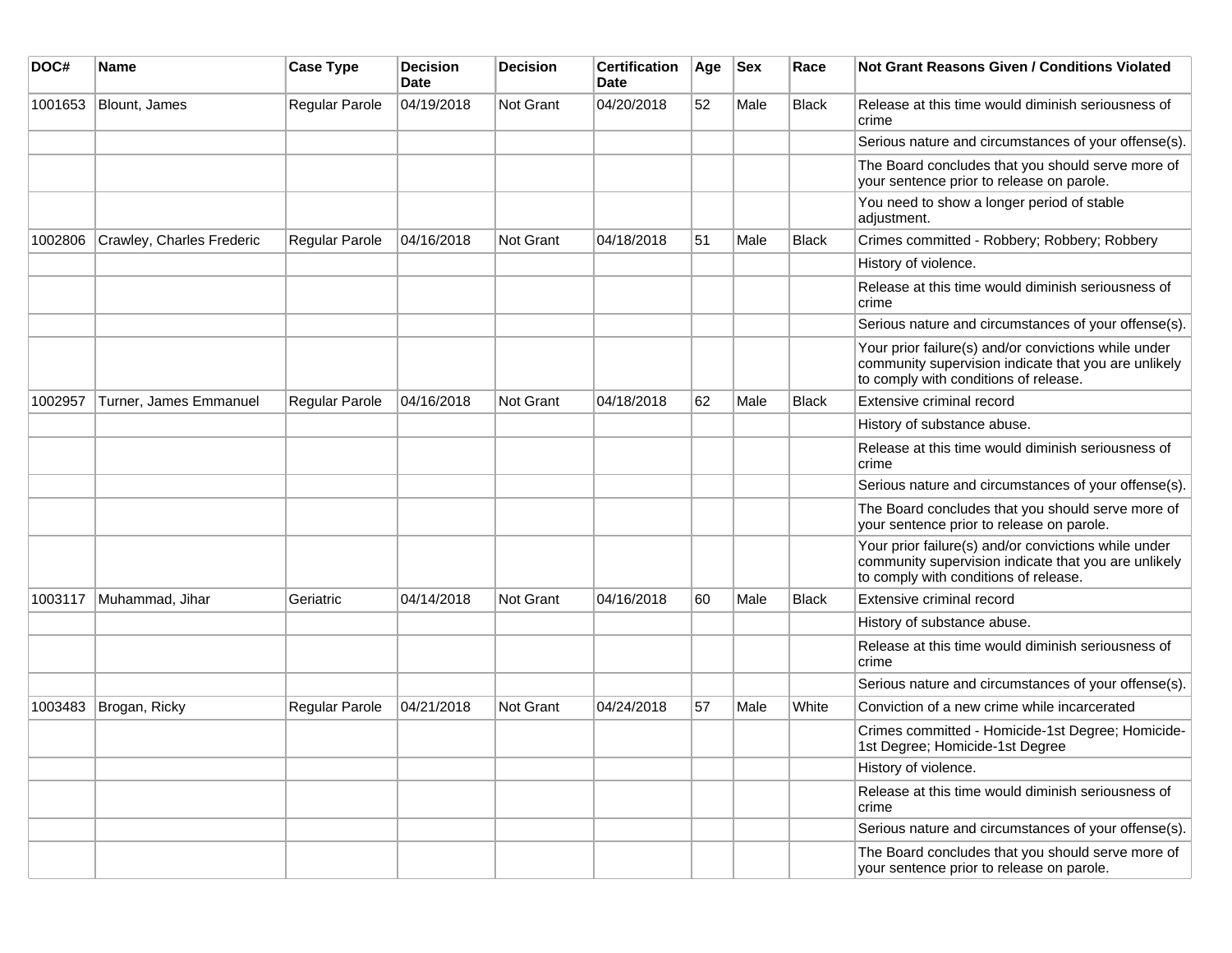| DOC# | Name | Case Type | Decision Date | Decision | Certification Date | Age | Sex | Race | Not Grant Reasons Given / Conditions Violated |
|---|---|---|---|---|---|---|---|---|---|
| 1001653 | Blount, James | Regular Parole | 04/19/2018 | Not Grant | 04/20/2018 | 52 | Male | Black | Release at this time would diminish seriousness of crime |
| | | | | | | | | | Serious nature and circumstances of your offense(s). |
| | | | | | | | | | The Board concludes that you should serve more of your sentence prior to release on parole. |
| | | | | | | | | | You need to show a longer period of stable adjustment. |
| 1002806 | Crawley, Charles Frederic | Regular Parole | 04/16/2018 | Not Grant | 04/18/2018 | 51 | Male | Black | Crimes committed - Robbery; Robbery; Robbery |
| | | | | | | | | | History of violence. |
| | | | | | | | | | Release at this time would diminish seriousness of crime |
| | | | | | | | | | Serious nature and circumstances of your offense(s). |
| | | | | | | | | | Your prior failure(s) and/or convictions while under community supervision indicate that you are unlikely to comply with conditions of release. |
| 1002957 | Turner, James Emmanuel | Regular Parole | 04/16/2018 | Not Grant | 04/18/2018 | 62 | Male | Black | Extensive criminal record |
| | | | | | | | | | History of substance abuse. |
| | | | | | | | | | Release at this time would diminish seriousness of crime |
| | | | | | | | | | Serious nature and circumstances of your offense(s). |
| | | | | | | | | | The Board concludes that you should serve more of your sentence prior to release on parole. |
| | | | | | | | | | Your prior failure(s) and/or convictions while under community supervision indicate that you are unlikely to comply with conditions of release. |
| 1003117 | Muhammad, Jihar | Geriatric | 04/14/2018 | Not Grant | 04/16/2018 | 60 | Male | Black | Extensive criminal record |
| | | | | | | | | | History of substance abuse. |
| | | | | | | | | | Release at this time would diminish seriousness of crime |
| | | | | | | | | | Serious nature and circumstances of your offense(s). |
| 1003483 | Brogan, Ricky | Regular Parole | 04/21/2018 | Not Grant | 04/24/2018 | 57 | Male | White | Conviction of a new crime while incarcerated |
| | | | | | | | | | Crimes committed - Homicide-1st Degree; Homicide-1st Degree; Homicide-1st Degree |
| | | | | | | | | | History of violence. |
| | | | | | | | | | Release at this time would diminish seriousness of crime |
| | | | | | | | | | Serious nature and circumstances of your offense(s). |
| | | | | | | | | | The Board concludes that you should serve more of your sentence prior to release on parole. |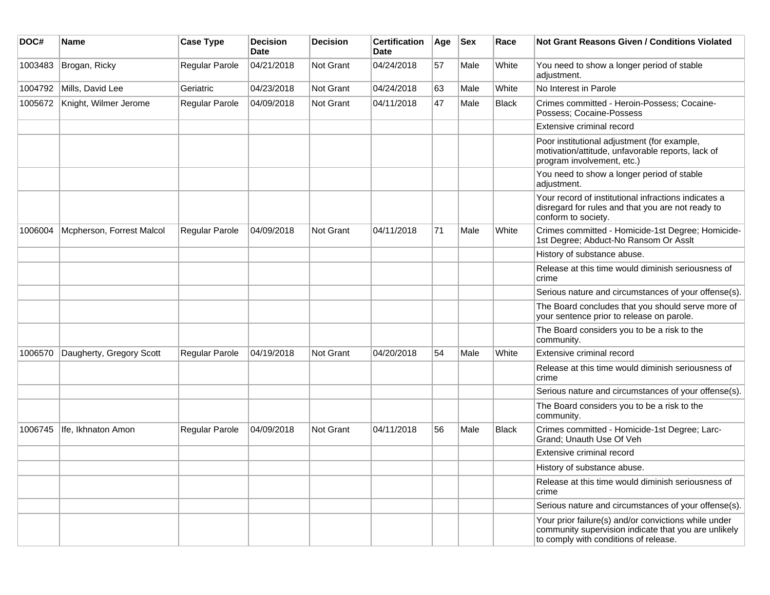| DOC# | Name | Case Type | Decision Date | Decision | Certification Date | Age | Sex | Race | Not Grant Reasons Given / Conditions Violated |
| --- | --- | --- | --- | --- | --- | --- | --- | --- | --- |
| 1003483 | Brogan, Ricky | Regular Parole | 04/21/2018 | Not Grant | 04/24/2018 | 57 | Male | White | You need to show a longer period of stable adjustment. |
| 1004792 | Mills, David Lee | Geriatric | 04/23/2018 | Not Grant | 04/24/2018 | 63 | Male | White | No Interest in Parole |
| 1005672 | Knight, Wilmer Jerome | Regular Parole | 04/09/2018 | Not Grant | 04/11/2018 | 47 | Male | Black | Crimes committed - Heroin-Possess; Cocaine-Possess; Cocaine-Possess |
| | | | | | | | | | Extensive criminal record |
| | | | | | | | | | Poor institutional adjustment (for example, motivation/attitude, unfavorable reports, lack of program involvement, etc.) |
| | | | | | | | | | You need to show a longer period of stable adjustment. |
| | | | | | | | | | Your record of institutional infractions indicates a disregard for rules and that you are not ready to conform to society. |
| 1006004 | Mcpherson, Forrest Malcol | Regular Parole | 04/09/2018 | Not Grant | 04/11/2018 | 71 | Male | White | Crimes committed - Homicide-1st Degree; Homicide-1st Degree; Abduct-No Ransom Or Asslt |
| | | | | | | | | | History of substance abuse. |
| | | | | | | | | | Release at this time would diminish seriousness of crime |
| | | | | | | | | | Serious nature and circumstances of your offense(s). |
| | | | | | | | | | The Board concludes that you should serve more of your sentence prior to release on parole. |
| | | | | | | | | | The Board considers you to be a risk to the community. |
| 1006570 | Daugherty, Gregory Scott | Regular Parole | 04/19/2018 | Not Grant | 04/20/2018 | 54 | Male | White | Extensive criminal record |
| | | | | | | | | | Release at this time would diminish seriousness of crime |
| | | | | | | | | | Serious nature and circumstances of your offense(s). |
| | | | | | | | | | The Board considers you to be a risk to the community. |
| 1006745 | Ife, Ikhnaton Amon | Regular Parole | 04/09/2018 | Not Grant | 04/11/2018 | 56 | Male | Black | Crimes committed - Homicide-1st Degree; Larc-Grand; Unauth Use Of Veh |
| | | | | | | | | | Extensive criminal record |
| | | | | | | | | | History of substance abuse. |
| | | | | | | | | | Release at this time would diminish seriousness of crime |
| | | | | | | | | | Serious nature and circumstances of your offense(s). |
| | | | | | | | | | Your prior failure(s) and/or convictions while under community supervision indicate that you are unlikely to comply with conditions of release. |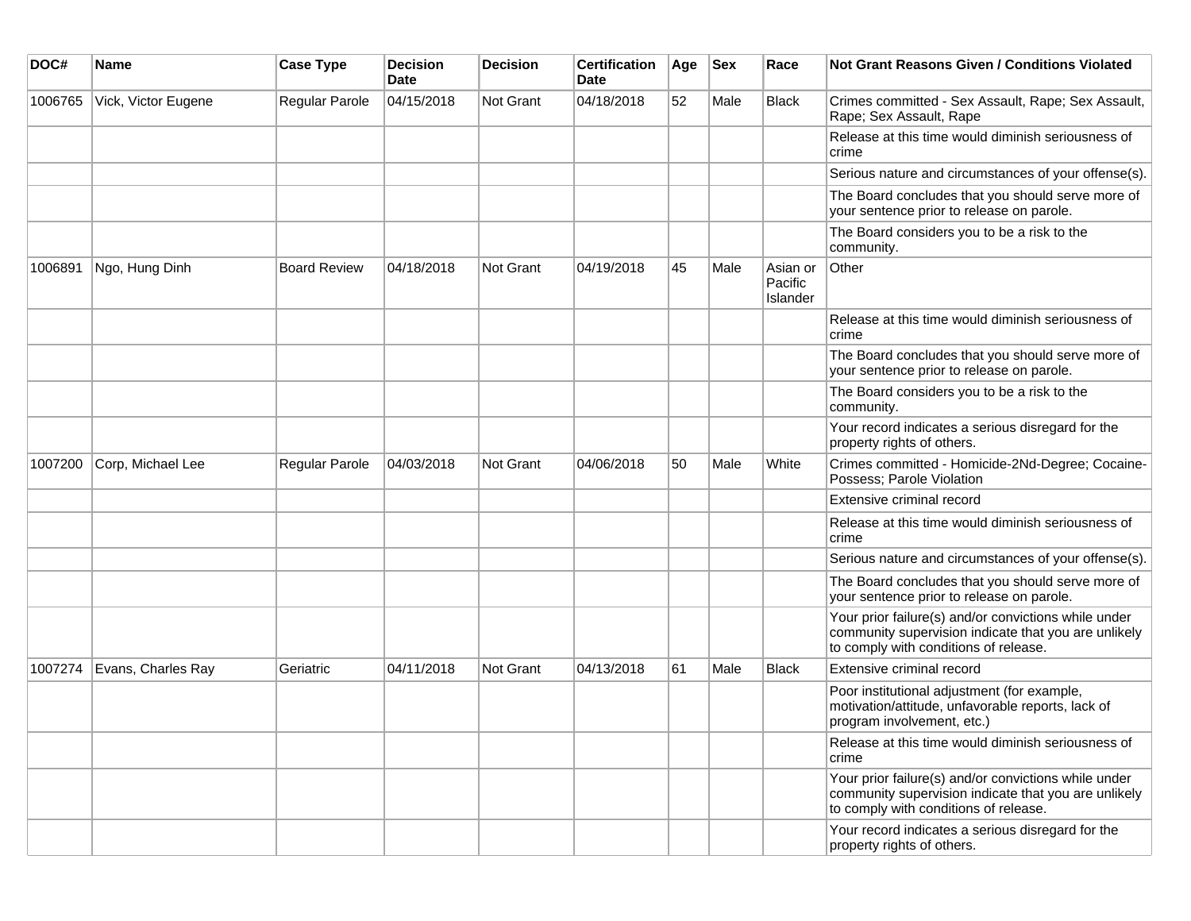| DOC# | Name | Case Type | Decision Date | Decision | Certification Date | Age | Sex | Race | Not Grant Reasons Given / Conditions Violated |
|---|---|---|---|---|---|---|---|---|---|
| 1006765 | Vick, Victor Eugene | Regular Parole | 04/15/2018 | Not Grant | 04/18/2018 | 52 | Male | Black | Crimes committed - Sex Assault, Rape; Sex Assault, Rape; Sex Assault, Rape |
| | | | | | | | | | Release at this time would diminish seriousness of crime |
| | | | | | | | | | Serious nature and circumstances of your offense(s). |
| | | | | | | | | | The Board concludes that you should serve more of your sentence prior to release on parole. |
| | | | | | | | | | The Board considers you to be a risk to the community. |
| 1006891 | Ngo, Hung Dinh | Board Review | 04/18/2018 | Not Grant | 04/19/2018 | 45 | Male | Asian or Pacific Islander | Other |
| | | | | | | | | | Release at this time would diminish seriousness of crime |
| | | | | | | | | | The Board concludes that you should serve more of your sentence prior to release on parole. |
| | | | | | | | | | The Board considers you to be a risk to the community. |
| | | | | | | | | | Your record indicates a serious disregard for the property rights of others. |
| 1007200 | Corp, Michael Lee | Regular Parole | 04/03/2018 | Not Grant | 04/06/2018 | 50 | Male | White | Crimes committed - Homicide-2Nd-Degree; Cocaine-Possess; Parole Violation |
| | | | | | | | | | Extensive criminal record |
| | | | | | | | | | Release at this time would diminish seriousness of crime |
| | | | | | | | | | Serious nature and circumstances of your offense(s). |
| | | | | | | | | | The Board concludes that you should serve more of your sentence prior to release on parole. |
| | | | | | | | | | Your prior failure(s) and/or convictions while under community supervision indicate that you are unlikely to comply with conditions of release. |
| 1007274 | Evans, Charles Ray | Geriatric | 04/11/2018 | Not Grant | 04/13/2018 | 61 | Male | Black | Extensive criminal record |
| | | | | | | | | | Poor institutional adjustment (for example, motivation/attitude, unfavorable reports, lack of program involvement, etc.) |
| | | | | | | | | | Release at this time would diminish seriousness of crime |
| | | | | | | | | | Your prior failure(s) and/or convictions while under community supervision indicate that you are unlikely to comply with conditions of release. |
| | | | | | | | | | Your record indicates a serious disregard for the property rights of others. |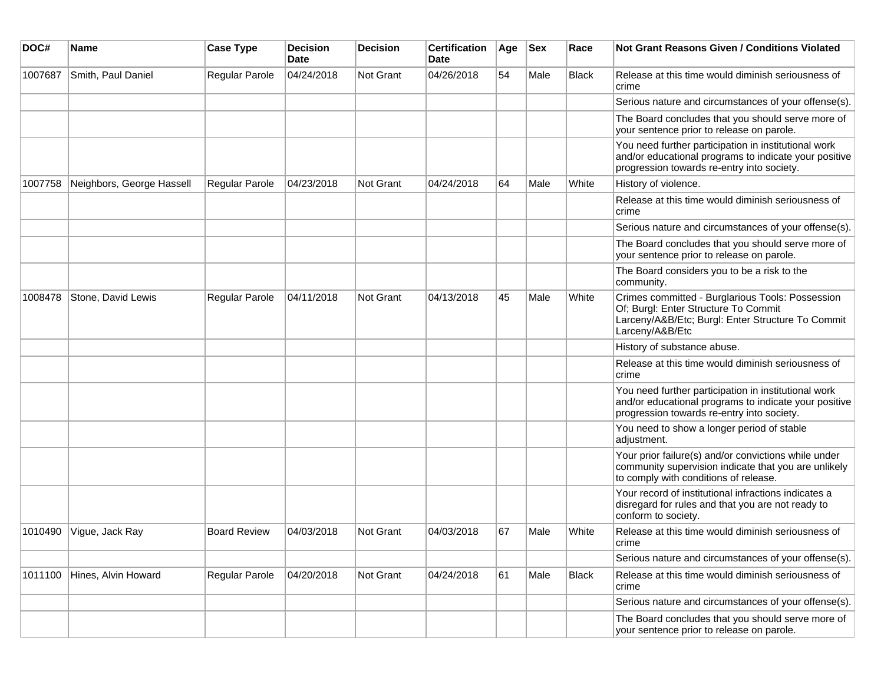| DOC# | Name | Case Type | Decision Date | Decision | Certification Date | Age | Sex | Race | Not Grant Reasons Given / Conditions Violated |
|---|---|---|---|---|---|---|---|---|---|
| 1007687 | Smith, Paul Daniel | Regular Parole | 04/24/2018 | Not Grant | 04/26/2018 | 54 | Male | Black | Release at this time would diminish seriousness of crime |
| | | | | | | | | | Serious nature and circumstances of your offense(s). |
| | | | | | | | | | The Board concludes that you should serve more of your sentence prior to release on parole. |
| | | | | | | | | | You need further participation in institutional work and/or educational programs to indicate your positive progression towards re-entry into society. |
| 1007758 | Neighbors, George Hassell | Regular Parole | 04/23/2018 | Not Grant | 04/24/2018 | 64 | Male | White | History of violence. |
| | | | | | | | | | Release at this time would diminish seriousness of crime |
| | | | | | | | | | Serious nature and circumstances of your offense(s). |
| | | | | | | | | | The Board concludes that you should serve more of your sentence prior to release on parole. |
| | | | | | | | | | The Board considers you to be a risk to the community. |
| 1008478 | Stone, David Lewis | Regular Parole | 04/11/2018 | Not Grant | 04/13/2018 | 45 | Male | White | Crimes committed - Burglarious Tools: Possession Of; Burgl: Enter Structure To Commit Larceny/A&B/Etc; Burgl: Enter Structure To Commit Larceny/A&B/Etc |
| | | | | | | | | | History of substance abuse. |
| | | | | | | | | | Release at this time would diminish seriousness of crime |
| | | | | | | | | | You need further participation in institutional work and/or educational programs to indicate your positive progression towards re-entry into society. |
| | | | | | | | | | You need to show a longer period of stable adjustment. |
| | | | | | | | | | Your prior failure(s) and/or convictions while under community supervision indicate that you are unlikely to comply with conditions of release. |
| | | | | | | | | | Your record of institutional infractions indicates a disregard for rules and that you are not ready to conform to society. |
| 1010490 | Vigue, Jack Ray | Board Review | 04/03/2018 | Not Grant | 04/03/2018 | 67 | Male | White | Release at this time would diminish seriousness of crime |
| | | | | | | | | | Serious nature and circumstances of your offense(s). |
| 1011100 | Hines, Alvin Howard | Regular Parole | 04/20/2018 | Not Grant | 04/24/2018 | 61 | Male | Black | Release at this time would diminish seriousness of crime |
| | | | | | | | | | Serious nature and circumstances of your offense(s). |
| | | | | | | | | | The Board concludes that you should serve more of your sentence prior to release on parole. |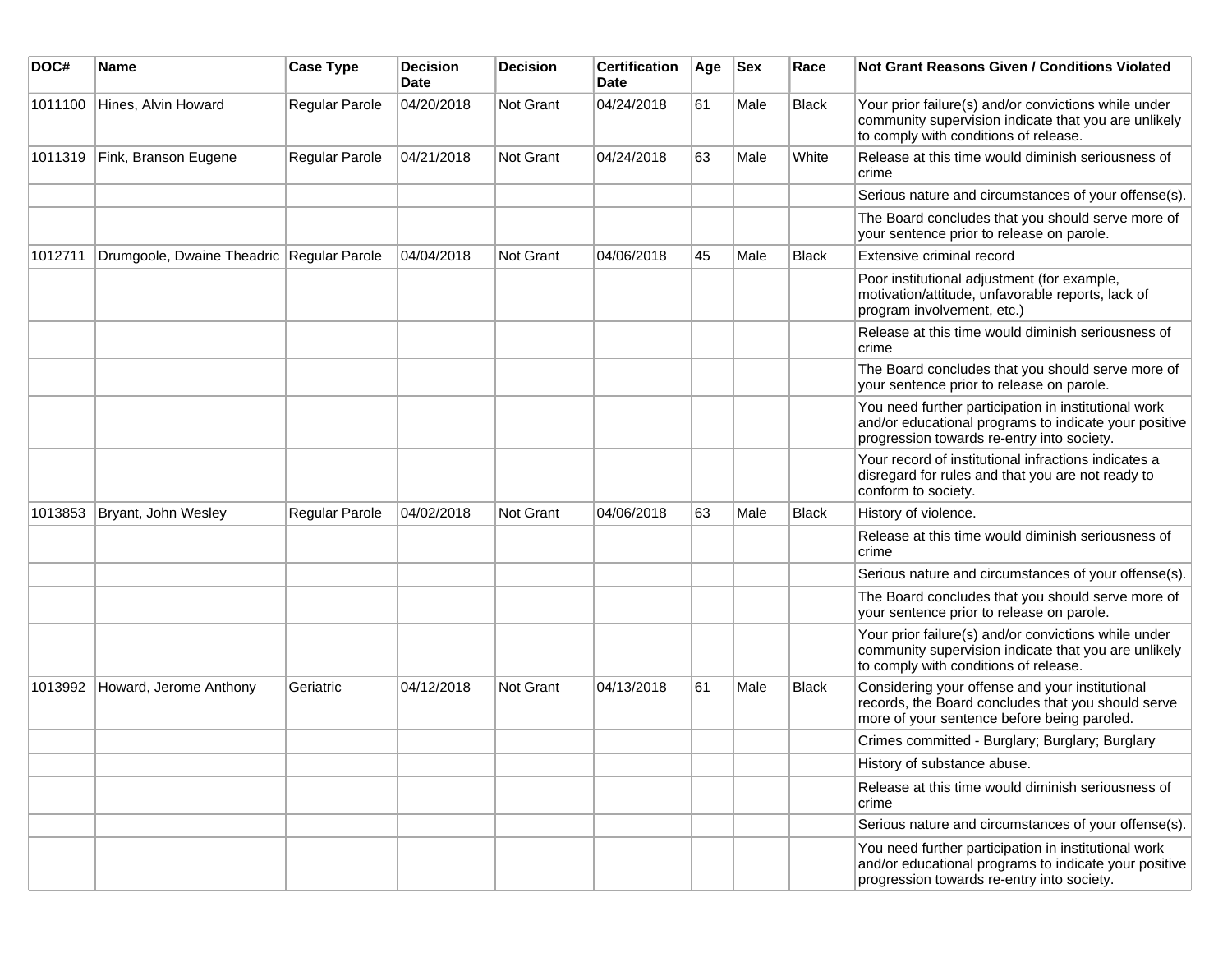| DOC# | Name | Case Type | Decision Date | Decision | Certification Date | Age | Sex | Race | Not Grant Reasons Given / Conditions Violated |
|---|---|---|---|---|---|---|---|---|---|
| 1011100 | Hines, Alvin Howard | Regular Parole | 04/20/2018 | Not Grant | 04/24/2018 | 61 | Male | Black | Your prior failure(s) and/or convictions while under community supervision indicate that you are unlikely to comply with conditions of release. |
| 1011319 | Fink, Branson Eugene | Regular Parole | 04/21/2018 | Not Grant | 04/24/2018 | 63 | Male | White | Release at this time would diminish seriousness of crime |
| | | | | | | | | | Serious nature and circumstances of your offense(s). |
| | | | | | | | | | The Board concludes that you should serve more of your sentence prior to release on parole. |
| 1012711 | Drumgoole, Dwaine Theadric | Regular Parole | 04/04/2018 | Not Grant | 04/06/2018 | 45 | Male | Black | Extensive criminal record |
| | | | | | | | | | Poor institutional adjustment (for example, motivation/attitude, unfavorable reports, lack of program involvement, etc.) |
| | | | | | | | | | Release at this time would diminish seriousness of crime |
| | | | | | | | | | The Board concludes that you should serve more of your sentence prior to release on parole. |
| | | | | | | | | | You need further participation in institutional work and/or educational programs to indicate your positive progression towards re-entry into society. |
| | | | | | | | | | Your record of institutional infractions indicates a disregard for rules and that you are not ready to conform to society. |
| 1013853 | Bryant, John Wesley | Regular Parole | 04/02/2018 | Not Grant | 04/06/2018 | 63 | Male | Black | History of violence. |
| | | | | | | | | | Release at this time would diminish seriousness of crime |
| | | | | | | | | | Serious nature and circumstances of your offense(s). |
| | | | | | | | | | The Board concludes that you should serve more of your sentence prior to release on parole. |
| | | | | | | | | | Your prior failure(s) and/or convictions while under community supervision indicate that you are unlikely to comply with conditions of release. |
| 1013992 | Howard, Jerome Anthony | Geriatric | 04/12/2018 | Not Grant | 04/13/2018 | 61 | Male | Black | Considering your offense and your institutional records, the Board concludes that you should serve more of your sentence before being paroled. |
| | | | | | | | | | Crimes committed - Burglary; Burglary; Burglary |
| | | | | | | | | | History of substance abuse. |
| | | | | | | | | | Release at this time would diminish seriousness of crime |
| | | | | | | | | | Serious nature and circumstances of your offense(s). |
| | | | | | | | | | You need further participation in institutional work and/or educational programs to indicate your positive progression towards re-entry into society. |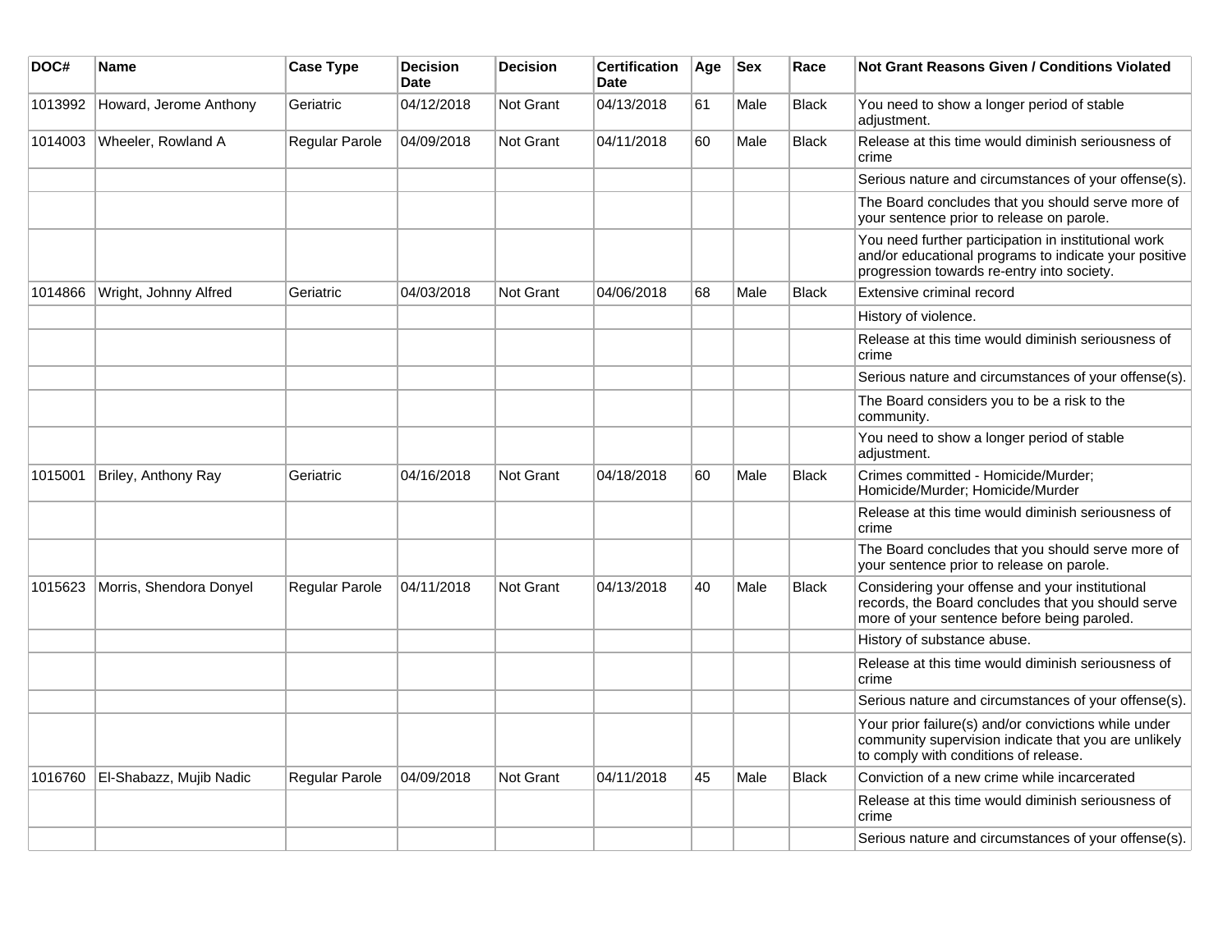| DOC# | Name | Case Type | Decision Date | Decision | Certification Date | Age | Sex | Race | Not Grant Reasons Given / Conditions Violated |
|---|---|---|---|---|---|---|---|---|---|
| 1013992 | Howard, Jerome Anthony | Geriatric | 04/12/2018 | Not Grant | 04/13/2018 | 61 | Male | Black | You need to show a longer period of stable adjustment. |
| 1014003 | Wheeler, Rowland A | Regular Parole | 04/09/2018 | Not Grant | 04/11/2018 | 60 | Male | Black | Release at this time would diminish seriousness of crime |
| | | | | | | | | | Serious nature and circumstances of your offense(s). |
| | | | | | | | | | The Board concludes that you should serve more of your sentence prior to release on parole. |
| | | | | | | | | | You need further participation in institutional work and/or educational programs to indicate your positive progression towards re-entry into society. |
| 1014866 | Wright, Johnny Alfred | Geriatric | 04/03/2018 | Not Grant | 04/06/2018 | 68 | Male | Black | Extensive criminal record |
| | | | | | | | | | History of violence. |
| | | | | | | | | | Release at this time would diminish seriousness of crime |
| | | | | | | | | | Serious nature and circumstances of your offense(s). |
| | | | | | | | | | The Board considers you to be a risk to the community. |
| | | | | | | | | | You need to show a longer period of stable adjustment. |
| 1015001 | Briley, Anthony Ray | Geriatric | 04/16/2018 | Not Grant | 04/18/2018 | 60 | Male | Black | Crimes committed - Homicide/Murder; Homicide/Murder; Homicide/Murder |
| | | | | | | | | | Release at this time would diminish seriousness of crime |
| | | | | | | | | | The Board concludes that you should serve more of your sentence prior to release on parole. |
| 1015623 | Morris, Shendora Donyel | Regular Parole | 04/11/2018 | Not Grant | 04/13/2018 | 40 | Male | Black | Considering your offense and your institutional records, the Board concludes that you should serve more of your sentence before being paroled. |
| | | | | | | | | | History of substance abuse. |
| | | | | | | | | | Release at this time would diminish seriousness of crime |
| | | | | | | | | | Serious nature and circumstances of your offense(s). |
| | | | | | | | | | Your prior failure(s) and/or convictions while under community supervision indicate that you are unlikely to comply with conditions of release. |
| 1016760 | El-Shabazz, Mujib Nadic | Regular Parole | 04/09/2018 | Not Grant | 04/11/2018 | 45 | Male | Black | Conviction of a new crime while incarcerated |
| | | | | | | | | | Release at this time would diminish seriousness of crime |
| | | | | | | | | | Serious nature and circumstances of your offense(s). |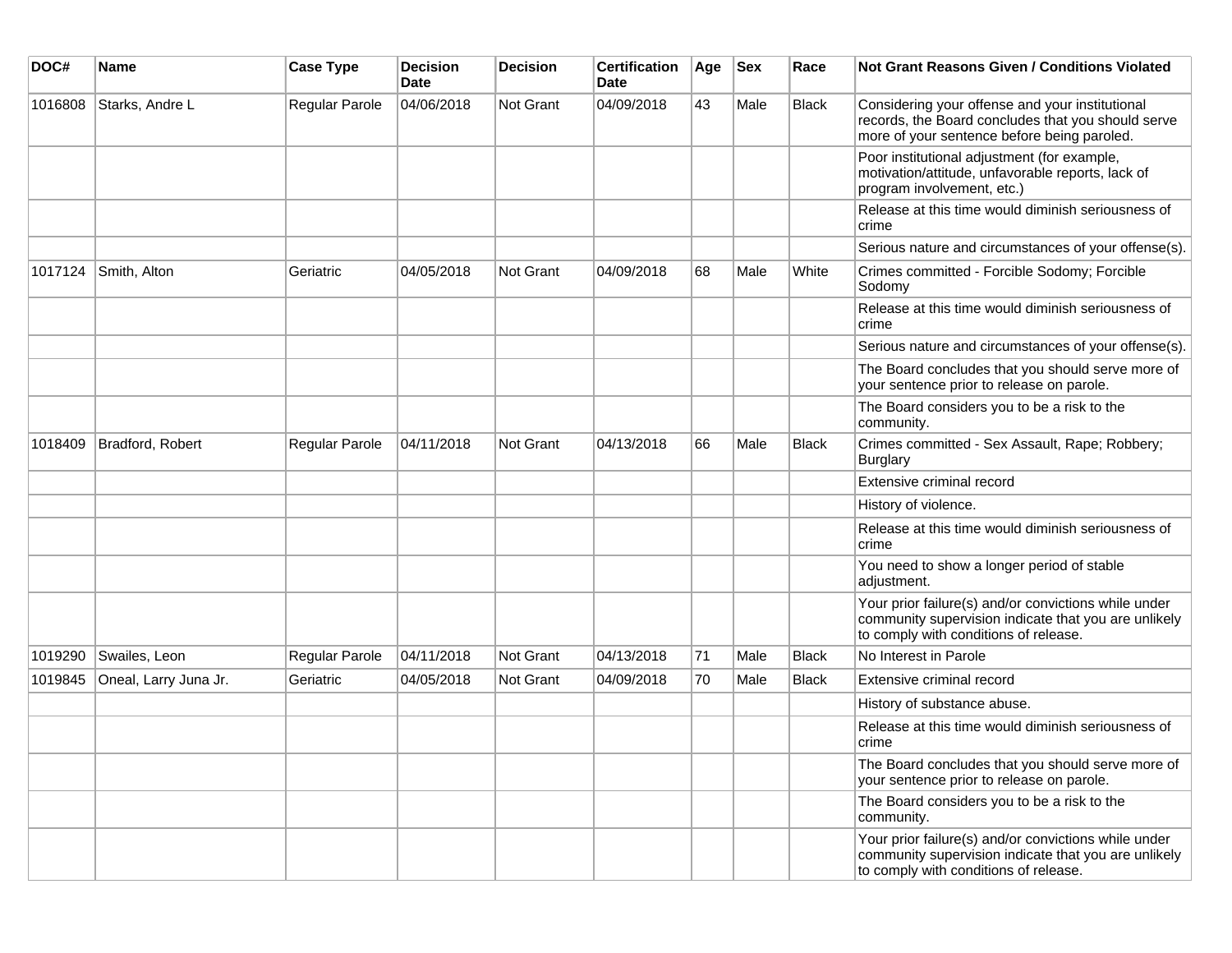| DOC# | Name | Case Type | Decision Date | Decision | Certification Date | Age | Sex | Race | Not Grant Reasons Given / Conditions Violated |
|---|---|---|---|---|---|---|---|---|---|
| 1016808 | Starks, Andre L | Regular Parole | 04/06/2018 | Not Grant | 04/09/2018 | 43 | Male | Black | Considering your offense and your institutional records, the Board concludes that you should serve more of your sentence before being paroled. |
| | | | | | | | | | Poor institutional adjustment (for example, motivation/attitude, unfavorable reports, lack of program involvement, etc.) |
| | | | | | | | | | Release at this time would diminish seriousness of crime |
| | | | | | | | | | Serious nature and circumstances of your offense(s). |
| 1017124 | Smith, Alton | Geriatric | 04/05/2018 | Not Grant | 04/09/2018 | 68 | Male | White | Crimes committed - Forcible Sodomy; Forcible Sodomy |
| | | | | | | | | | Release at this time would diminish seriousness of crime |
| | | | | | | | | | Serious nature and circumstances of your offense(s). |
| | | | | | | | | | The Board concludes that you should serve more of your sentence prior to release on parole. |
| | | | | | | | | | The Board considers you to be a risk to the community. |
| 1018409 | Bradford, Robert | Regular Parole | 04/11/2018 | Not Grant | 04/13/2018 | 66 | Male | Black | Crimes committed - Sex Assault, Rape; Robbery; Burglary |
| | | | | | | | | | Extensive criminal record |
| | | | | | | | | | History of violence. |
| | | | | | | | | | Release at this time would diminish seriousness of crime |
| | | | | | | | | | You need to show a longer period of stable adjustment. |
| | | | | | | | | | Your prior failure(s) and/or convictions while under community supervision indicate that you are unlikely to comply with conditions of release. |
| 1019290 | Swailes, Leon | Regular Parole | 04/11/2018 | Not Grant | 04/13/2018 | 71 | Male | Black | No Interest in Parole |
| 1019845 | Oneal, Larry Juna Jr. | Geriatric | 04/05/2018 | Not Grant | 04/09/2018 | 70 | Male | Black | Extensive criminal record |
| | | | | | | | | | History of substance abuse. |
| | | | | | | | | | Release at this time would diminish seriousness of crime |
| | | | | | | | | | The Board concludes that you should serve more of your sentence prior to release on parole. |
| | | | | | | | | | The Board considers you to be a risk to the community. |
| | | | | | | | | | Your prior failure(s) and/or convictions while under community supervision indicate that you are unlikely to comply with conditions of release. |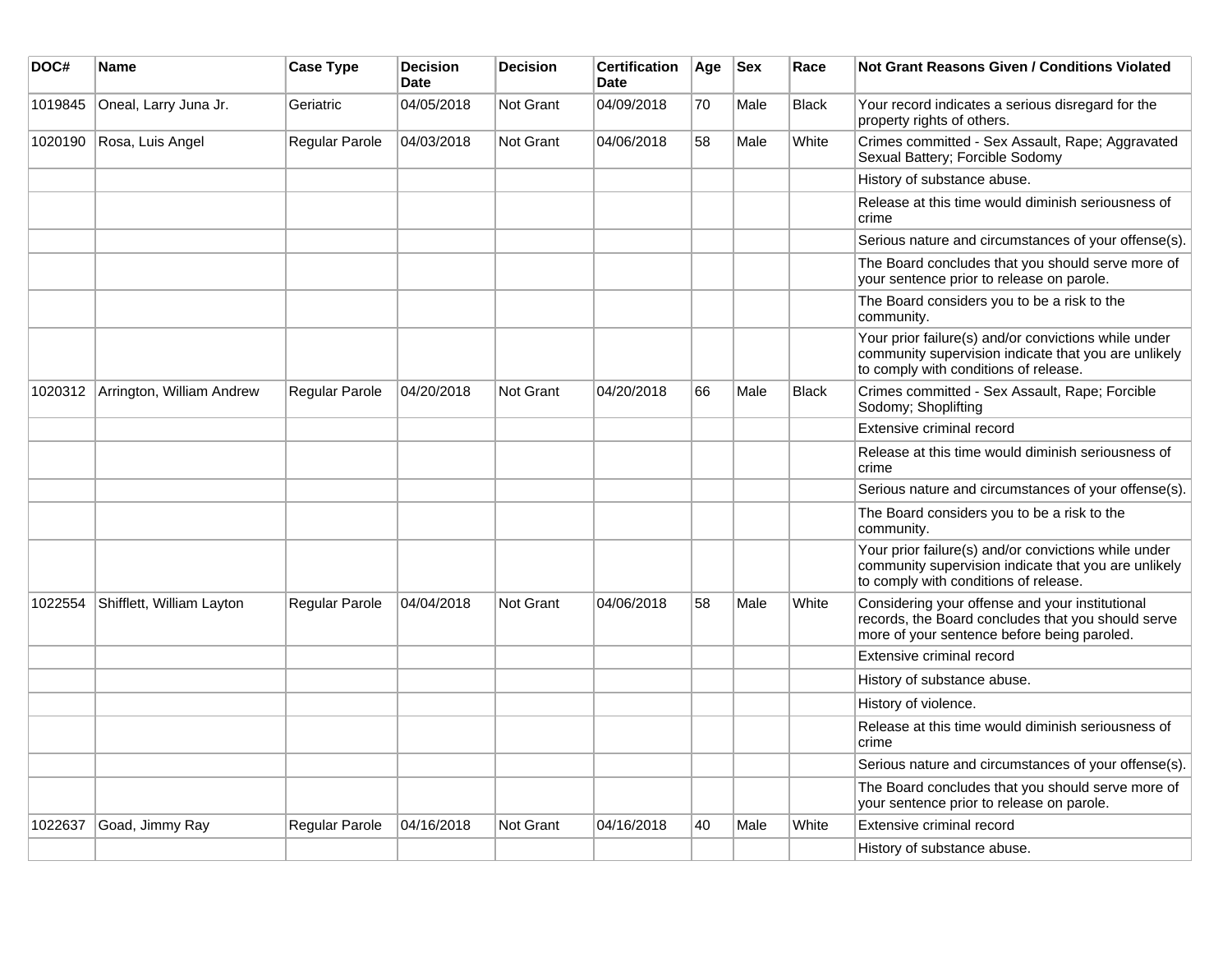| DOC# | Name | Case Type | Decision Date | Decision | Certification Date | Age | Sex | Race | Not Grant Reasons Given / Conditions Violated |
| --- | --- | --- | --- | --- | --- | --- | --- | --- | --- |
| 1019845 | Oneal, Larry Juna Jr. | Geriatric | 04/05/2018 | Not Grant | 04/09/2018 | 70 | Male | Black | Your record indicates a serious disregard for the property rights of others. |
| 1020190 | Rosa, Luis Angel | Regular Parole | 04/03/2018 | Not Grant | 04/06/2018 | 58 | Male | White | Crimes committed - Sex Assault, Rape; Aggravated Sexual Battery; Forcible Sodomy |
| | | | | | | | | | History of substance abuse. |
| | | | | | | | | | Release at this time would diminish seriousness of crime |
| | | | | | | | | | Serious nature and circumstances of your offense(s). |
| | | | | | | | | | The Board concludes that you should serve more of your sentence prior to release on parole. |
| | | | | | | | | | The Board considers you to be a risk to the community. |
| | | | | | | | | | Your prior failure(s) and/or convictions while under community supervision indicate that you are unlikely to comply with conditions of release. |
| 1020312 | Arrington, William Andrew | Regular Parole | 04/20/2018 | Not Grant | 04/20/2018 | 66 | Male | Black | Crimes committed - Sex Assault, Rape; Forcible Sodomy; Shoplifting |
| | | | | | | | | | Extensive criminal record |
| | | | | | | | | | Release at this time would diminish seriousness of crime |
| | | | | | | | | | Serious nature and circumstances of your offense(s). |
| | | | | | | | | | The Board considers you to be a risk to the community. |
| | | | | | | | | | Your prior failure(s) and/or convictions while under community supervision indicate that you are unlikely to comply with conditions of release. |
| 1022554 | Shifflett, William Layton | Regular Parole | 04/04/2018 | Not Grant | 04/06/2018 | 58 | Male | White | Considering your offense and your institutional records, the Board concludes that you should serve more of your sentence before being paroled. |
| | | | | | | | | | Extensive criminal record |
| | | | | | | | | | History of substance abuse. |
| | | | | | | | | | History of violence. |
| | | | | | | | | | Release at this time would diminish seriousness of crime |
| | | | | | | | | | Serious nature and circumstances of your offense(s). |
| | | | | | | | | | The Board concludes that you should serve more of your sentence prior to release on parole. |
| 1022637 | Goad, Jimmy Ray | Regular Parole | 04/16/2018 | Not Grant | 04/16/2018 | 40 | Male | White | Extensive criminal record |
| | | | | | | | | | History of substance abuse. |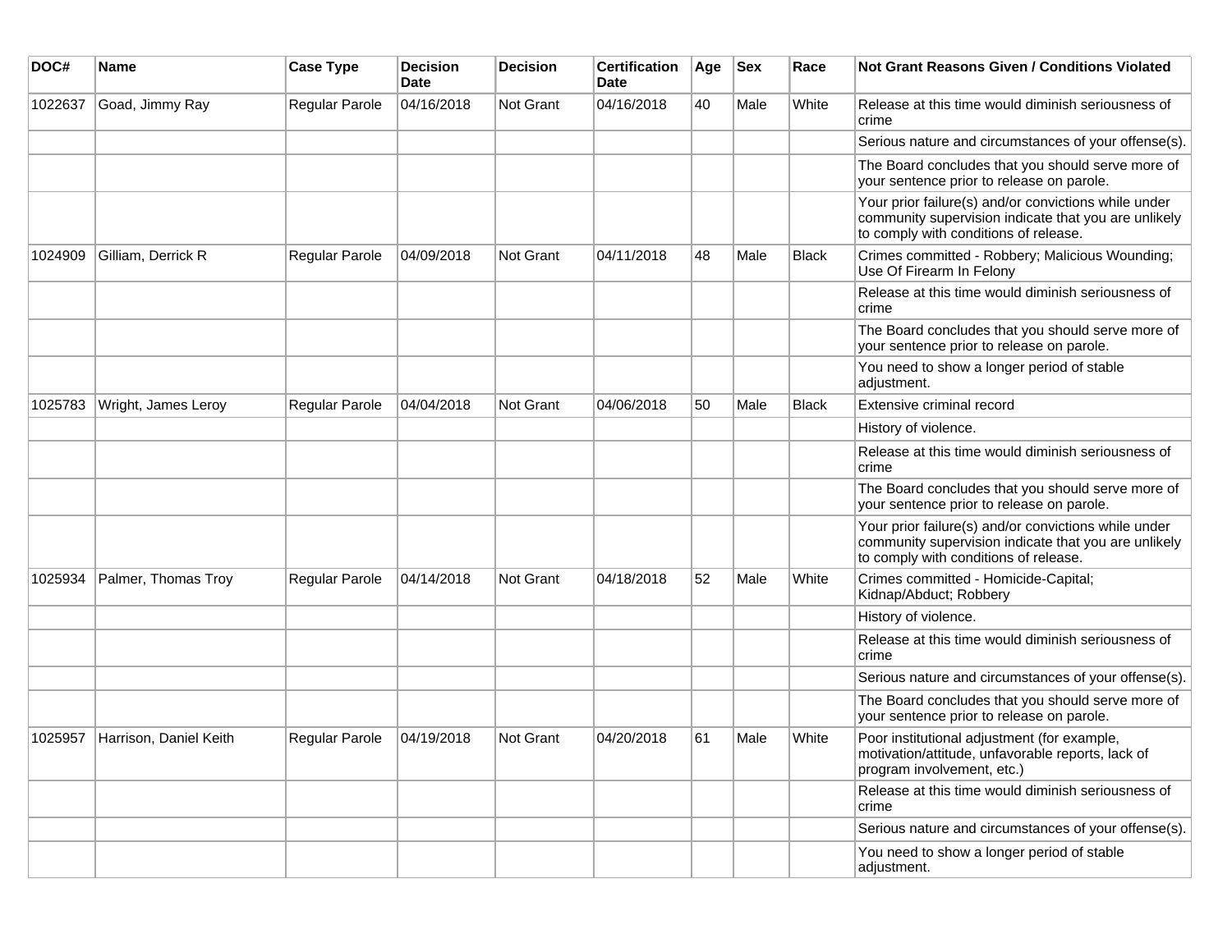| DOC# | Name | Case Type | Decision Date | Decision | Certification Date | Age | Sex | Race | Not Grant Reasons Given / Conditions Violated |
|---|---|---|---|---|---|---|---|---|---|
| 1022637 | Goad, Jimmy Ray | Regular Parole | 04/16/2018 | Not Grant | 04/16/2018 | 40 | Male | White | Release at this time would diminish seriousness of crime |
| | | | | | | | | | Serious nature and circumstances of your offense(s). |
| | | | | | | | | | The Board concludes that you should serve more of your sentence prior to release on parole. |
| | | | | | | | | | Your prior failure(s) and/or convictions while under community supervision indicate that you are unlikely to comply with conditions of release. |
| 1024909 | Gilliam, Derrick R | Regular Parole | 04/09/2018 | Not Grant | 04/11/2018 | 48 | Male | Black | Crimes committed - Robbery; Malicious Wounding; Use Of Firearm In Felony |
| | | | | | | | | | Release at this time would diminish seriousness of crime |
| | | | | | | | | | The Board concludes that you should serve more of your sentence prior to release on parole. |
| | | | | | | | | | You need to show a longer period of stable adjustment. |
| 1025783 | Wright, James Leroy | Regular Parole | 04/04/2018 | Not Grant | 04/06/2018 | 50 | Male | Black | Extensive criminal record |
| | | | | | | | | | History of violence. |
| | | | | | | | | | Release at this time would diminish seriousness of crime |
| | | | | | | | | | The Board concludes that you should serve more of your sentence prior to release on parole. |
| | | | | | | | | | Your prior failure(s) and/or convictions while under community supervision indicate that you are unlikely to comply with conditions of release. |
| 1025934 | Palmer, Thomas Troy | Regular Parole | 04/14/2018 | Not Grant | 04/18/2018 | 52 | Male | White | Crimes committed - Homicide-Capital; Kidnap/Abduct; Robbery |
| | | | | | | | | | History of violence. |
| | | | | | | | | | Release at this time would diminish seriousness of crime |
| | | | | | | | | | Serious nature and circumstances of your offense(s). |
| | | | | | | | | | The Board concludes that you should serve more of your sentence prior to release on parole. |
| 1025957 | Harrison, Daniel Keith | Regular Parole | 04/19/2018 | Not Grant | 04/20/2018 | 61 | Male | White | Poor institutional adjustment (for example, motivation/attitude, unfavorable reports, lack of program involvement, etc.) |
| | | | | | | | | | Release at this time would diminish seriousness of crime |
| | | | | | | | | | Serious nature and circumstances of your offense(s). |
| | | | | | | | | | You need to show a longer period of stable adjustment. |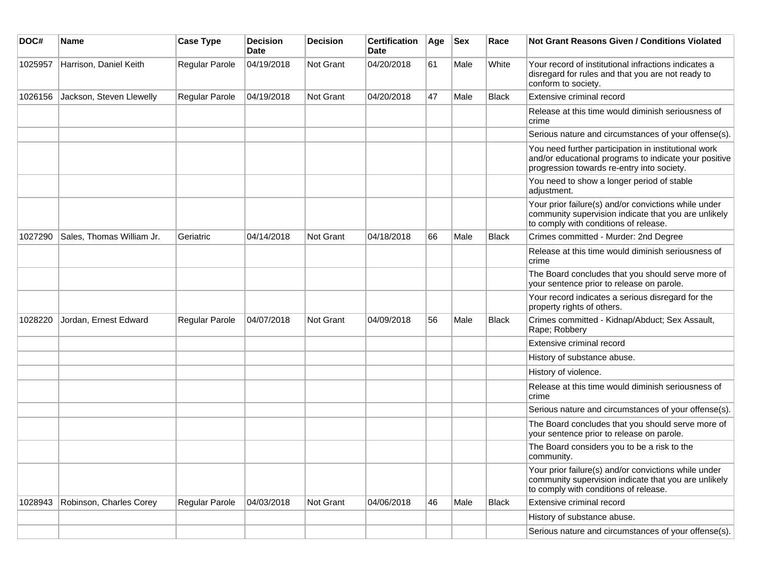| DOC# | Name | Case Type | Decision Date | Decision | Certification Date | Age | Sex | Race | Not Grant Reasons Given / Conditions Violated |
|---|---|---|---|---|---|---|---|---|---|
| 1025957 | Harrison, Daniel Keith | Regular Parole | 04/19/2018 | Not Grant | 04/20/2018 | 61 | Male | White | Your record of institutional infractions indicates a disregard for rules and that you are not ready to conform to society. |
| 1026156 | Jackson, Steven Llewelly | Regular Parole | 04/19/2018 | Not Grant | 04/20/2018 | 47 | Male | Black | Extensive criminal record |
| | | | | | | | | | Release at this time would diminish seriousness of crime |
| | | | | | | | | | Serious nature and circumstances of your offense(s). |
| | | | | | | | | | You need further participation in institutional work and/or educational programs to indicate your positive progression towards re-entry into society. |
| | | | | | | | | | You need to show a longer period of stable adjustment. |
| | | | | | | | | | Your prior failure(s) and/or convictions while under community supervision indicate that you are unlikely to comply with conditions of release. |
| 1027290 | Sales, Thomas William Jr. | Geriatric | 04/14/2018 | Not Grant | 04/18/2018 | 66 | Male | Black | Crimes committed - Murder: 2nd Degree |
| | | | | | | | | | Release at this time would diminish seriousness of crime |
| | | | | | | | | | The Board concludes that you should serve more of your sentence prior to release on parole. |
| | | | | | | | | | Your record indicates a serious disregard for the property rights of others. |
| 1028220 | Jordan, Ernest Edward | Regular Parole | 04/07/2018 | Not Grant | 04/09/2018 | 56 | Male | Black | Crimes committed - Kidnap/Abduct; Sex Assault, Rape; Robbery |
| | | | | | | | | | Extensive criminal record |
| | | | | | | | | | History of substance abuse. |
| | | | | | | | | | History of violence. |
| | | | | | | | | | Release at this time would diminish seriousness of crime |
| | | | | | | | | | Serious nature and circumstances of your offense(s). |
| | | | | | | | | | The Board concludes that you should serve more of your sentence prior to release on parole. |
| | | | | | | | | | The Board considers you to be a risk to the community. |
| | | | | | | | | | Your prior failure(s) and/or convictions while under community supervision indicate that you are unlikely to comply with conditions of release. |
| 1028943 | Robinson, Charles Corey | Regular Parole | 04/03/2018 | Not Grant | 04/06/2018 | 46 | Male | Black | Extensive criminal record |
| | | | | | | | | | History of substance abuse. |
| | | | | | | | | | Serious nature and circumstances of your offense(s). |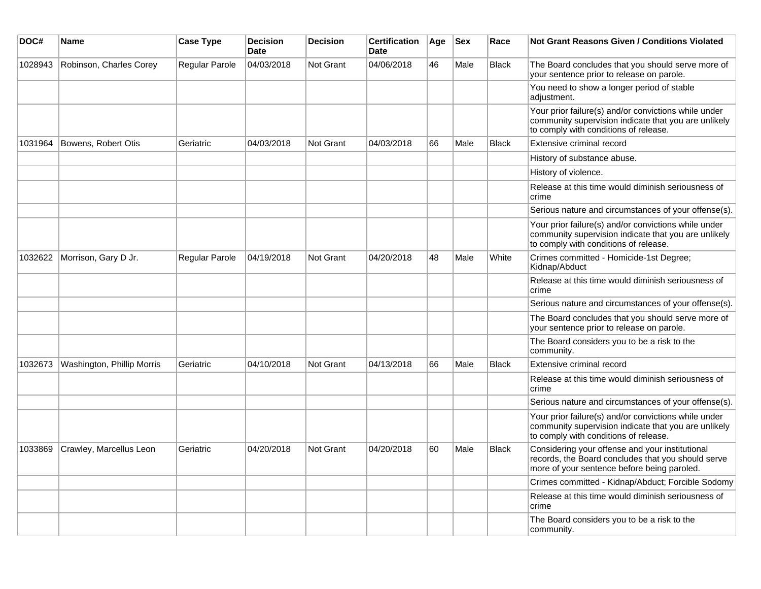| DOC# | Name | Case Type | Decision Date | Decision | Certification Date | Age | Sex | Race | Not Grant Reasons Given / Conditions Violated |
|---|---|---|---|---|---|---|---|---|---|
| 1028943 | Robinson, Charles Corey | Regular Parole | 04/03/2018 | Not Grant | 04/06/2018 | 46 | Male | Black | The Board concludes that you should serve more of your sentence prior to release on parole. |
| | | | | | | | | | You need to show a longer period of stable adjustment. |
| | | | | | | | | | Your prior failure(s) and/or convictions while under community supervision indicate that you are unlikely to comply with conditions of release. |
| 1031964 | Bowens, Robert Otis | Geriatric | 04/03/2018 | Not Grant | 04/03/2018 | 66 | Male | Black | Extensive criminal record |
| | | | | | | | | | History of substance abuse. |
| | | | | | | | | | History of violence. |
| | | | | | | | | | Release at this time would diminish seriousness of crime |
| | | | | | | | | | Serious nature and circumstances of your offense(s). |
| | | | | | | | | | Your prior failure(s) and/or convictions while under community supervision indicate that you are unlikely to comply with conditions of release. |
| 1032622 | Morrison, Gary D Jr. | Regular Parole | 04/19/2018 | Not Grant | 04/20/2018 | 48 | Male | White | Crimes committed - Homicide-1st Degree; Kidnap/Abduct |
| | | | | | | | | | Release at this time would diminish seriousness of crime |
| | | | | | | | | | Serious nature and circumstances of your offense(s). |
| | | | | | | | | | The Board concludes that you should serve more of your sentence prior to release on parole. |
| | | | | | | | | | The Board considers you to be a risk to the community. |
| 1032673 | Washington, Phillip Morris | Geriatric | 04/10/2018 | Not Grant | 04/13/2018 | 66 | Male | Black | Extensive criminal record |
| | | | | | | | | | Release at this time would diminish seriousness of crime |
| | | | | | | | | | Serious nature and circumstances of your offense(s). |
| | | | | | | | | | Your prior failure(s) and/or convictions while under community supervision indicate that you are unlikely to comply with conditions of release. |
| 1033869 | Crawley, Marcellus Leon | Geriatric | 04/20/2018 | Not Grant | 04/20/2018 | 60 | Male | Black | Considering your offense and your institutional records, the Board concludes that you should serve more of your sentence before being paroled. |
| | | | | | | | | | Crimes committed - Kidnap/Abduct; Forcible Sodomy |
| | | | | | | | | | Release at this time would diminish seriousness of crime |
| | | | | | | | | | The Board considers you to be a risk to the community. |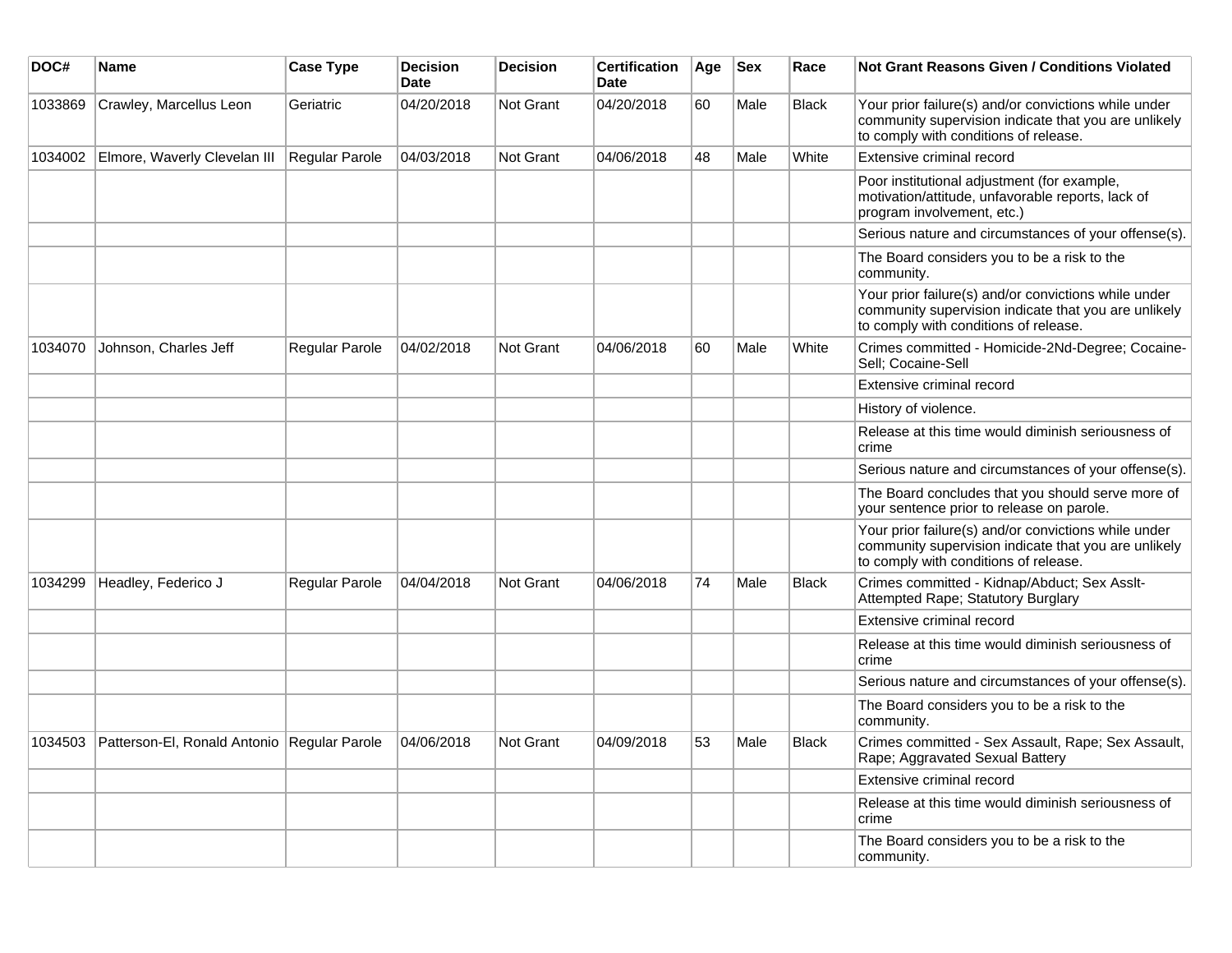| DOC# | Name | Case Type | Decision Date | Decision | Certification Date | Age | Sex | Race | Not Grant Reasons Given / Conditions Violated |
|---|---|---|---|---|---|---|---|---|---|
| 1033869 | Crawley, Marcellus Leon | Geriatric | 04/20/2018 | Not Grant | 04/20/2018 | 60 | Male | Black | Your prior failure(s) and/or convictions while under community supervision indicate that you are unlikely to comply with conditions of release. |
| 1034002 | Elmore, Waverly Clevelan III | Regular Parole | 04/03/2018 | Not Grant | 04/06/2018 | 48 | Male | White | Extensive criminal record |
| | | | | | | | | | Poor institutional adjustment (for example, motivation/attitude, unfavorable reports, lack of program involvement, etc.) |
| | | | | | | | | | Serious nature and circumstances of your offense(s). |
| | | | | | | | | | The Board considers you to be a risk to the community. |
| | | | | | | | | | Your prior failure(s) and/or convictions while under community supervision indicate that you are unlikely to comply with conditions of release. |
| 1034070 | Johnson, Charles Jeff | Regular Parole | 04/02/2018 | Not Grant | 04/06/2018 | 60 | Male | White | Crimes committed - Homicide-2Nd-Degree; Cocaine-Sell; Cocaine-Sell |
| | | | | | | | | | Extensive criminal record |
| | | | | | | | | | History of violence. |
| | | | | | | | | | Release at this time would diminish seriousness of crime |
| | | | | | | | | | Serious nature and circumstances of your offense(s). |
| | | | | | | | | | The Board concludes that you should serve more of your sentence prior to release on parole. |
| | | | | | | | | | Your prior failure(s) and/or convictions while under community supervision indicate that you are unlikely to comply with conditions of release. |
| 1034299 | Headley, Federico J | Regular Parole | 04/04/2018 | Not Grant | 04/06/2018 | 74 | Male | Black | Crimes committed - Kidnap/Abduct; Sex Asslt-Attempted Rape; Statutory Burglary |
| | | | | | | | | | Extensive criminal record |
| | | | | | | | | | Release at this time would diminish seriousness of crime |
| | | | | | | | | | Serious nature and circumstances of your offense(s). |
| | | | | | | | | | The Board considers you to be a risk to the community. |
| 1034503 | Patterson-El, Ronald Antonio | Regular Parole | 04/06/2018 | Not Grant | 04/09/2018 | 53 | Male | Black | Crimes committed - Sex Assault, Rape; Sex Assault, Rape; Aggravated Sexual Battery |
| | | | | | | | | | Extensive criminal record |
| | | | | | | | | | Release at this time would diminish seriousness of crime |
| | | | | | | | | | The Board considers you to be a risk to the community. |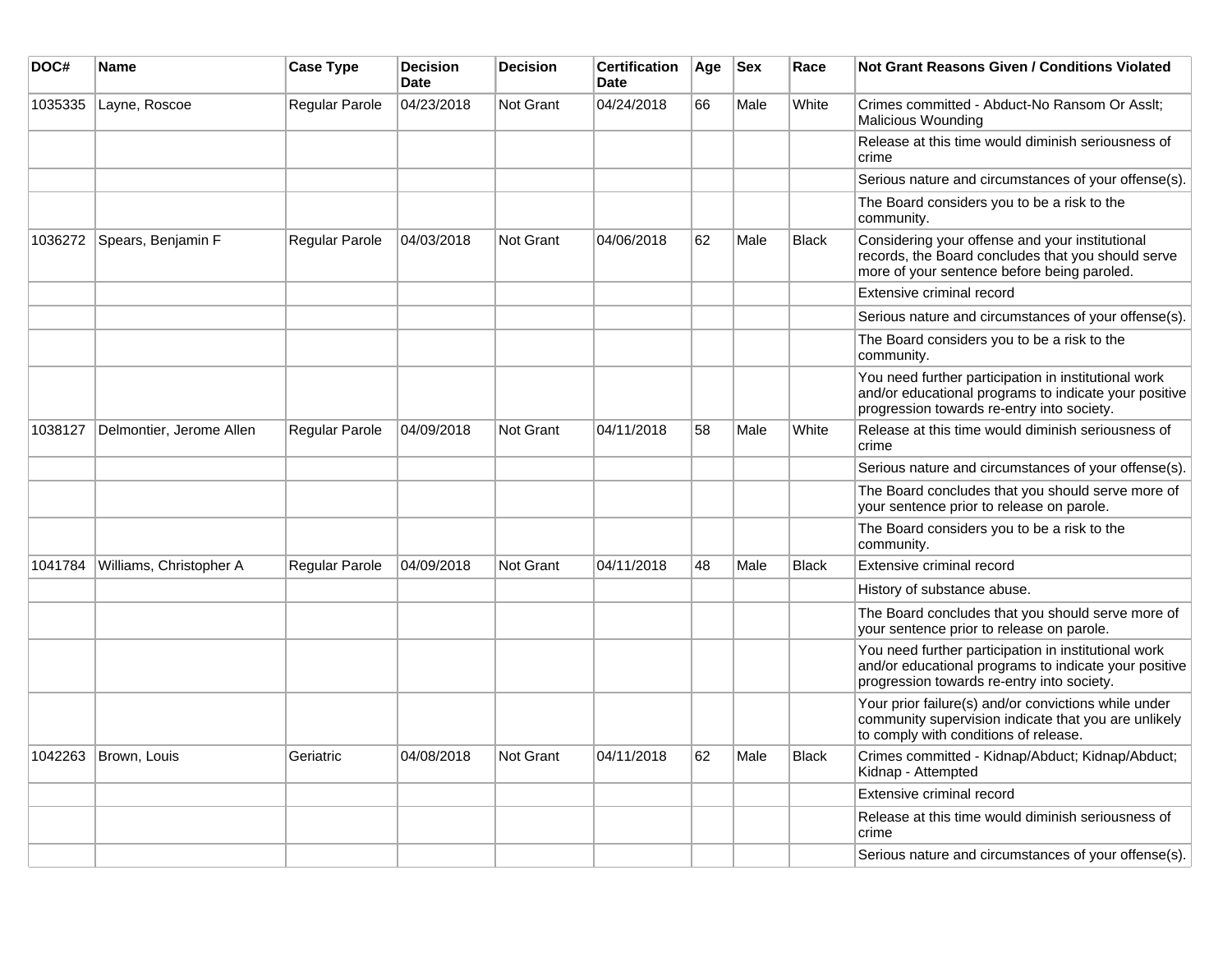| DOC# | Name | Case Type | Decision Date | Decision | Certification Date | Age | Sex | Race | Not Grant Reasons Given / Conditions Violated |
|---|---|---|---|---|---|---|---|---|---|
| 1035335 | Layne, Roscoe | Regular Parole | 04/23/2018 | Not Grant | 04/24/2018 | 66 | Male | White | Crimes committed - Abduct-No Ransom Or Asslt; Malicious Wounding |
| | | | | | | | | | Release at this time would diminish seriousness of crime |
| | | | | | | | | | Serious nature and circumstances of your offense(s). |
| | | | | | | | | | The Board considers you to be a risk to the community. |
| 1036272 | Spears, Benjamin F | Regular Parole | 04/03/2018 | Not Grant | 04/06/2018 | 62 | Male | Black | Considering your offense and your institutional records, the Board concludes that you should serve more of your sentence before being paroled. |
| | | | | | | | | | Extensive criminal record |
| | | | | | | | | | Serious nature and circumstances of your offense(s). |
| | | | | | | | | | The Board considers you to be a risk to the community. |
| | | | | | | | | | You need further participation in institutional work and/or educational programs to indicate your positive progression towards re-entry into society. |
| 1038127 | Delmontier, Jerome Allen | Regular Parole | 04/09/2018 | Not Grant | 04/11/2018 | 58 | Male | White | Release at this time would diminish seriousness of crime |
| | | | | | | | | | Serious nature and circumstances of your offense(s). |
| | | | | | | | | | The Board concludes that you should serve more of your sentence prior to release on parole. |
| | | | | | | | | | The Board considers you to be a risk to the community. |
| 1041784 | Williams, Christopher A | Regular Parole | 04/09/2018 | Not Grant | 04/11/2018 | 48 | Male | Black | Extensive criminal record |
| | | | | | | | | | History of substance abuse. |
| | | | | | | | | | The Board concludes that you should serve more of your sentence prior to release on parole. |
| | | | | | | | | | You need further participation in institutional work and/or educational programs to indicate your positive progression towards re-entry into society. |
| | | | | | | | | | Your prior failure(s) and/or convictions while under community supervision indicate that you are unlikely to comply with conditions of release. |
| 1042263 | Brown, Louis | Geriatric | 04/08/2018 | Not Grant | 04/11/2018 | 62 | Male | Black | Crimes committed - Kidnap/Abduct; Kidnap/Abduct; Kidnap - Attempted |
| | | | | | | | | | Extensive criminal record |
| | | | | | | | | | Release at this time would diminish seriousness of crime |
| | | | | | | | | | Serious nature and circumstances of your offense(s). |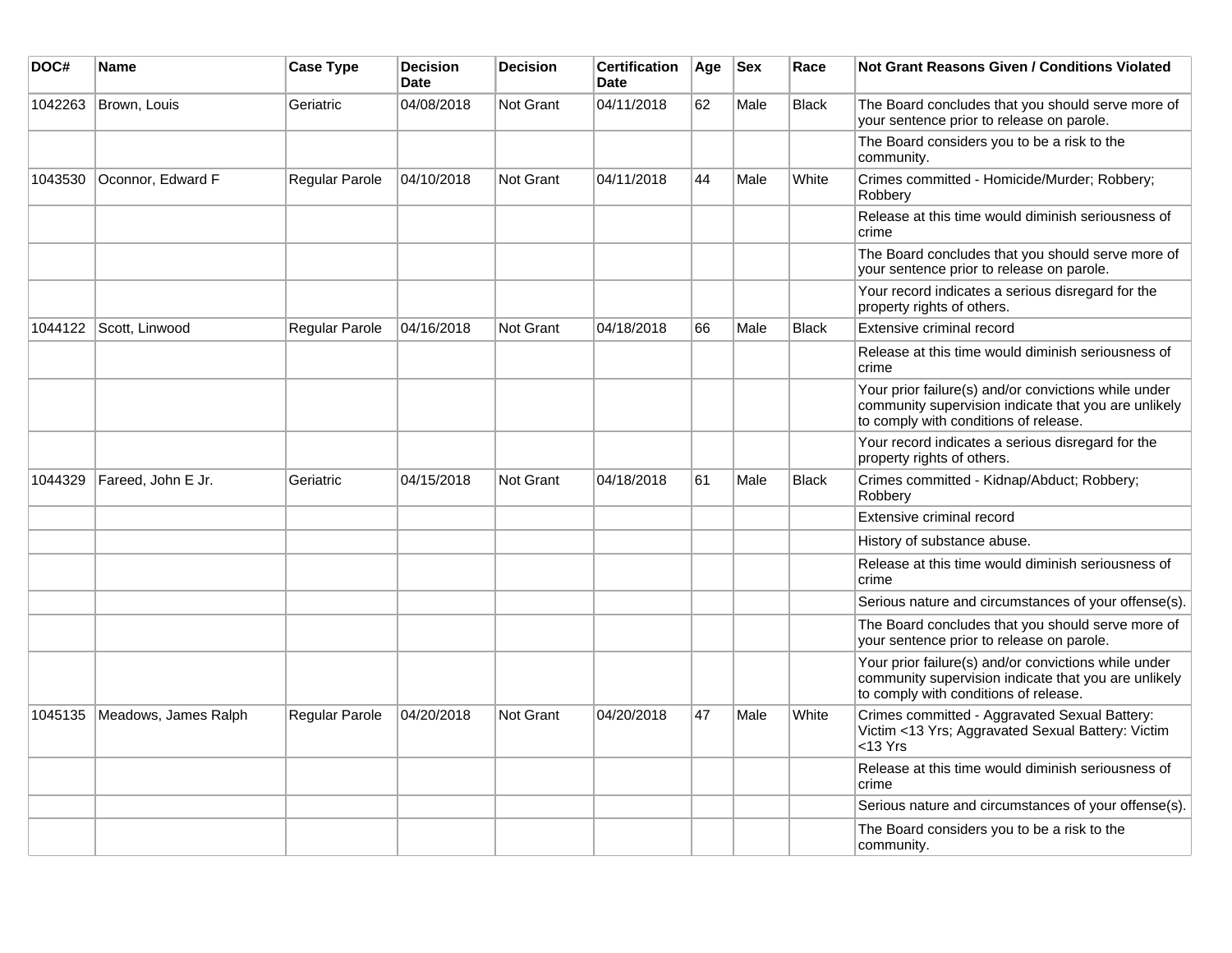| DOC# | Name | Case Type | Decision Date | Decision | Certification Date | Age | Sex | Race | Not Grant Reasons Given / Conditions Violated |
|---|---|---|---|---|---|---|---|---|---|
| 1042263 | Brown, Louis | Geriatric | 04/08/2018 | Not Grant | 04/11/2018 | 62 | Male | Black | The Board concludes that you should serve more of your sentence prior to release on parole. |
| | | | | | | | | | The Board considers you to be a risk to the community. |
| 1043530 | Oconnor, Edward F | Regular Parole | 04/10/2018 | Not Grant | 04/11/2018 | 44 | Male | White | Crimes committed - Homicide/Murder; Robbery; Robbery |
| | | | | | | | | | Release at this time would diminish seriousness of crime |
| | | | | | | | | | The Board concludes that you should serve more of your sentence prior to release on parole. |
| | | | | | | | | | Your record indicates a serious disregard for the property rights of others. |
| 1044122 | Scott, Linwood | Regular Parole | 04/16/2018 | Not Grant | 04/18/2018 | 66 | Male | Black | Extensive criminal record |
| | | | | | | | | | Release at this time would diminish seriousness of crime |
| | | | | | | | | | Your prior failure(s) and/or convictions while under community supervision indicate that you are unlikely to comply with conditions of release. |
| | | | | | | | | | Your record indicates a serious disregard for the property rights of others. |
| 1044329 | Fareed, John E Jr. | Geriatric | 04/15/2018 | Not Grant | 04/18/2018 | 61 | Male | Black | Crimes committed - Kidnap/Abduct; Robbery; Robbery |
| | | | | | | | | | Extensive criminal record |
| | | | | | | | | | History of substance abuse. |
| | | | | | | | | | Release at this time would diminish seriousness of crime |
| | | | | | | | | | Serious nature and circumstances of your offense(s). |
| | | | | | | | | | The Board concludes that you should serve more of your sentence prior to release on parole. |
| | | | | | | | | | Your prior failure(s) and/or convictions while under community supervision indicate that you are unlikely to comply with conditions of release. |
| 1045135 | Meadows, James Ralph | Regular Parole | 04/20/2018 | Not Grant | 04/20/2018 | 47 | Male | White | Crimes committed - Aggravated Sexual Battery: Victim <13 Yrs; Aggravated Sexual Battery: Victim <13 Yrs |
| | | | | | | | | | Release at this time would diminish seriousness of crime |
| | | | | | | | | | Serious nature and circumstances of your offense(s). |
| | | | | | | | | | The Board considers you to be a risk to the community. |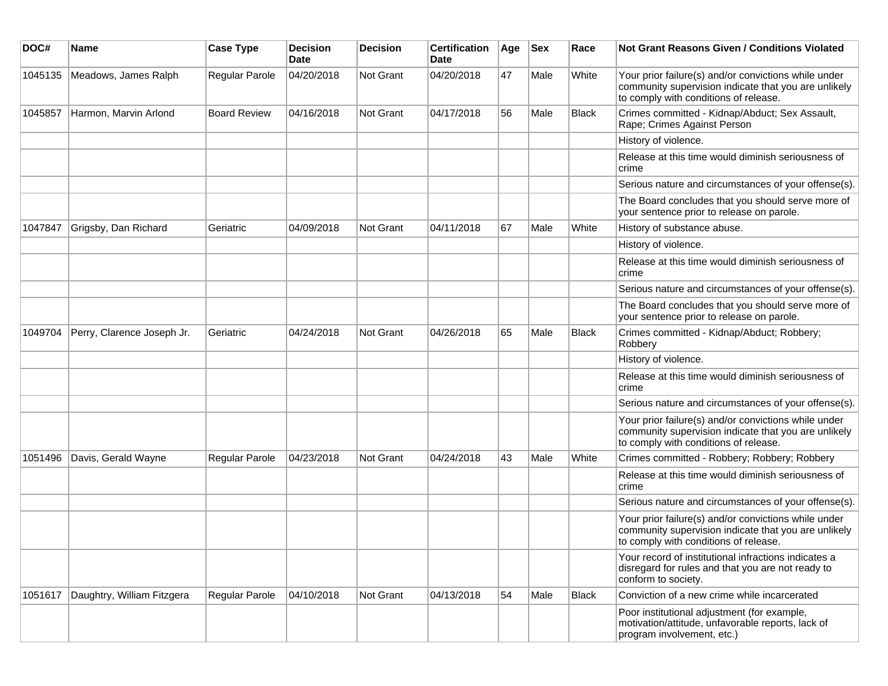| DOC# | Name | Case Type | Decision Date | Decision | Certification Date | Age | Sex | Race | Not Grant Reasons Given / Conditions Violated |
|---|---|---|---|---|---|---|---|---|---|
| 1045135 | Meadows, James Ralph | Regular Parole | 04/20/2018 | Not Grant | 04/20/2018 | 47 | Male | White | Your prior failure(s) and/or convictions while under community supervision indicate that you are unlikely to comply with conditions of release. |
| 1045857 | Harmon, Marvin Arlond | Board Review | 04/16/2018 | Not Grant | 04/17/2018 | 56 | Male | Black | Crimes committed - Kidnap/Abduct; Sex Assault, Rape; Crimes Against Person |
| | | | | | | | | | History of violence. |
| | | | | | | | | | Release at this time would diminish seriousness of crime |
| | | | | | | | | | Serious nature and circumstances of your offense(s). |
| | | | | | | | | | The Board concludes that you should serve more of your sentence prior to release on parole. |
| 1047847 | Grigsby, Dan Richard | Geriatric | 04/09/2018 | Not Grant | 04/11/2018 | 67 | Male | White | History of substance abuse. |
| | | | | | | | | | History of violence. |
| | | | | | | | | | Release at this time would diminish seriousness of crime |
| | | | | | | | | | Serious nature and circumstances of your offense(s). |
| | | | | | | | | | The Board concludes that you should serve more of your sentence prior to release on parole. |
| 1049704 | Perry, Clarence Joseph Jr. | Geriatric | 04/24/2018 | Not Grant | 04/26/2018 | 65 | Male | Black | Crimes committed - Kidnap/Abduct; Robbery; Robbery |
| | | | | | | | | | History of violence. |
| | | | | | | | | | Release at this time would diminish seriousness of crime |
| | | | | | | | | | Serious nature and circumstances of your offense(s). |
| | | | | | | | | | Your prior failure(s) and/or convictions while under community supervision indicate that you are unlikely to comply with conditions of release. |
| 1051496 | Davis, Gerald Wayne | Regular Parole | 04/23/2018 | Not Grant | 04/24/2018 | 43 | Male | White | Crimes committed - Robbery; Robbery; Robbery |
| | | | | | | | | | Release at this time would diminish seriousness of crime |
| | | | | | | | | | Serious nature and circumstances of your offense(s). |
| | | | | | | | | | Your prior failure(s) and/or convictions while under community supervision indicate that you are unlikely to comply with conditions of release. |
| | | | | | | | | | Your record of institutional infractions indicates a disregard for rules and that you are not ready to conform to society. |
| 1051617 | Daughtry, William Fitzgera | Regular Parole | 04/10/2018 | Not Grant | 04/13/2018 | 54 | Male | Black | Conviction of a new crime while incarcerated |
| | | | | | | | | | Poor institutional adjustment (for example, motivation/attitude, unfavorable reports, lack of program involvement, etc.) |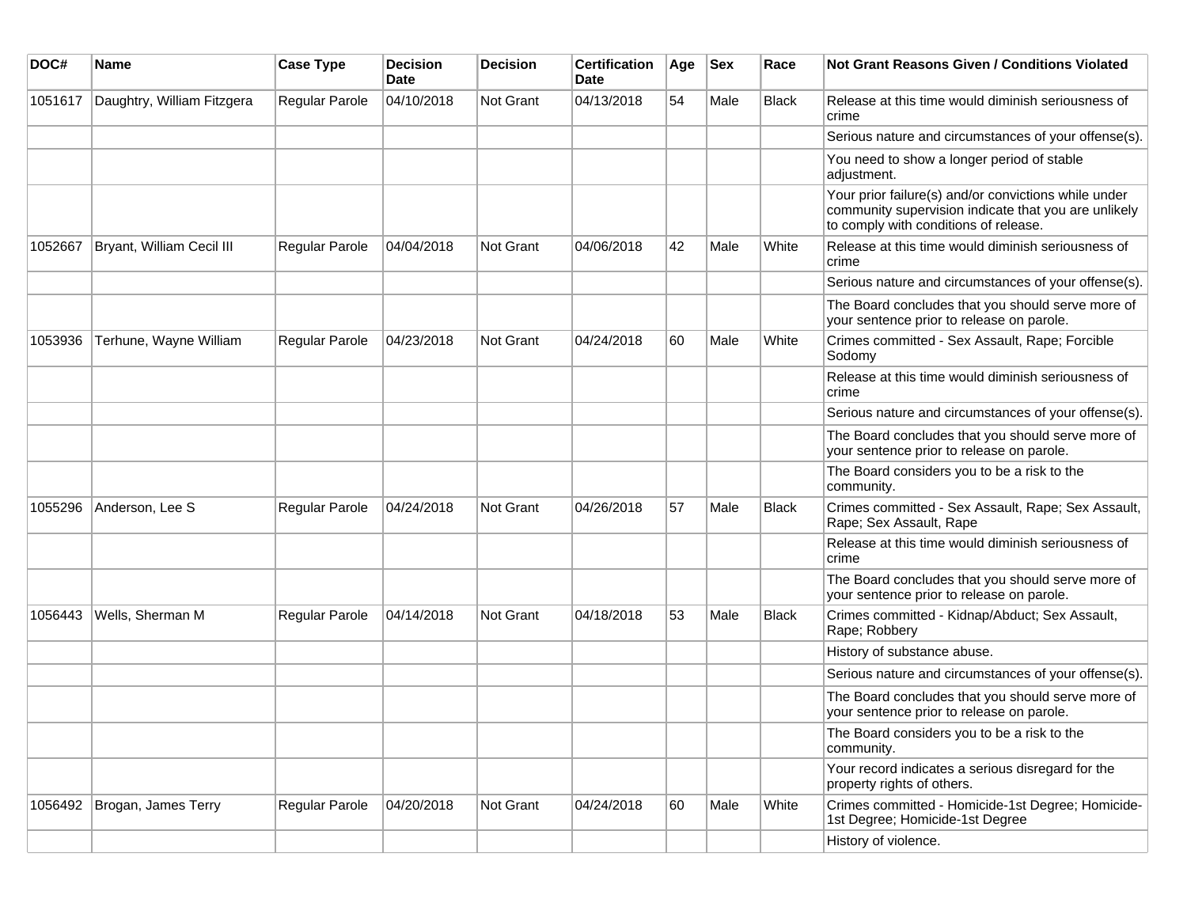| DOC# | Name | Case Type | Decision Date | Decision | Certification Date | Age | Sex | Race | Not Grant Reasons Given / Conditions Violated |
|---|---|---|---|---|---|---|---|---|---|
| 1051617 | Daughtry, William Fitzgera | Regular Parole | 04/10/2018 | Not Grant | 04/13/2018 | 54 | Male | Black | Release at this time would diminish seriousness of crime |
| | | | | | | | | | Serious nature and circumstances of your offense(s). |
| | | | | | | | | | You need to show a longer period of stable adjustment. |
| | | | | | | | | | Your prior failure(s) and/or convictions while under community supervision indicate that you are unlikely to comply with conditions of release. |
| 1052667 | Bryant, William Cecil III | Regular Parole | 04/04/2018 | Not Grant | 04/06/2018 | 42 | Male | White | Release at this time would diminish seriousness of crime |
| | | | | | | | | | Serious nature and circumstances of your offense(s). |
| | | | | | | | | | The Board concludes that you should serve more of your sentence prior to release on parole. |
| 1053936 | Terhune, Wayne William | Regular Parole | 04/23/2018 | Not Grant | 04/24/2018 | 60 | Male | White | Crimes committed - Sex Assault, Rape; Forcible Sodomy |
| | | | | | | | | | Release at this time would diminish seriousness of crime |
| | | | | | | | | | Serious nature and circumstances of your offense(s). |
| | | | | | | | | | The Board concludes that you should serve more of your sentence prior to release on parole. |
| | | | | | | | | | The Board considers you to be a risk to the community. |
| 1055296 | Anderson, Lee S | Regular Parole | 04/24/2018 | Not Grant | 04/26/2018 | 57 | Male | Black | Crimes committed - Sex Assault, Rape; Sex Assault, Rape; Sex Assault, Rape |
| | | | | | | | | | Release at this time would diminish seriousness of crime |
| | | | | | | | | | The Board concludes that you should serve more of your sentence prior to release on parole. |
| 1056443 | Wells, Sherman M | Regular Parole | 04/14/2018 | Not Grant | 04/18/2018 | 53 | Male | Black | Crimes committed - Kidnap/Abduct; Sex Assault, Rape; Robbery |
| | | | | | | | | | History of substance abuse. |
| | | | | | | | | | Serious nature and circumstances of your offense(s). |
| | | | | | | | | | The Board concludes that you should serve more of your sentence prior to release on parole. |
| | | | | | | | | | The Board considers you to be a risk to the community. |
| | | | | | | | | | Your record indicates a serious disregard for the property rights of others. |
| 1056492 | Brogan, James Terry | Regular Parole | 04/20/2018 | Not Grant | 04/24/2018 | 60 | Male | White | Crimes committed - Homicide-1st Degree; Homicide-1st Degree; Homicide-1st Degree |
| | | | | | | | | | History of violence. |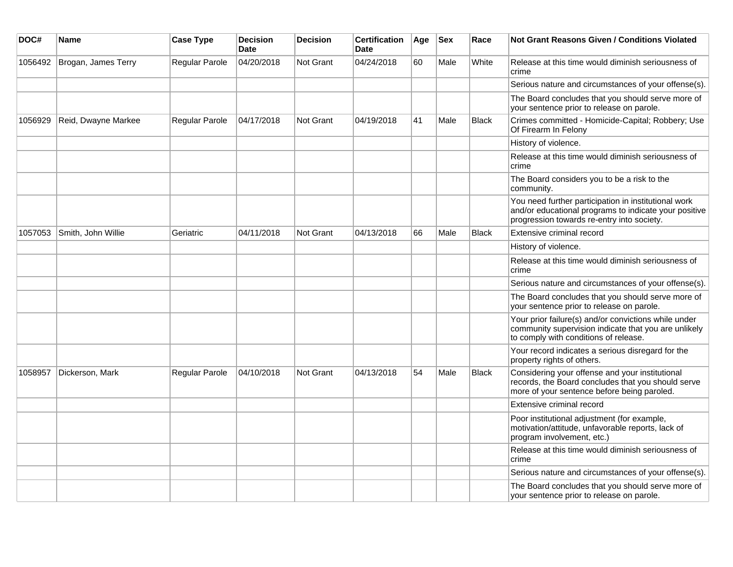| DOC# | Name | Case Type | Decision Date | Decision | Certification Date | Age | Sex | Race | Not Grant Reasons Given / Conditions Violated |
|---|---|---|---|---|---|---|---|---|---|
| 1056492 | Brogan, James Terry | Regular Parole | 04/20/2018 | Not Grant | 04/24/2018 | 60 | Male | White | Release at this time would diminish seriousness of crime |
| | | | | | | | | | Serious nature and circumstances of your offense(s). |
| | | | | | | | | | The Board concludes that you should serve more of your sentence prior to release on parole. |
| 1056929 | Reid, Dwayne Markee | Regular Parole | 04/17/2018 | Not Grant | 04/19/2018 | 41 | Male | Black | Crimes committed - Homicide-Capital; Robbery; Use Of Firearm In Felony |
| | | | | | | | | | History of violence. |
| | | | | | | | | | Release at this time would diminish seriousness of crime |
| | | | | | | | | | The Board considers you to be a risk to the community. |
| | | | | | | | | | You need further participation in institutional work and/or educational programs to indicate your positive progression towards re-entry into society. |
| 1057053 | Smith, John Willie | Geriatric | 04/11/2018 | Not Grant | 04/13/2018 | 66 | Male | Black | Extensive criminal record |
| | | | | | | | | | History of violence. |
| | | | | | | | | | Release at this time would diminish seriousness of crime |
| | | | | | | | | | Serious nature and circumstances of your offense(s). |
| | | | | | | | | | The Board concludes that you should serve more of your sentence prior to release on parole. |
| | | | | | | | | | Your prior failure(s) and/or convictions while under community supervision indicate that you are unlikely to comply with conditions of release. |
| | | | | | | | | | Your record indicates a serious disregard for the property rights of others. |
| 1058957 | Dickerson, Mark | Regular Parole | 04/10/2018 | Not Grant | 04/13/2018 | 54 | Male | Black | Considering your offense and your institutional records, the Board concludes that you should serve more of your sentence before being paroled. |
| | | | | | | | | | Extensive criminal record |
| | | | | | | | | | Poor institutional adjustment (for example, motivation/attitude, unfavorable reports, lack of program involvement, etc.) |
| | | | | | | | | | Release at this time would diminish seriousness of crime |
| | | | | | | | | | Serious nature and circumstances of your offense(s). |
| | | | | | | | | | The Board concludes that you should serve more of your sentence prior to release on parole. |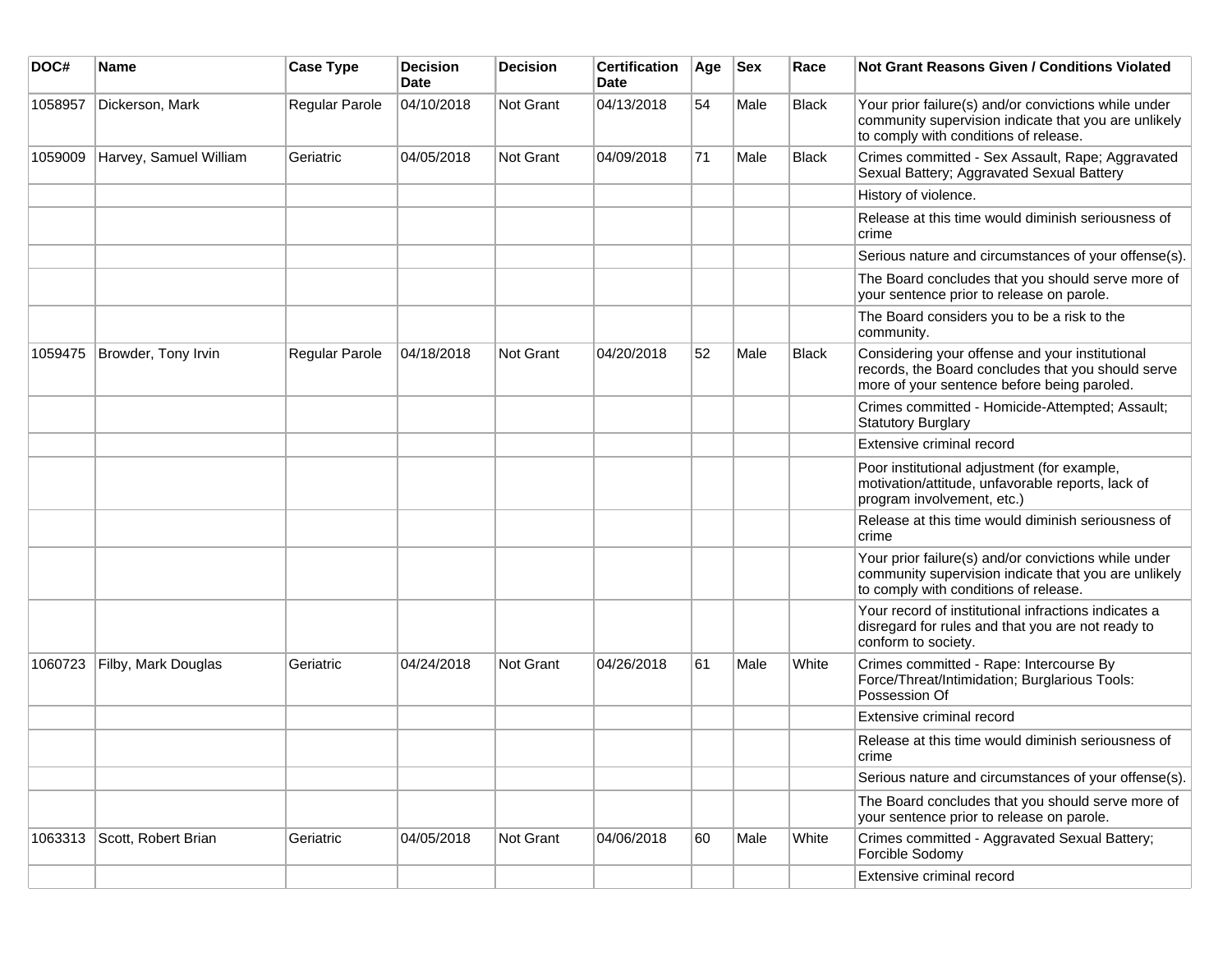| DOC# | Name | Case Type | Decision Date | Decision | Certification Date | Age | Sex | Race | Not Grant Reasons Given / Conditions Violated |
| --- | --- | --- | --- | --- | --- | --- | --- | --- | --- |
| 1058957 | Dickerson, Mark | Regular Parole | 04/10/2018 | Not Grant | 04/13/2018 | 54 | Male | Black | Your prior failure(s) and/or convictions while under community supervision indicate that you are unlikely to comply with conditions of release. |
| 1059009 | Harvey, Samuel William | Geriatric | 04/05/2018 | Not Grant | 04/09/2018 | 71 | Male | Black | Crimes committed - Sex Assault, Rape; Aggravated Sexual Battery; Aggravated Sexual Battery |
| | | | | | | | | | History of violence. |
| | | | | | | | | | Release at this time would diminish seriousness of crime |
| | | | | | | | | | Serious nature and circumstances of your offense(s). |
| | | | | | | | | | The Board concludes that you should serve more of your sentence prior to release on parole. |
| | | | | | | | | | The Board considers you to be a risk to the community. |
| 1059475 | Browder, Tony Irvin | Regular Parole | 04/18/2018 | Not Grant | 04/20/2018 | 52 | Male | Black | Considering your offense and your institutional records, the Board concludes that you should serve more of your sentence before being paroled. |
| | | | | | | | | | Crimes committed - Homicide-Attempted; Assault; Statutory Burglary |
| | | | | | | | | | Extensive criminal record |
| | | | | | | | | | Poor institutional adjustment (for example, motivation/attitude, unfavorable reports, lack of program involvement, etc.) |
| | | | | | | | | | Release at this time would diminish seriousness of crime |
| | | | | | | | | | Your prior failure(s) and/or convictions while under community supervision indicate that you are unlikely to comply with conditions of release. |
| | | | | | | | | | Your record of institutional infractions indicates a disregard for rules and that you are not ready to conform to society. |
| 1060723 | Filby, Mark Douglas | Geriatric | 04/24/2018 | Not Grant | 04/26/2018 | 61 | Male | White | Crimes committed - Rape: Intercourse By Force/Threat/Intimidation; Burglarious Tools: Possession Of |
| | | | | | | | | | Extensive criminal record |
| | | | | | | | | | Release at this time would diminish seriousness of crime |
| | | | | | | | | | Serious nature and circumstances of your offense(s). |
| | | | | | | | | | The Board concludes that you should serve more of your sentence prior to release on parole. |
| 1063313 | Scott, Robert Brian | Geriatric | 04/05/2018 | Not Grant | 04/06/2018 | 60 | Male | White | Crimes committed - Aggravated Sexual Battery; Forcible Sodomy |
| | | | | | | | | | Extensive criminal record |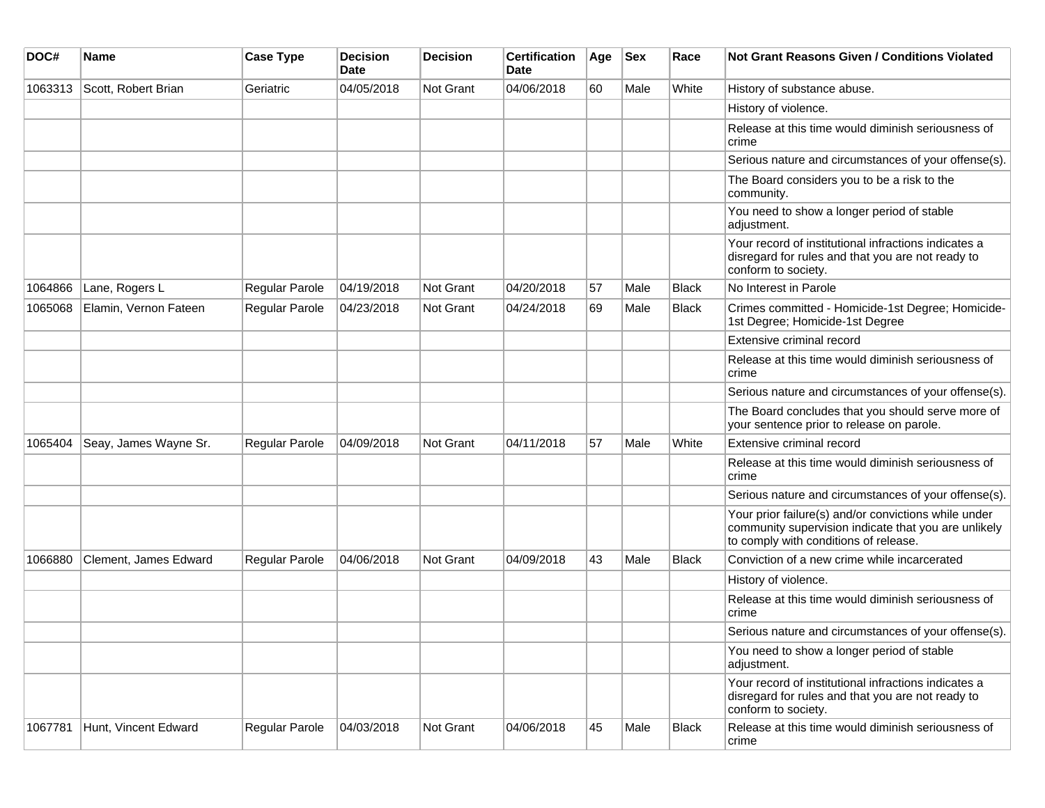| DOC# | Name | Case Type | Decision Date | Decision | Certification Date | Age | Sex | Race | Not Grant Reasons Given / Conditions Violated |
| --- | --- | --- | --- | --- | --- | --- | --- | --- | --- |
| 1063313 | Scott, Robert Brian | Geriatric | 04/05/2018 | Not Grant | 04/06/2018 | 60 | Male | White | History of substance abuse. |
| | | | | | | | | | History of violence. |
| | | | | | | | | | Release at this time would diminish seriousness of crime |
| | | | | | | | | | Serious nature and circumstances of your offense(s). |
| | | | | | | | | | The Board considers you to be a risk to the community. |
| | | | | | | | | | You need to show a longer period of stable adjustment. |
| | | | | | | | | | Your record of institutional infractions indicates a disregard for rules and that you are not ready to conform to society. |
| 1064866 | Lane, Rogers L | Regular Parole | 04/19/2018 | Not Grant | 04/20/2018 | 57 | Male | Black | No Interest in Parole |
| 1065068 | Elamin, Vernon Fateen | Regular Parole | 04/23/2018 | Not Grant | 04/24/2018 | 69 | Male | Black | Crimes committed - Homicide-1st Degree; Homicide-1st Degree; Homicide-1st Degree |
| | | | | | | | | | Extensive criminal record |
| | | | | | | | | | Release at this time would diminish seriousness of crime |
| | | | | | | | | | Serious nature and circumstances of your offense(s). |
| | | | | | | | | | The Board concludes that you should serve more of your sentence prior to release on parole. |
| 1065404 | Seay, James Wayne Sr. | Regular Parole | 04/09/2018 | Not Grant | 04/11/2018 | 57 | Male | White | Extensive criminal record |
| | | | | | | | | | Release at this time would diminish seriousness of crime |
| | | | | | | | | | Serious nature and circumstances of your offense(s). |
| | | | | | | | | | Your prior failure(s) and/or convictions while under community supervision indicate that you are unlikely to comply with conditions of release. |
| 1066880 | Clement, James Edward | Regular Parole | 04/06/2018 | Not Grant | 04/09/2018 | 43 | Male | Black | Conviction of a new crime while incarcerated |
| | | | | | | | | | History of violence. |
| | | | | | | | | | Release at this time would diminish seriousness of crime |
| | | | | | | | | | Serious nature and circumstances of your offense(s). |
| | | | | | | | | | You need to show a longer period of stable adjustment. |
| | | | | | | | | | Your record of institutional infractions indicates a disregard for rules and that you are not ready to conform to society. |
| 1067781 | Hunt, Vincent Edward | Regular Parole | 04/03/2018 | Not Grant | 04/06/2018 | 45 | Male | Black | Release at this time would diminish seriousness of crime |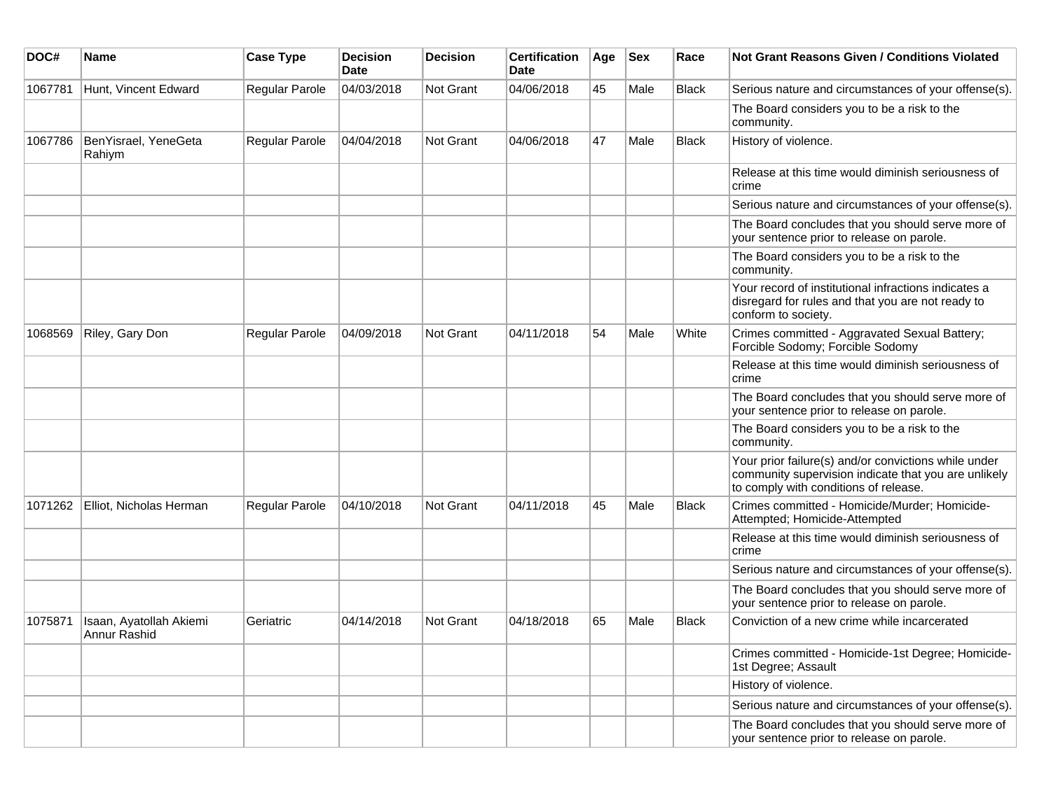| DOC# | Name | Case Type | Decision Date | Decision | Certification Date | Age | Sex | Race | Not Grant Reasons Given / Conditions Violated |
|---|---|---|---|---|---|---|---|---|---|
| 1067781 | Hunt, Vincent Edward | Regular Parole | 04/03/2018 | Not Grant | 04/06/2018 | 45 | Male | Black | Serious nature and circumstances of your offense(s). |
| | | | | | | | | | The Board considers you to be a risk to the community. |
| 1067786 | BenYisrael, YeneGeta Rahiym | Regular Parole | 04/04/2018 | Not Grant | 04/06/2018 | 47 | Male | Black | History of violence. |
| | | | | | | | | | Release at this time would diminish seriousness of crime |
| | | | | | | | | | Serious nature and circumstances of your offense(s). |
| | | | | | | | | | The Board concludes that you should serve more of your sentence prior to release on parole. |
| | | | | | | | | | The Board considers you to be a risk to the community. |
| | | | | | | | | | Your record of institutional infractions indicates a disregard for rules and that you are not ready to conform to society. |
| 1068569 | Riley, Gary Don | Regular Parole | 04/09/2018 | Not Grant | 04/11/2018 | 54 | Male | White | Crimes committed - Aggravated Sexual Battery; Forcible Sodomy; Forcible Sodomy |
| | | | | | | | | | Release at this time would diminish seriousness of crime |
| | | | | | | | | | The Board concludes that you should serve more of your sentence prior to release on parole. |
| | | | | | | | | | The Board considers you to be a risk to the community. |
| | | | | | | | | | Your prior failure(s) and/or convictions while under community supervision indicate that you are unlikely to comply with conditions of release. |
| 1071262 | Elliot, Nicholas Herman | Regular Parole | 04/10/2018 | Not Grant | 04/11/2018 | 45 | Male | Black | Crimes committed - Homicide/Murder; Homicide-Attempted; Homicide-Attempted |
| | | | | | | | | | Release at this time would diminish seriousness of crime |
| | | | | | | | | | Serious nature and circumstances of your offense(s). |
| | | | | | | | | | The Board concludes that you should serve more of your sentence prior to release on parole. |
| 1075871 | Isaan, Ayatollah Akiemi Annur Rashid | Geriatric | 04/14/2018 | Not Grant | 04/18/2018 | 65 | Male | Black | Conviction of a new crime while incarcerated |
| | | | | | | | | | Crimes committed - Homicide-1st Degree; Homicide-1st Degree; Assault |
| | | | | | | | | | History of violence. |
| | | | | | | | | | Serious nature and circumstances of your offense(s). |
| | | | | | | | | | The Board concludes that you should serve more of your sentence prior to release on parole. |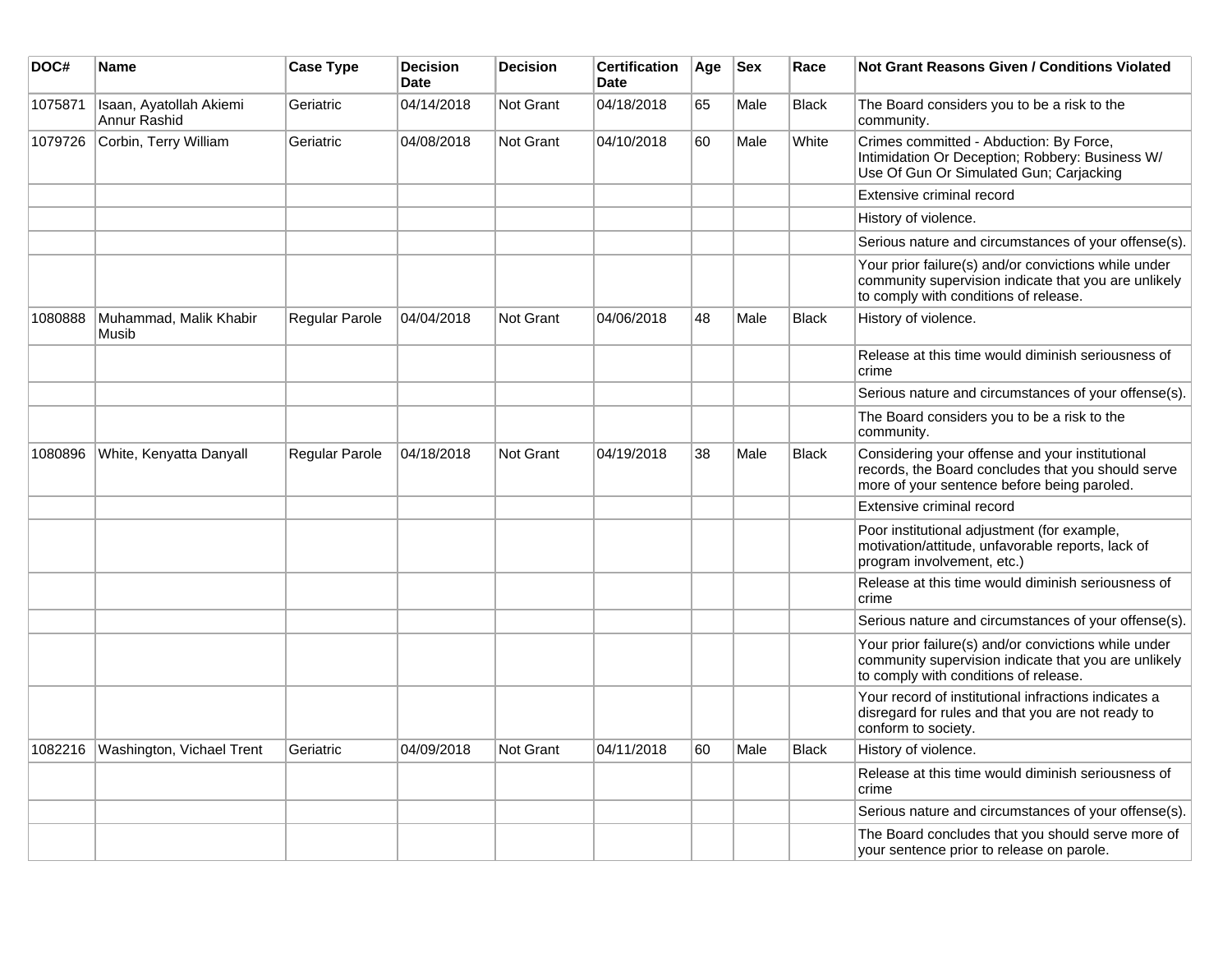| DOC# | Name | Case Type | Decision Date | Decision | Certification Date | Age | Sex | Race | Not Grant Reasons Given / Conditions Violated |
|---|---|---|---|---|---|---|---|---|---|
| 1075871 | Isaan, Ayatollah Akiemi Annur Rashid | Geriatric | 04/14/2018 | Not Grant | 04/18/2018 | 65 | Male | Black | The Board considers you to be a risk to the community. |
| 1079726 | Corbin, Terry William | Geriatric | 04/08/2018 | Not Grant | 04/10/2018 | 60 | Male | White | Crimes committed - Abduction: By Force, Intimidation Or Deception; Robbery: Business W/ Use Of Gun Or Simulated Gun; Carjacking |
| | | | | | | | | | Extensive criminal record |
| | | | | | | | | | History of violence. |
| | | | | | | | | | Serious nature and circumstances of your offense(s). |
| | | | | | | | | | Your prior failure(s) and/or convictions while under community supervision indicate that you are unlikely to comply with conditions of release. |
| 1080888 | Muhammad, Malik Khabir Musib | Regular Parole | 04/04/2018 | Not Grant | 04/06/2018 | 48 | Male | Black | History of violence. |
| | | | | | | | | | Release at this time would diminish seriousness of crime |
| | | | | | | | | | Serious nature and circumstances of your offense(s). |
| | | | | | | | | | The Board considers you to be a risk to the community. |
| 1080896 | White, Kenyatta Danyall | Regular Parole | 04/18/2018 | Not Grant | 04/19/2018 | 38 | Male | Black | Considering your offense and your institutional records, the Board concludes that you should serve more of your sentence before being paroled. |
| | | | | | | | | | Extensive criminal record |
| | | | | | | | | | Poor institutional adjustment (for example, motivation/attitude, unfavorable reports, lack of program involvement, etc.) |
| | | | | | | | | | Release at this time would diminish seriousness of crime |
| | | | | | | | | | Serious nature and circumstances of your offense(s). |
| | | | | | | | | | Your prior failure(s) and/or convictions while under community supervision indicate that you are unlikely to comply with conditions of release. |
| | | | | | | | | | Your record of institutional infractions indicates a disregard for rules and that you are not ready to conform to society. |
| 1082216 | Washington, Vichael Trent | Geriatric | 04/09/2018 | Not Grant | 04/11/2018 | 60 | Male | Black | History of violence. |
| | | | | | | | | | Release at this time would diminish seriousness of crime |
| | | | | | | | | | Serious nature and circumstances of your offense(s). |
| | | | | | | | | | The Board concludes that you should serve more of your sentence prior to release on parole. |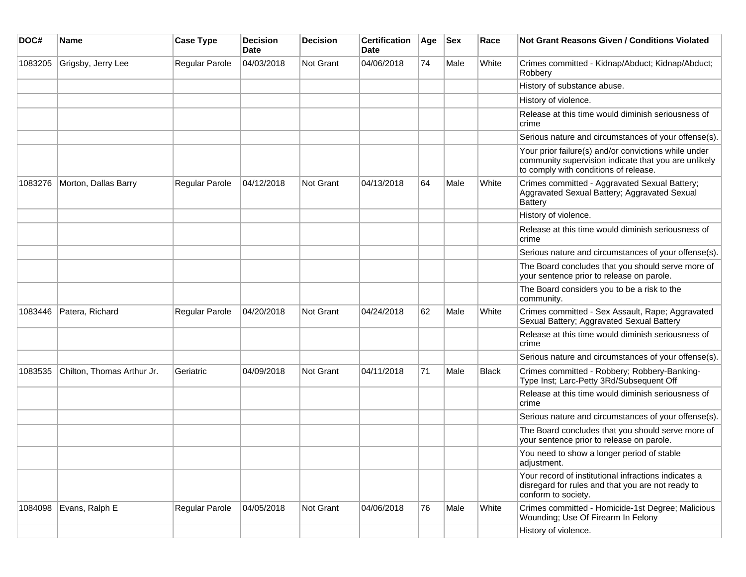| DOC# | Name | Case Type | Decision Date | Decision | Certification Date | Age | Sex | Race | Not Grant Reasons Given / Conditions Violated |
|---|---|---|---|---|---|---|---|---|---|
| 1083205 | Grigsby, Jerry Lee | Regular Parole | 04/03/2018 | Not Grant | 04/06/2018 | 74 | Male | White | Crimes committed - Kidnap/Abduct; Kidnap/Abduct; Robbery |
| | | | | | | | | | History of substance abuse. |
| | | | | | | | | | History of violence. |
| | | | | | | | | | Release at this time would diminish seriousness of crime |
| | | | | | | | | | Serious nature and circumstances of your offense(s). |
| | | | | | | | | | Your prior failure(s) and/or convictions while under community supervision indicate that you are unlikely to comply with conditions of release. |
| 1083276 | Morton, Dallas Barry | Regular Parole | 04/12/2018 | Not Grant | 04/13/2018 | 64 | Male | White | Crimes committed - Aggravated Sexual Battery; Aggravated Sexual Battery; Aggravated Sexual Battery |
| | | | | | | | | | History of violence. |
| | | | | | | | | | Release at this time would diminish seriousness of crime |
| | | | | | | | | | Serious nature and circumstances of your offense(s). |
| | | | | | | | | | The Board concludes that you should serve more of your sentence prior to release on parole. |
| | | | | | | | | | The Board considers you to be a risk to the community. |
| 1083446 | Patera, Richard | Regular Parole | 04/20/2018 | Not Grant | 04/24/2018 | 62 | Male | White | Crimes committed - Sex Assault, Rape; Aggravated Sexual Battery; Aggravated Sexual Battery |
| | | | | | | | | | Release at this time would diminish seriousness of crime |
| | | | | | | | | | Serious nature and circumstances of your offense(s). |
| 1083535 | Chilton, Thomas Arthur Jr. | Geriatric | 04/09/2018 | Not Grant | 04/11/2018 | 71 | Male | Black | Crimes committed - Robbery; Robbery-Banking-Type Inst; Larc-Petty 3Rd/Subsequent Off |
| | | | | | | | | | Release at this time would diminish seriousness of crime |
| | | | | | | | | | Serious nature and circumstances of your offense(s). |
| | | | | | | | | | The Board concludes that you should serve more of your sentence prior to release on parole. |
| | | | | | | | | | You need to show a longer period of stable adjustment. |
| | | | | | | | | | Your record of institutional infractions indicates a disregard for rules and that you are not ready to conform to society. |
| 1084098 | Evans, Ralph E | Regular Parole | 04/05/2018 | Not Grant | 04/06/2018 | 76 | Male | White | Crimes committed - Homicide-1st Degree; Malicious Wounding; Use Of Firearm In Felony |
| | | | | | | | | | History of violence. |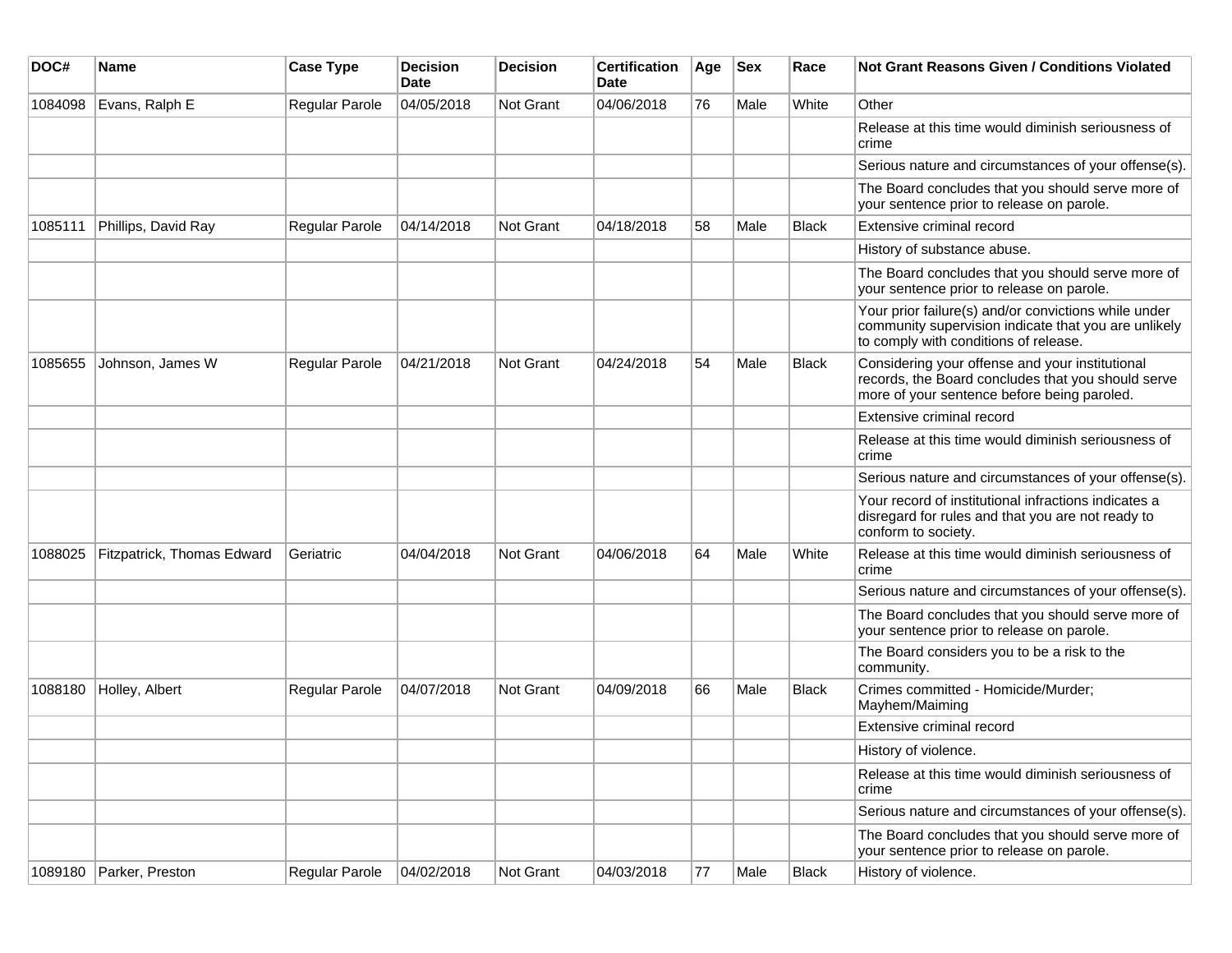| DOC# | Name | Case Type | Decision Date | Decision | Certification Date | Age | Sex | Race | Not Grant Reasons Given / Conditions Violated |
|---|---|---|---|---|---|---|---|---|---|
| 1084098 | Evans, Ralph E | Regular Parole | 04/05/2018 | Not Grant | 04/06/2018 | 76 | Male | White | Other |
| | | | | | | | | | Release at this time would diminish seriousness of crime |
| | | | | | | | | | Serious nature and circumstances of your offense(s). |
| | | | | | | | | | The Board concludes that you should serve more of your sentence prior to release on parole. |
| 1085111 | Phillips, David Ray | Regular Parole | 04/14/2018 | Not Grant | 04/18/2018 | 58 | Male | Black | Extensive criminal record |
| | | | | | | | | | History of substance abuse. |
| | | | | | | | | | The Board concludes that you should serve more of your sentence prior to release on parole. |
| | | | | | | | | | Your prior failure(s) and/or convictions while under community supervision indicate that you are unlikely to comply with conditions of release. |
| 1085655 | Johnson, James W | Regular Parole | 04/21/2018 | Not Grant | 04/24/2018 | 54 | Male | Black | Considering your offense and your institutional records, the Board concludes that you should serve more of your sentence before being paroled. |
| | | | | | | | | | Extensive criminal record |
| | | | | | | | | | Release at this time would diminish seriousness of crime |
| | | | | | | | | | Serious nature and circumstances of your offense(s). |
| | | | | | | | | | Your record of institutional infractions indicates a disregard for rules and that you are not ready to conform to society. |
| 1088025 | Fitzpatrick, Thomas Edward | Geriatric | 04/04/2018 | Not Grant | 04/06/2018 | 64 | Male | White | Release at this time would diminish seriousness of crime |
| | | | | | | | | | Serious nature and circumstances of your offense(s). |
| | | | | | | | | | The Board concludes that you should serve more of your sentence prior to release on parole. |
| | | | | | | | | | The Board considers you to be a risk to the community. |
| 1088180 | Holley, Albert | Regular Parole | 04/07/2018 | Not Grant | 04/09/2018 | 66 | Male | Black | Crimes committed - Homicide/Murder; Mayhem/Maiming |
| | | | | | | | | | Extensive criminal record |
| | | | | | | | | | History of violence. |
| | | | | | | | | | Release at this time would diminish seriousness of crime |
| | | | | | | | | | Serious nature and circumstances of your offense(s). |
| | | | | | | | | | The Board concludes that you should serve more of your sentence prior to release on parole. |
| 1089180 | Parker, Preston | Regular Parole | 04/02/2018 | Not Grant | 04/03/2018 | 77 | Male | Black | History of violence. |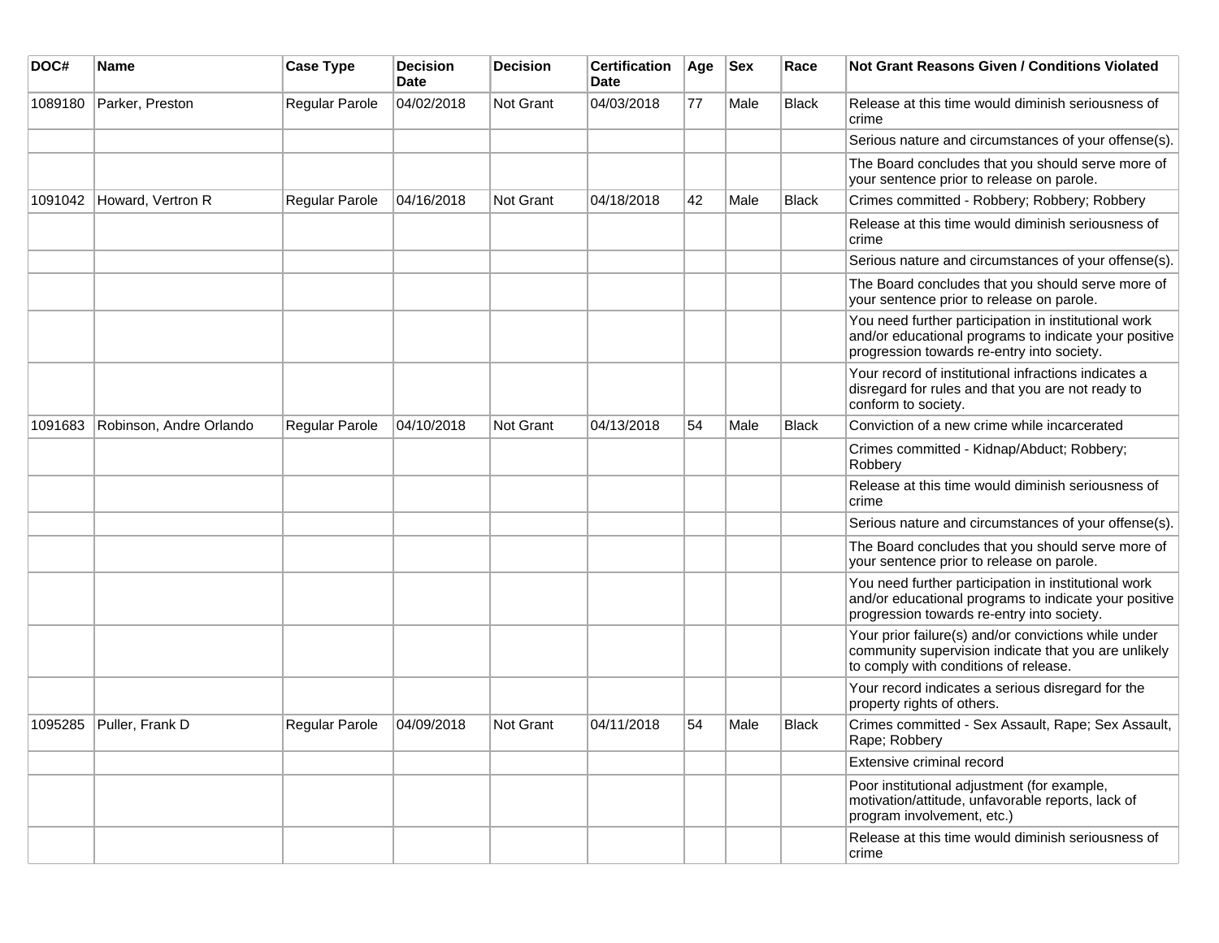| DOC# | Name | Case Type | Decision Date | Decision | Certification Date | Age | Sex | Race | Not Grant Reasons Given / Conditions Violated |
|---|---|---|---|---|---|---|---|---|---|
| 1089180 | Parker, Preston | Regular Parole | 04/02/2018 | Not Grant | 04/03/2018 | 77 | Male | Black | Release at this time would diminish seriousness of crime |
| | | | | | | | | | Serious nature and circumstances of your offense(s). |
| | | | | | | | | | The Board concludes that you should serve more of your sentence prior to release on parole. |
| 1091042 | Howard, Vertron R | Regular Parole | 04/16/2018 | Not Grant | 04/18/2018 | 42 | Male | Black | Crimes committed - Robbery; Robbery; Robbery |
| | | | | | | | | | Release at this time would diminish seriousness of crime |
| | | | | | | | | | Serious nature and circumstances of your offense(s). |
| | | | | | | | | | The Board concludes that you should serve more of your sentence prior to release on parole. |
| | | | | | | | | | You need further participation in institutional work and/or educational programs to indicate your positive progression towards re-entry into society. |
| | | | | | | | | | Your record of institutional infractions indicates a disregard for rules and that you are not ready to conform to society. |
| 1091683 | Robinson, Andre Orlando | Regular Parole | 04/10/2018 | Not Grant | 04/13/2018 | 54 | Male | Black | Conviction of a new crime while incarcerated |
| | | | | | | | | | Crimes committed - Kidnap/Abduct; Robbery; Robbery |
| | | | | | | | | | Release at this time would diminish seriousness of crime |
| | | | | | | | | | Serious nature and circumstances of your offense(s). |
| | | | | | | | | | The Board concludes that you should serve more of your sentence prior to release on parole. |
| | | | | | | | | | You need further participation in institutional work and/or educational programs to indicate your positive progression towards re-entry into society. |
| | | | | | | | | | Your prior failure(s) and/or convictions while under community supervision indicate that you are unlikely to comply with conditions of release. |
| | | | | | | | | | Your record indicates a serious disregard for the property rights of others. |
| 1095285 | Puller, Frank D | Regular Parole | 04/09/2018 | Not Grant | 04/11/2018 | 54 | Male | Black | Crimes committed - Sex Assault, Rape; Sex Assault, Rape; Robbery |
| | | | | | | | | | Extensive criminal record |
| | | | | | | | | | Poor institutional adjustment (for example, motivation/attitude, unfavorable reports, lack of program involvement, etc.) |
| | | | | | | | | | Release at this time would diminish seriousness of crime |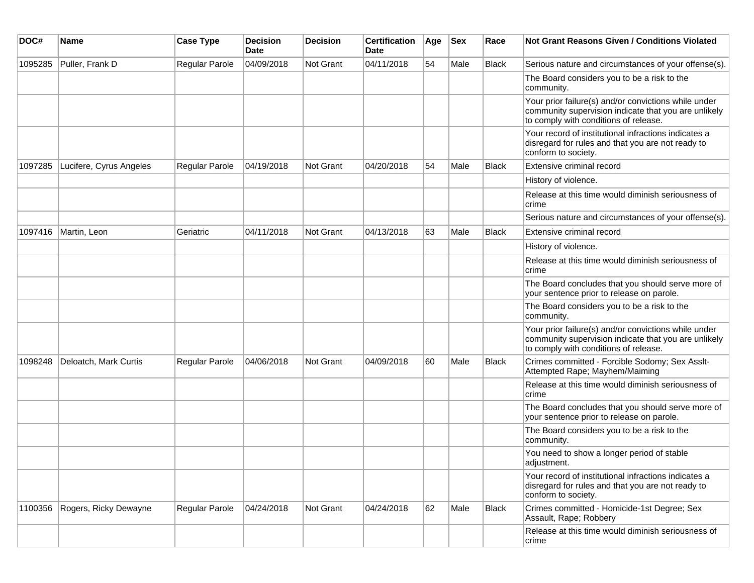| DOC# | Name | Case Type | Decision Date | Decision | Certification Date | Age | Sex | Race | Not Grant Reasons Given / Conditions Violated |
|---|---|---|---|---|---|---|---|---|---|
| 1095285 | Puller, Frank D | Regular Parole | 04/09/2018 | Not Grant | 04/11/2018 | 54 | Male | Black | Serious nature and circumstances of your offense(s). |
| | | | | | | | | | The Board considers you to be a risk to the community. |
| | | | | | | | | | Your prior failure(s) and/or convictions while under community supervision indicate that you are unlikely to comply with conditions of release. |
| | | | | | | | | | Your record of institutional infractions indicates a disregard for rules and that you are not ready to conform to society. |
| 1097285 | Lucifere, Cyrus Angeles | Regular Parole | 04/19/2018 | Not Grant | 04/20/2018 | 54 | Male | Black | Extensive criminal record |
| | | | | | | | | | History of violence. |
| | | | | | | | | | Release at this time would diminish seriousness of crime |
| | | | | | | | | | Serious nature and circumstances of your offense(s). |
| 1097416 | Martin, Leon | Geriatric | 04/11/2018 | Not Grant | 04/13/2018 | 63 | Male | Black | Extensive criminal record |
| | | | | | | | | | History of violence. |
| | | | | | | | | | Release at this time would diminish seriousness of crime |
| | | | | | | | | | The Board concludes that you should serve more of your sentence prior to release on parole. |
| | | | | | | | | | The Board considers you to be a risk to the community. |
| | | | | | | | | | Your prior failure(s) and/or convictions while under community supervision indicate that you are unlikely to comply with conditions of release. |
| 1098248 | Deloatch, Mark Curtis | Regular Parole | 04/06/2018 | Not Grant | 04/09/2018 | 60 | Male | Black | Crimes committed - Forcible Sodomy; Sex Asslt-Attempted Rape; Mayhem/Maiming |
| | | | | | | | | | Release at this time would diminish seriousness of crime |
| | | | | | | | | | The Board concludes that you should serve more of your sentence prior to release on parole. |
| | | | | | | | | | The Board considers you to be a risk to the community. |
| | | | | | | | | | You need to show a longer period of stable adjustment. |
| | | | | | | | | | Your record of institutional infractions indicates a disregard for rules and that you are not ready to conform to society. |
| 1100356 | Rogers, Ricky Dewayne | Regular Parole | 04/24/2018 | Not Grant | 04/24/2018 | 62 | Male | Black | Crimes committed - Homicide-1st Degree; Sex Assault, Rape; Robbery |
| | | | | | | | | | Release at this time would diminish seriousness of crime |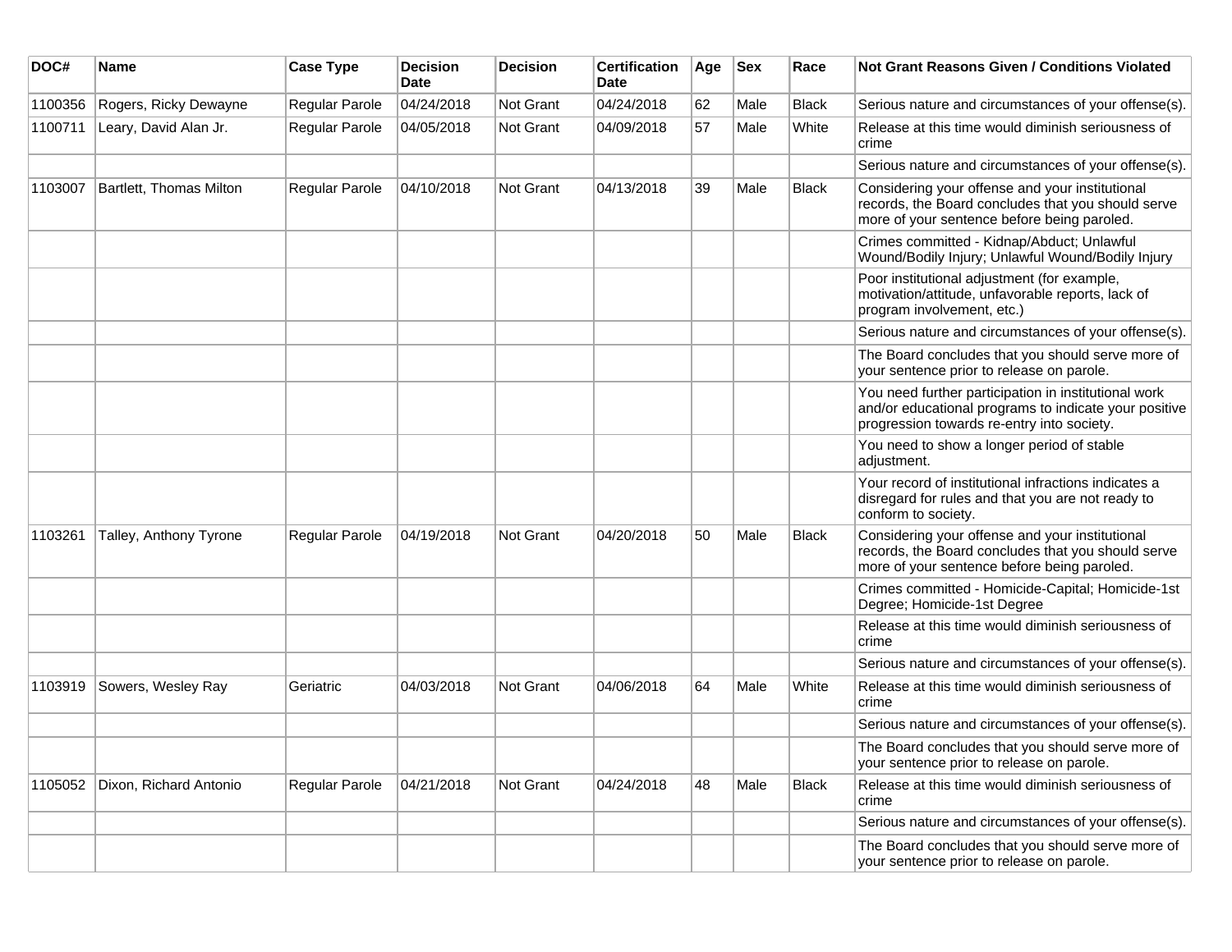| DOC# | Name | Case Type | Decision Date | Decision | Certification Date | Age | Sex | Race | Not Grant Reasons Given / Conditions Violated |
|---|---|---|---|---|---|---|---|---|---|
| 1100356 | Rogers, Ricky Dewayne | Regular Parole | 04/24/2018 | Not Grant | 04/24/2018 | 62 | Male | Black | Serious nature and circumstances of your offense(s). |
| 1100711 | Leary, David Alan Jr. | Regular Parole | 04/05/2018 | Not Grant | 04/09/2018 | 57 | Male | White | Release at this time would diminish seriousness of crime |
| | | | | | | | | | Serious nature and circumstances of your offense(s). |
| 1103007 | Bartlett, Thomas Milton | Regular Parole | 04/10/2018 | Not Grant | 04/13/2018 | 39 | Male | Black | Considering your offense and your institutional records, the Board concludes that you should serve more of your sentence before being paroled. |
| | | | | | | | | | Crimes committed - Kidnap/Abduct; Unlawful Wound/Bodily Injury; Unlawful Wound/Bodily Injury |
| | | | | | | | | | Poor institutional adjustment (for example, motivation/attitude, unfavorable reports, lack of program involvement, etc.) |
| | | | | | | | | | Serious nature and circumstances of your offense(s). |
| | | | | | | | | | The Board concludes that you should serve more of your sentence prior to release on parole. |
| | | | | | | | | | You need further participation in institutional work and/or educational programs to indicate your positive progression towards re-entry into society. |
| | | | | | | | | | You need to show a longer period of stable adjustment. |
| | | | | | | | | | Your record of institutional infractions indicates a disregard for rules and that you are not ready to conform to society. |
| 1103261 | Talley, Anthony Tyrone | Regular Parole | 04/19/2018 | Not Grant | 04/20/2018 | 50 | Male | Black | Considering your offense and your institutional records, the Board concludes that you should serve more of your sentence before being paroled. |
| | | | | | | | | | Crimes committed - Homicide-Capital; Homicide-1st Degree; Homicide-1st Degree |
| | | | | | | | | | Release at this time would diminish seriousness of crime |
| | | | | | | | | | Serious nature and circumstances of your offense(s). |
| 1103919 | Sowers, Wesley Ray | Geriatric | 04/03/2018 | Not Grant | 04/06/2018 | 64 | Male | White | Release at this time would diminish seriousness of crime |
| | | | | | | | | | Serious nature and circumstances of your offense(s). |
| | | | | | | | | | The Board concludes that you should serve more of your sentence prior to release on parole. |
| 1105052 | Dixon, Richard Antonio | Regular Parole | 04/21/2018 | Not Grant | 04/24/2018 | 48 | Male | Black | Release at this time would diminish seriousness of crime |
| | | | | | | | | | Serious nature and circumstances of your offense(s). |
| | | | | | | | | | The Board concludes that you should serve more of your sentence prior to release on parole. |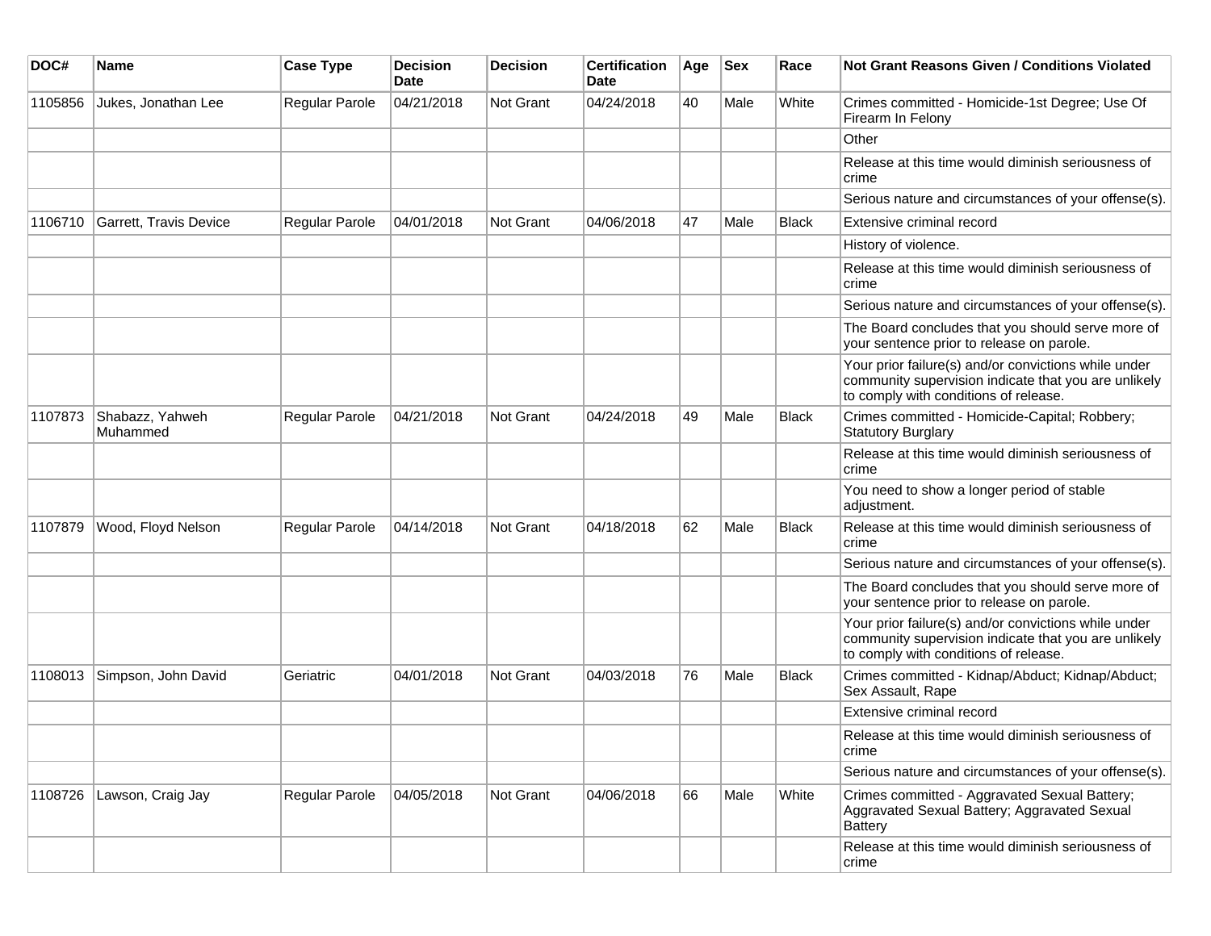| DOC# | Name | Case Type | Decision Date | Decision | Certification Date | Age | Sex | Race | Not Grant Reasons Given / Conditions Violated |
|---|---|---|---|---|---|---|---|---|---|
| 1105856 | Jukes, Jonathan Lee | Regular Parole | 04/21/2018 | Not Grant | 04/24/2018 | 40 | Male | White | Crimes committed - Homicide-1st Degree; Use Of Firearm In Felony |
| | | | | | | | | | Other |
| | | | | | | | | | Release at this time would diminish seriousness of crime |
| | | | | | | | | | Serious nature and circumstances of your offense(s). |
| 1106710 | Garrett, Travis Device | Regular Parole | 04/01/2018 | Not Grant | 04/06/2018 | 47 | Male | Black | Extensive criminal record |
| | | | | | | | | | History of violence. |
| | | | | | | | | | Release at this time would diminish seriousness of crime |
| | | | | | | | | | Serious nature and circumstances of your offense(s). |
| | | | | | | | | | The Board concludes that you should serve more of your sentence prior to release on parole. |
| | | | | | | | | | Your prior failure(s) and/or convictions while under community supervision indicate that you are unlikely to comply with conditions of release. |
| 1107873 | Shabazz, Yahweh Muhammed | Regular Parole | 04/21/2018 | Not Grant | 04/24/2018 | 49 | Male | Black | Crimes committed - Homicide-Capital; Robbery; Statutory Burglary |
| | | | | | | | | | Release at this time would diminish seriousness of crime |
| | | | | | | | | | You need to show a longer period of stable adjustment. |
| 1107879 | Wood, Floyd Nelson | Regular Parole | 04/14/2018 | Not Grant | 04/18/2018 | 62 | Male | Black | Release at this time would diminish seriousness of crime |
| | | | | | | | | | Serious nature and circumstances of your offense(s). |
| | | | | | | | | | The Board concludes that you should serve more of your sentence prior to release on parole. |
| | | | | | | | | | Your prior failure(s) and/or convictions while under community supervision indicate that you are unlikely to comply with conditions of release. |
| 1108013 | Simpson, John David | Geriatric | 04/01/2018 | Not Grant | 04/03/2018 | 76 | Male | Black | Crimes committed - Kidnap/Abduct; Kidnap/Abduct; Sex Assault, Rape |
| | | | | | | | | | Extensive criminal record |
| | | | | | | | | | Release at this time would diminish seriousness of crime |
| | | | | | | | | | Serious nature and circumstances of your offense(s). |
| 1108726 | Lawson, Craig Jay | Regular Parole | 04/05/2018 | Not Grant | 04/06/2018 | 66 | Male | White | Crimes committed - Aggravated Sexual Battery; Aggravated Sexual Battery; Aggravated Sexual Battery |
| | | | | | | | | | Release at this time would diminish seriousness of crime |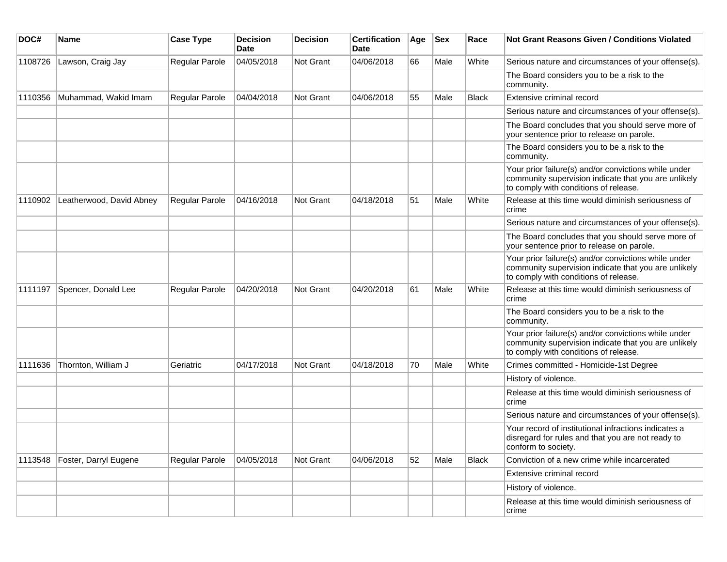| DOC# | Name | Case Type | Decision Date | Decision | Certification Date | Age | Sex | Race | Not Grant Reasons Given / Conditions Violated |
|---|---|---|---|---|---|---|---|---|---|
| 1108726 | Lawson, Craig Jay | Regular Parole | 04/05/2018 | Not Grant | 04/06/2018 | 66 | Male | White | Serious nature and circumstances of your offense(s). |
| | | | | | | | | | The Board considers you to be a risk to the community. |
| 1110356 | Muhammad, Wakid Imam | Regular Parole | 04/04/2018 | Not Grant | 04/06/2018 | 55 | Male | Black | Extensive criminal record |
| | | | | | | | | | Serious nature and circumstances of your offense(s). |
| | | | | | | | | | The Board concludes that you should serve more of your sentence prior to release on parole. |
| | | | | | | | | | The Board considers you to be a risk to the community. |
| | | | | | | | | | Your prior failure(s) and/or convictions while under community supervision indicate that you are unlikely to comply with conditions of release. |
| 1110902 | Leatherwood, David Abney | Regular Parole | 04/16/2018 | Not Grant | 04/18/2018 | 51 | Male | White | Release at this time would diminish seriousness of crime |
| | | | | | | | | | Serious nature and circumstances of your offense(s). |
| | | | | | | | | | The Board concludes that you should serve more of your sentence prior to release on parole. |
| | | | | | | | | | Your prior failure(s) and/or convictions while under community supervision indicate that you are unlikely to comply with conditions of release. |
| 1111197 | Spencer, Donald Lee | Regular Parole | 04/20/2018 | Not Grant | 04/20/2018 | 61 | Male | White | Release at this time would diminish seriousness of crime |
| | | | | | | | | | The Board considers you to be a risk to the community. |
| | | | | | | | | | Your prior failure(s) and/or convictions while under community supervision indicate that you are unlikely to comply with conditions of release. |
| 1111636 | Thornton, William J | Geriatric | 04/17/2018 | Not Grant | 04/18/2018 | 70 | Male | White | Crimes committed - Homicide-1st Degree |
| | | | | | | | | | History of violence. |
| | | | | | | | | | Release at this time would diminish seriousness of crime |
| | | | | | | | | | Serious nature and circumstances of your offense(s). |
| | | | | | | | | | Your record of institutional infractions indicates a disregard for rules and that you are not ready to conform to society. |
| 1113548 | Foster, Darryl Eugene | Regular Parole | 04/05/2018 | Not Grant | 04/06/2018 | 52 | Male | Black | Conviction of a new crime while incarcerated |
| | | | | | | | | | Extensive criminal record |
| | | | | | | | | | History of violence. |
| | | | | | | | | | Release at this time would diminish seriousness of crime |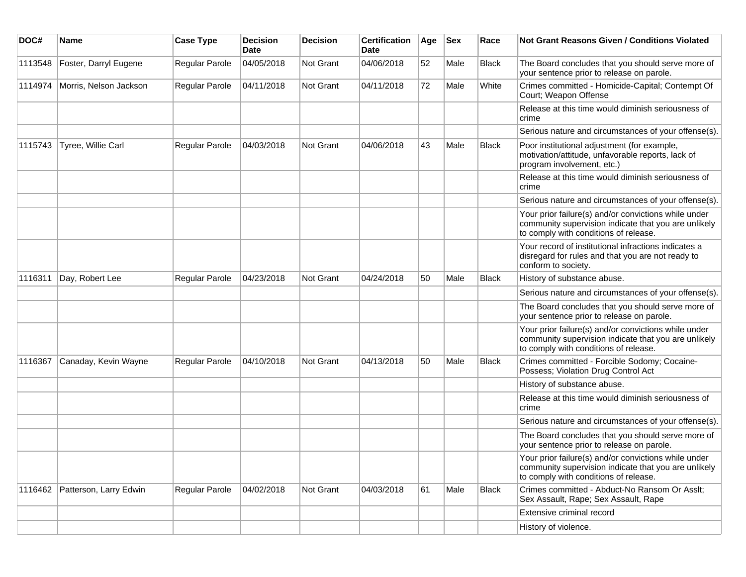| DOC# | Name | Case Type | Decision Date | Decision | Certification Date | Age | Sex | Race | Not Grant Reasons Given / Conditions Violated |
|---|---|---|---|---|---|---|---|---|---|
| 1113548 | Foster, Darryl Eugene | Regular Parole | 04/05/2018 | Not Grant | 04/06/2018 | 52 | Male | Black | The Board concludes that you should serve more of your sentence prior to release on parole. |
| 1114974 | Morris, Nelson Jackson | Regular Parole | 04/11/2018 | Not Grant | 04/11/2018 | 72 | Male | White | Crimes committed - Homicide-Capital; Contempt Of Court; Weapon Offense |
| | | | | | | | | | Release at this time would diminish seriousness of crime |
| | | | | | | | | | Serious nature and circumstances of your offense(s). |
| 1115743 | Tyree, Willie Carl | Regular Parole | 04/03/2018 | Not Grant | 04/06/2018 | 43 | Male | Black | Poor institutional adjustment (for example, motivation/attitude, unfavorable reports, lack of program involvement, etc.) |
| | | | | | | | | | Release at this time would diminish seriousness of crime |
| | | | | | | | | | Serious nature and circumstances of your offense(s). |
| | | | | | | | | | Your prior failure(s) and/or convictions while under community supervision indicate that you are unlikely to comply with conditions of release. |
| | | | | | | | | | Your record of institutional infractions indicates a disregard for rules and that you are not ready to conform to society. |
| 1116311 | Day, Robert Lee | Regular Parole | 04/23/2018 | Not Grant | 04/24/2018 | 50 | Male | Black | History of substance abuse. |
| | | | | | | | | | Serious nature and circumstances of your offense(s). |
| | | | | | | | | | The Board concludes that you should serve more of your sentence prior to release on parole. |
| | | | | | | | | | Your prior failure(s) and/or convictions while under community supervision indicate that you are unlikely to comply with conditions of release. |
| 1116367 | Canaday, Kevin Wayne | Regular Parole | 04/10/2018 | Not Grant | 04/13/2018 | 50 | Male | Black | Crimes committed - Forcible Sodomy; Cocaine-Possess; Violation Drug Control Act |
| | | | | | | | | | History of substance abuse. |
| | | | | | | | | | Release at this time would diminish seriousness of crime |
| | | | | | | | | | Serious nature and circumstances of your offense(s). |
| | | | | | | | | | The Board concludes that you should serve more of your sentence prior to release on parole. |
| | | | | | | | | | Your prior failure(s) and/or convictions while under community supervision indicate that you are unlikely to comply with conditions of release. |
| 1116462 | Patterson, Larry Edwin | Regular Parole | 04/02/2018 | Not Grant | 04/03/2018 | 61 | Male | Black | Crimes committed - Abduct-No Ransom Or Asslt; Sex Assault, Rape; Sex Assault, Rape |
| | | | | | | | | | Extensive criminal record |
| | | | | | | | | | History of violence. |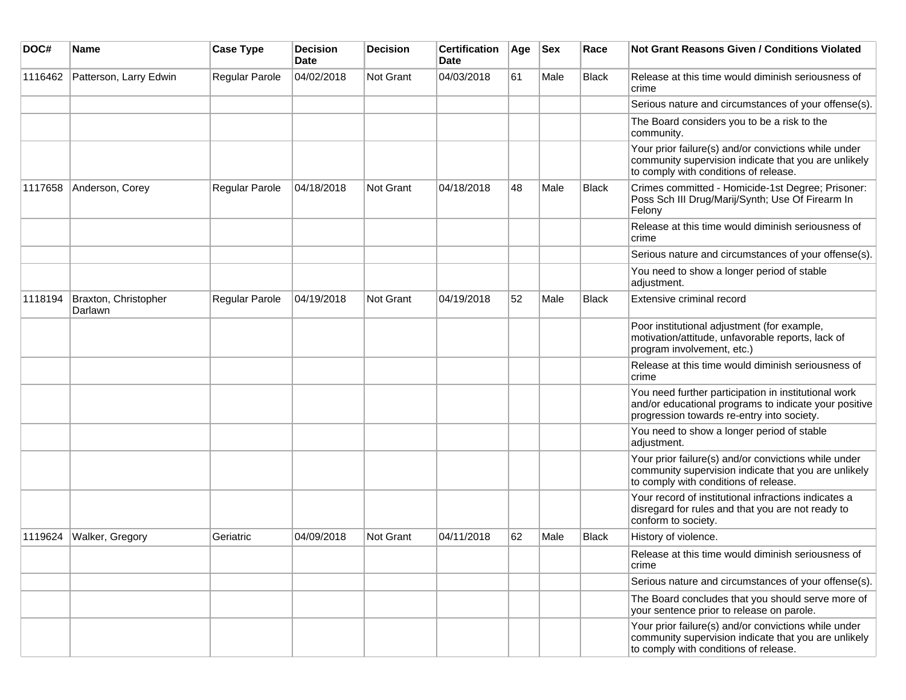| DOC# | Name | Case Type | Decision Date | Decision | Certification Date | Age | Sex | Race | Not Grant Reasons Given / Conditions Violated |
|---|---|---|---|---|---|---|---|---|---|
| 1116462 | Patterson, Larry Edwin | Regular Parole | 04/02/2018 | Not Grant | 04/03/2018 | 61 | Male | Black | Release at this time would diminish seriousness of crime |
| | | | | | | | | | Serious nature and circumstances of your offense(s). |
| | | | | | | | | | The Board considers you to be a risk to the community. |
| | | | | | | | | | Your prior failure(s) and/or convictions while under community supervision indicate that you are unlikely to comply with conditions of release. |
| 1117658 | Anderson, Corey | Regular Parole | 04/18/2018 | Not Grant | 04/18/2018 | 48 | Male | Black | Crimes committed - Homicide-1st Degree; Prisoner: Poss Sch III Drug/Marij/Synth; Use Of Firearm In Felony |
| | | | | | | | | | Release at this time would diminish seriousness of crime |
| | | | | | | | | | Serious nature and circumstances of your offense(s). |
| | | | | | | | | | You need to show a longer period of stable adjustment. |
| 1118194 | Braxton, Christopher Darlawn | Regular Parole | 04/19/2018 | Not Grant | 04/19/2018 | 52 | Male | Black | Extensive criminal record |
| | | | | | | | | | Poor institutional adjustment (for example, motivation/attitude, unfavorable reports, lack of program involvement, etc.) |
| | | | | | | | | | Release at this time would diminish seriousness of crime |
| | | | | | | | | | You need further participation in institutional work and/or educational programs to indicate your positive progression towards re-entry into society. |
| | | | | | | | | | You need to show a longer period of stable adjustment. |
| | | | | | | | | | Your prior failure(s) and/or convictions while under community supervision indicate that you are unlikely to comply with conditions of release. |
| | | | | | | | | | Your record of institutional infractions indicates a disregard for rules and that you are not ready to conform to society. |
| 1119624 | Walker, Gregory | Geriatric | 04/09/2018 | Not Grant | 04/11/2018 | 62 | Male | Black | History of violence. |
| | | | | | | | | | Release at this time would diminish seriousness of crime |
| | | | | | | | | | Serious nature and circumstances of your offense(s). |
| | | | | | | | | | The Board concludes that you should serve more of your sentence prior to release on parole. |
| | | | | | | | | | Your prior failure(s) and/or convictions while under community supervision indicate that you are unlikely to comply with conditions of release. |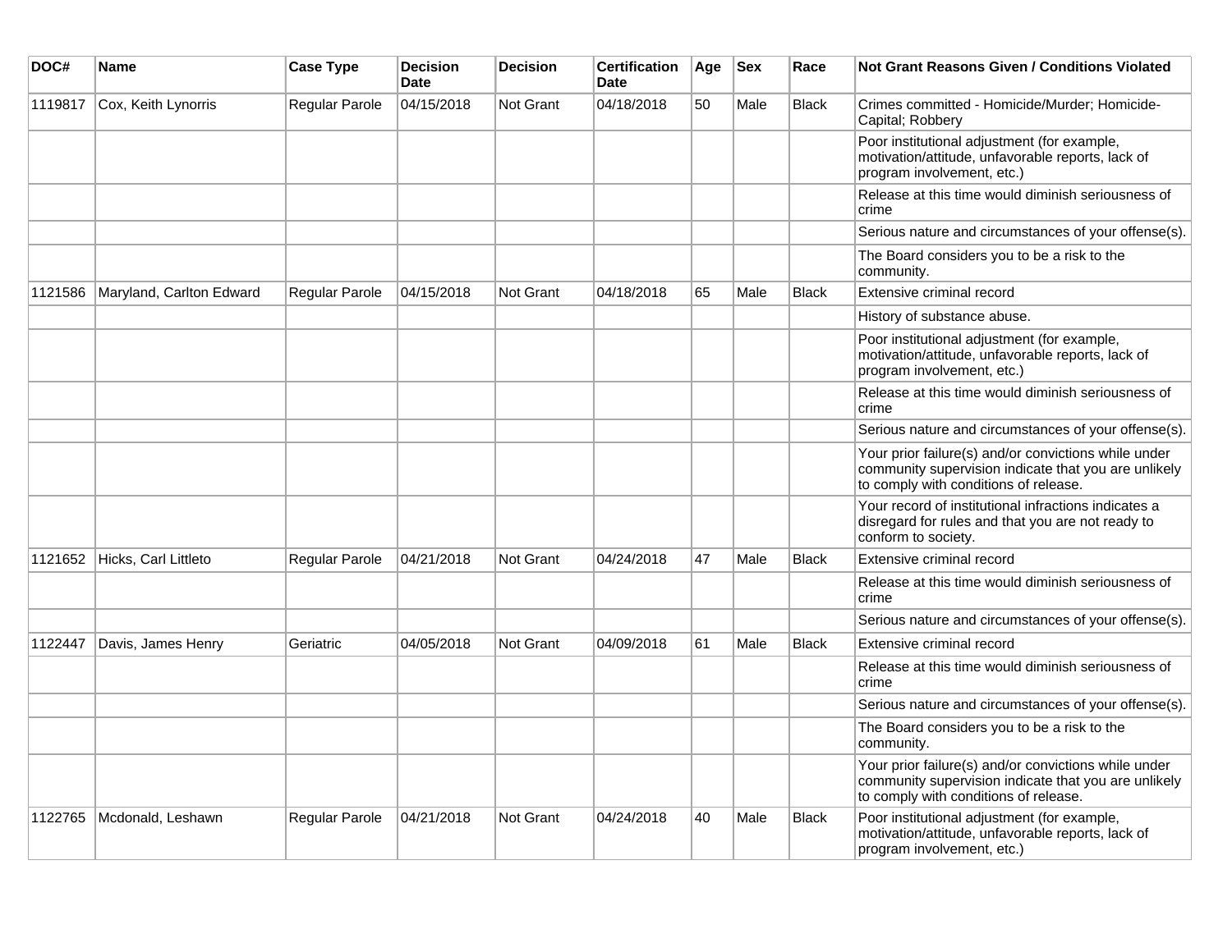| DOC# | Name | Case Type | Decision Date | Decision | Certification Date | Age | Sex | Race | Not Grant Reasons Given / Conditions Violated |
|---|---|---|---|---|---|---|---|---|---|
| 1119817 | Cox, Keith Lynorris | Regular Parole | 04/15/2018 | Not Grant | 04/18/2018 | 50 | Male | Black | Crimes committed - Homicide/Murder; Homicide-Capital; Robbery |
| | | | | | | | | | Poor institutional adjustment (for example, motivation/attitude, unfavorable reports, lack of program involvement, etc.) |
| | | | | | | | | | Release at this time would diminish seriousness of crime |
| | | | | | | | | | Serious nature and circumstances of your offense(s). |
| | | | | | | | | | The Board considers you to be a risk to the community. |
| 1121586 | Maryland, Carlton Edward | Regular Parole | 04/15/2018 | Not Grant | 04/18/2018 | 65 | Male | Black | Extensive criminal record |
| | | | | | | | | | History of substance abuse. |
| | | | | | | | | | Poor institutional adjustment (for example, motivation/attitude, unfavorable reports, lack of program involvement, etc.) |
| | | | | | | | | | Release at this time would diminish seriousness of crime |
| | | | | | | | | | Serious nature and circumstances of your offense(s). |
| | | | | | | | | | Your prior failure(s) and/or convictions while under community supervision indicate that you are unlikely to comply with conditions of release. |
| | | | | | | | | | Your record of institutional infractions indicates a disregard for rules and that you are not ready to conform to society. |
| 1121652 | Hicks, Carl Littleto | Regular Parole | 04/21/2018 | Not Grant | 04/24/2018 | 47 | Male | Black | Extensive criminal record |
| | | | | | | | | | Release at this time would diminish seriousness of crime |
| | | | | | | | | | Serious nature and circumstances of your offense(s). |
| 1122447 | Davis, James Henry | Geriatric | 04/05/2018 | Not Grant | 04/09/2018 | 61 | Male | Black | Extensive criminal record |
| | | | | | | | | | Release at this time would diminish seriousness of crime |
| | | | | | | | | | Serious nature and circumstances of your offense(s). |
| | | | | | | | | | The Board considers you to be a risk to the community. |
| | | | | | | | | | Your prior failure(s) and/or convictions while under community supervision indicate that you are unlikely to comply with conditions of release. |
| 1122765 | Mcdonald, Leshawn | Regular Parole | 04/21/2018 | Not Grant | 04/24/2018 | 40 | Male | Black | Poor institutional adjustment (for example, motivation/attitude, unfavorable reports, lack of program involvement, etc.) |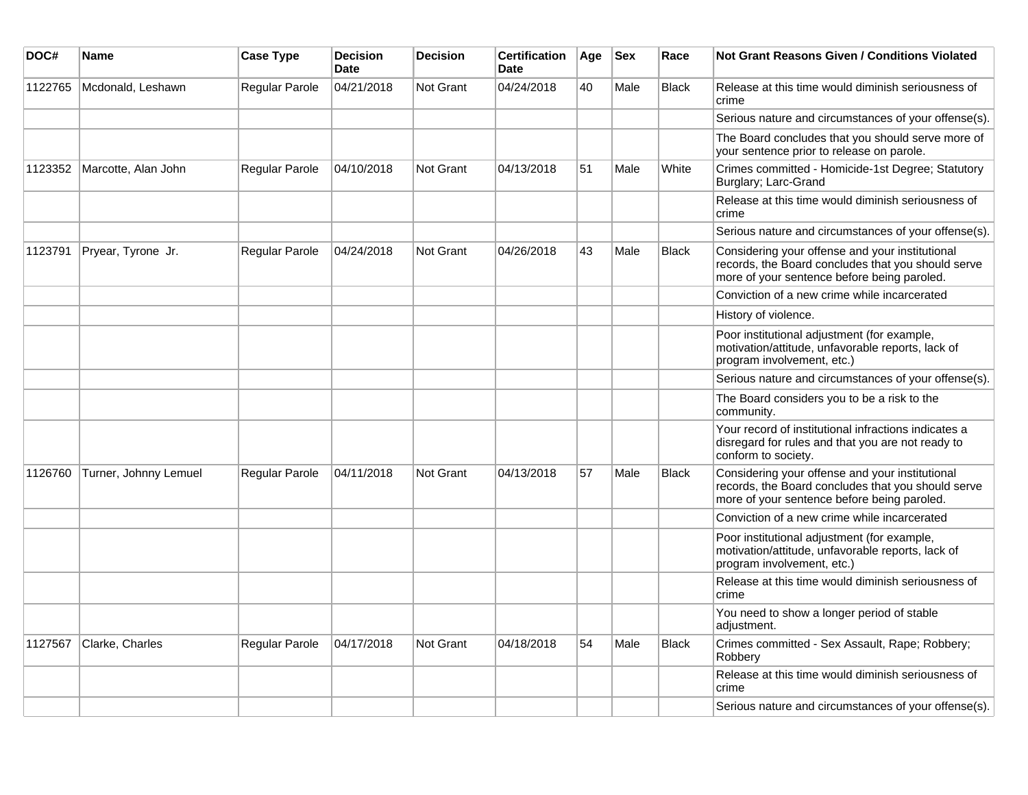| DOC# | Name | Case Type | Decision Date | Decision | Certification Date | Age | Sex | Race | Not Grant Reasons Given / Conditions Violated |
|---|---|---|---|---|---|---|---|---|---|
| 1122765 | Mcdonald, Leshawn | Regular Parole | 04/21/2018 | Not Grant | 04/24/2018 | 40 | Male | Black | Release at this time would diminish seriousness of crime |
| | | | | | | | | | Serious nature and circumstances of your offense(s). |
| | | | | | | | | | The Board concludes that you should serve more of your sentence prior to release on parole. |
| 1123352 | Marcotte, Alan John | Regular Parole | 04/10/2018 | Not Grant | 04/13/2018 | 51 | Male | White | Crimes committed - Homicide-1st Degree; Statutory Burglary; Larc-Grand |
| | | | | | | | | | Release at this time would diminish seriousness of crime |
| | | | | | | | | | Serious nature and circumstances of your offense(s). |
| 1123791 | Pryear, Tyrone Jr. | Regular Parole | 04/24/2018 | Not Grant | 04/26/2018 | 43 | Male | Black | Considering your offense and your institutional records, the Board concludes that you should serve more of your sentence before being paroled. |
| | | | | | | | | | Conviction of a new crime while incarcerated |
| | | | | | | | | | History of violence. |
| | | | | | | | | | Poor institutional adjustment (for example, motivation/attitude, unfavorable reports, lack of program involvement, etc.) |
| | | | | | | | | | Serious nature and circumstances of your offense(s). |
| | | | | | | | | | The Board considers you to be a risk to the community. |
| | | | | | | | | | Your record of institutional infractions indicates a disregard for rules and that you are not ready to conform to society. |
| 1126760 | Turner, Johnny Lemuel | Regular Parole | 04/11/2018 | Not Grant | 04/13/2018 | 57 | Male | Black | Considering your offense and your institutional records, the Board concludes that you should serve more of your sentence before being paroled. |
| | | | | | | | | | Conviction of a new crime while incarcerated |
| | | | | | | | | | Poor institutional adjustment (for example, motivation/attitude, unfavorable reports, lack of program involvement, etc.) |
| | | | | | | | | | Release at this time would diminish seriousness of crime |
| | | | | | | | | | You need to show a longer period of stable adjustment. |
| 1127567 | Clarke, Charles | Regular Parole | 04/17/2018 | Not Grant | 04/18/2018 | 54 | Male | Black | Crimes committed - Sex Assault, Rape; Robbery; Robbery |
| | | | | | | | | | Release at this time would diminish seriousness of crime |
| | | | | | | | | | Serious nature and circumstances of your offense(s). |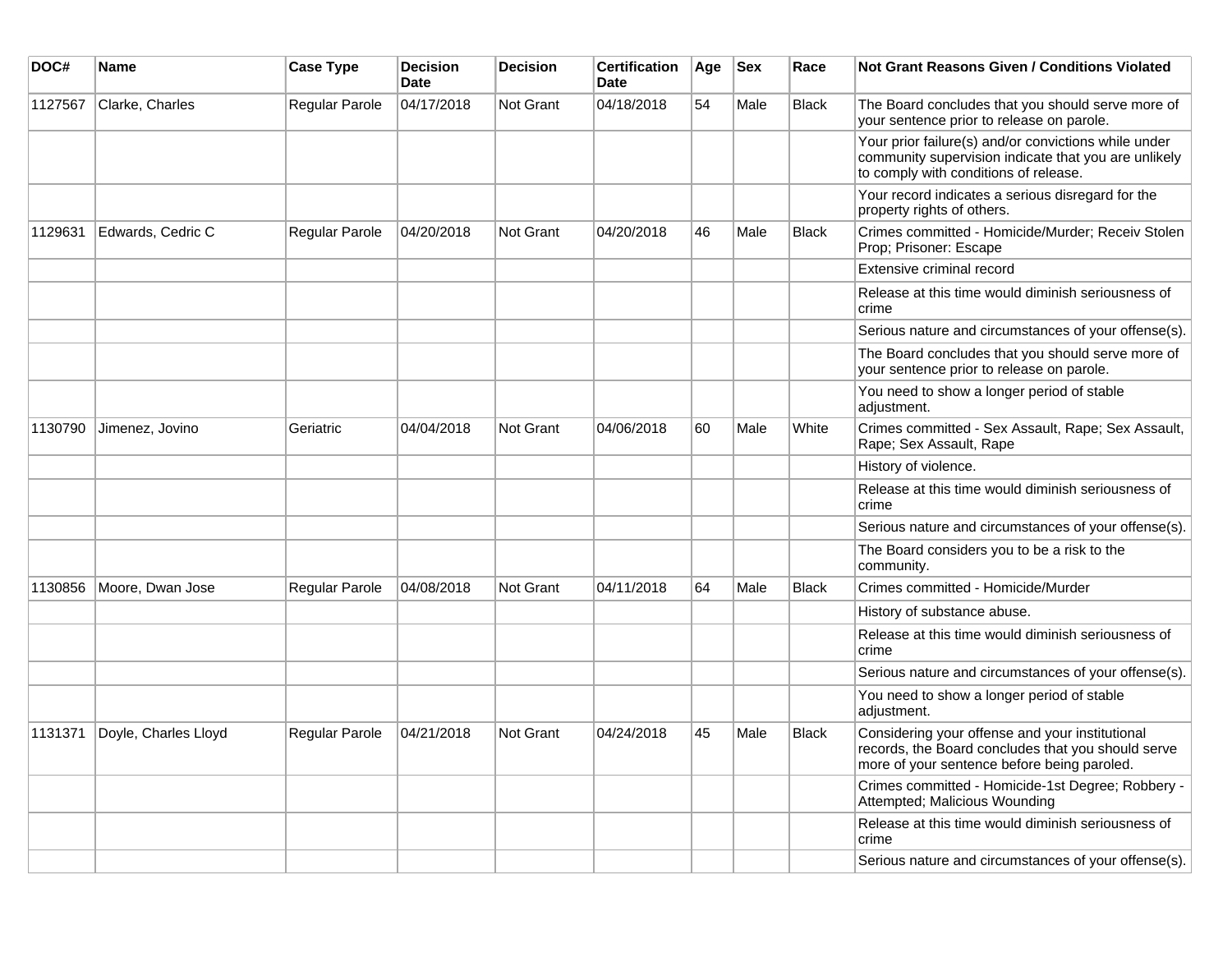| DOC# | Name | Case Type | Decision Date | Decision | Certification Date | Age | Sex | Race | Not Grant Reasons Given / Conditions Violated |
|---|---|---|---|---|---|---|---|---|---|
| 1127567 | Clarke, Charles | Regular Parole | 04/17/2018 | Not Grant | 04/18/2018 | 54 | Male | Black | The Board concludes that you should serve more of your sentence prior to release on parole. |
| | | | | | | | | | Your prior failure(s) and/or convictions while under community supervision indicate that you are unlikely to comply with conditions of release. |
| | | | | | | | | | Your record indicates a serious disregard for the property rights of others. |
| 1129631 | Edwards, Cedric C | Regular Parole | 04/20/2018 | Not Grant | 04/20/2018 | 46 | Male | Black | Crimes committed - Homicide/Murder; Receiv Stolen Prop; Prisoner: Escape |
| | | | | | | | | | Extensive criminal record |
| | | | | | | | | | Release at this time would diminish seriousness of crime |
| | | | | | | | | | Serious nature and circumstances of your offense(s). |
| | | | | | | | | | The Board concludes that you should serve more of your sentence prior to release on parole. |
| | | | | | | | | | You need to show a longer period of stable adjustment. |
| 1130790 | Jimenez, Jovino | Geriatric | 04/04/2018 | Not Grant | 04/06/2018 | 60 | Male | White | Crimes committed - Sex Assault, Rape; Sex Assault, Rape; Sex Assault, Rape |
| | | | | | | | | | History of violence. |
| | | | | | | | | | Release at this time would diminish seriousness of crime |
| | | | | | | | | | Serious nature and circumstances of your offense(s). |
| | | | | | | | | | The Board considers you to be a risk to the community. |
| 1130856 | Moore, Dwan Jose | Regular Parole | 04/08/2018 | Not Grant | 04/11/2018 | 64 | Male | Black | Crimes committed - Homicide/Murder |
| | | | | | | | | | History of substance abuse. |
| | | | | | | | | | Release at this time would diminish seriousness of crime |
| | | | | | | | | | Serious nature and circumstances of your offense(s). |
| | | | | | | | | | You need to show a longer period of stable adjustment. |
| 1131371 | Doyle, Charles Lloyd | Regular Parole | 04/21/2018 | Not Grant | 04/24/2018 | 45 | Male | Black | Considering your offense and your institutional records, the Board concludes that you should serve more of your sentence before being paroled. |
| | | | | | | | | | Crimes committed - Homicide-1st Degree; Robbery - Attempted; Malicious Wounding |
| | | | | | | | | | Release at this time would diminish seriousness of crime |
| | | | | | | | | | Serious nature and circumstances of your offense(s). |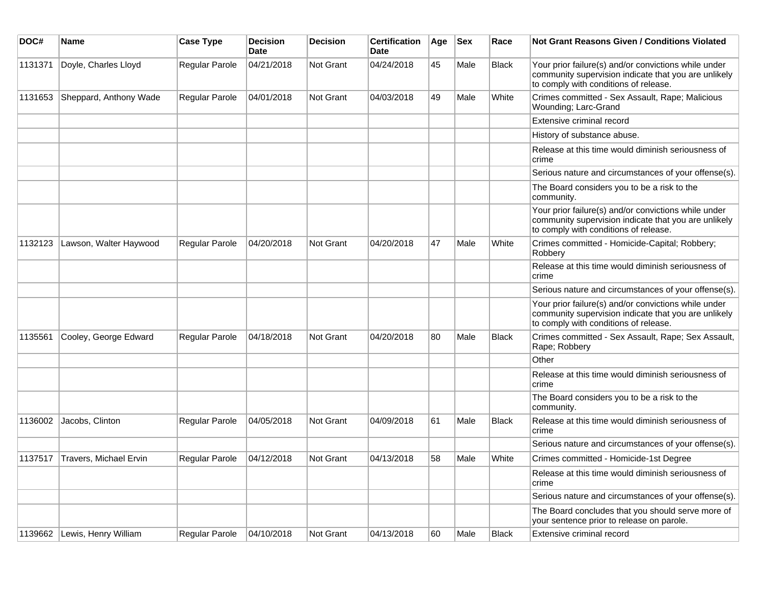| DOC# | Name | Case Type | Decision Date | Decision | Certification Date | Age | Sex | Race | Not Grant Reasons Given / Conditions Violated |
|---|---|---|---|---|---|---|---|---|---|
| 1131371 | Doyle, Charles Lloyd | Regular Parole | 04/21/2018 | Not Grant | 04/24/2018 | 45 | Male | Black | Your prior failure(s) and/or convictions while under community supervision indicate that you are unlikely to comply with conditions of release. |
| 1131653 | Sheppard, Anthony Wade | Regular Parole | 04/01/2018 | Not Grant | 04/03/2018 | 49 | Male | White | Crimes committed - Sex Assault, Rape; Malicious Wounding; Larc-Grand |
| | | | | | | | | | Extensive criminal record |
| | | | | | | | | | History of substance abuse. |
| | | | | | | | | | Release at this time would diminish seriousness of crime |
| | | | | | | | | | Serious nature and circumstances of your offense(s). |
| | | | | | | | | | The Board considers you to be a risk to the community. |
| | | | | | | | | | Your prior failure(s) and/or convictions while under community supervision indicate that you are unlikely to comply with conditions of release. |
| 1132123 | Lawson, Walter Haywood | Regular Parole | 04/20/2018 | Not Grant | 04/20/2018 | 47 | Male | White | Crimes committed - Homicide-Capital; Robbery; Robbery |
| | | | | | | | | | Release at this time would diminish seriousness of crime |
| | | | | | | | | | Serious nature and circumstances of your offense(s). |
| | | | | | | | | | Your prior failure(s) and/or convictions while under community supervision indicate that you are unlikely to comply with conditions of release. |
| 1135561 | Cooley, George Edward | Regular Parole | 04/18/2018 | Not Grant | 04/20/2018 | 80 | Male | Black | Crimes committed - Sex Assault, Rape; Sex Assault, Rape; Robbery |
| | | | | | | | | | Other |
| | | | | | | | | | Release at this time would diminish seriousness of crime |
| | | | | | | | | | The Board considers you to be a risk to the community. |
| 1136002 | Jacobs, Clinton | Regular Parole | 04/05/2018 | Not Grant | 04/09/2018 | 61 | Male | Black | Release at this time would diminish seriousness of crime |
| | | | | | | | | | Serious nature and circumstances of your offense(s). |
| 1137517 | Travers, Michael Ervin | Regular Parole | 04/12/2018 | Not Grant | 04/13/2018 | 58 | Male | White | Crimes committed - Homicide-1st Degree |
| | | | | | | | | | Release at this time would diminish seriousness of crime |
| | | | | | | | | | Serious nature and circumstances of your offense(s). |
| | | | | | | | | | The Board concludes that you should serve more of your sentence prior to release on parole. |
| 1139662 | Lewis, Henry William | Regular Parole | 04/10/2018 | Not Grant | 04/13/2018 | 60 | Male | Black | Extensive criminal record |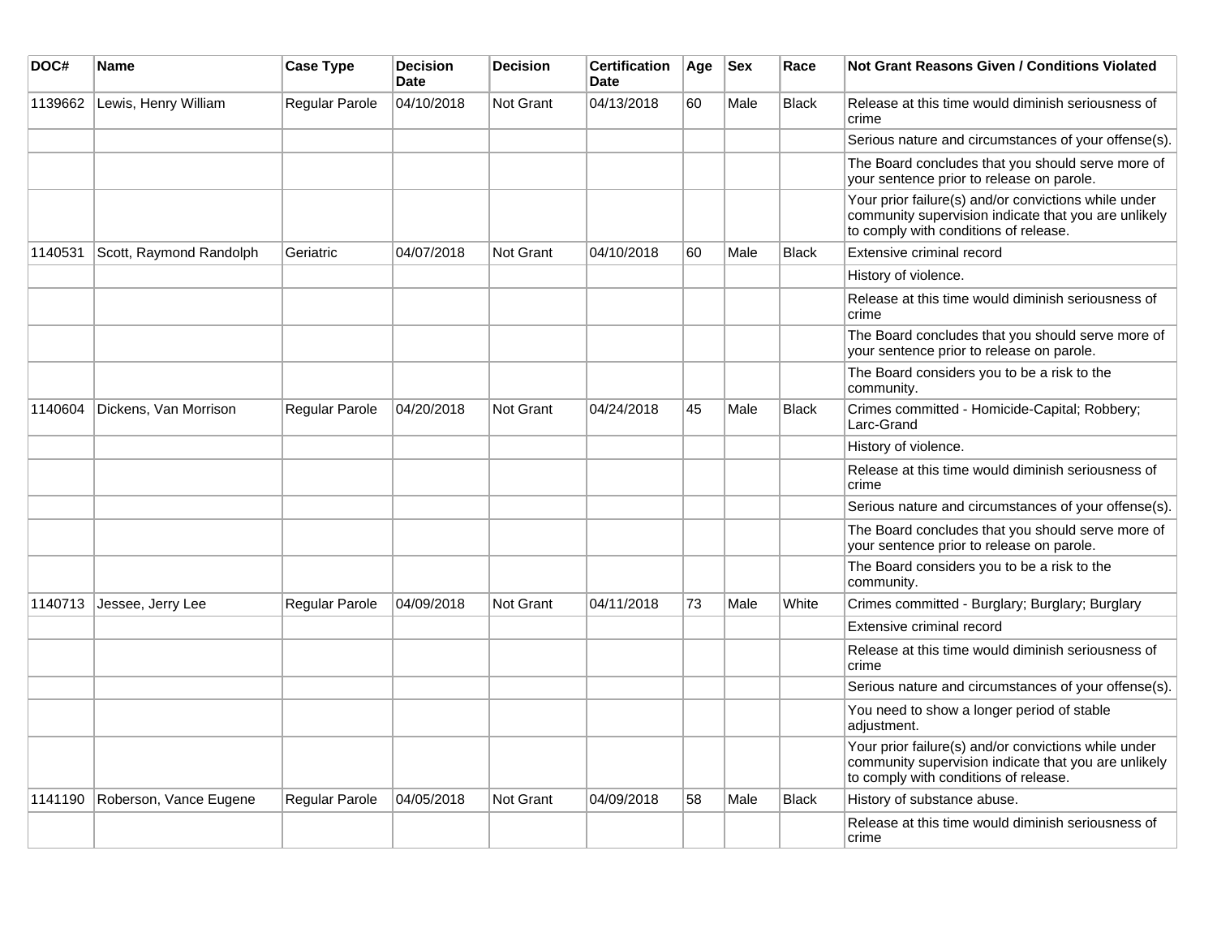| DOC# | Name | Case Type | Decision Date | Decision | Certification Date | Age | Sex | Race | Not Grant Reasons Given / Conditions Violated |
|---|---|---|---|---|---|---|---|---|---|
| 1139662 | Lewis, Henry William | Regular Parole | 04/10/2018 | Not Grant | 04/13/2018 | 60 | Male | Black | Release at this time would diminish seriousness of crime |
| | | | | | | | | | Serious nature and circumstances of your offense(s). |
| | | | | | | | | | The Board concludes that you should serve more of your sentence prior to release on parole. |
| | | | | | | | | | Your prior failure(s) and/or convictions while under community supervision indicate that you are unlikely to comply with conditions of release. |
| 1140531 | Scott, Raymond Randolph | Geriatric | 04/07/2018 | Not Grant | 04/10/2018 | 60 | Male | Black | Extensive criminal record |
| | | | | | | | | | History of violence. |
| | | | | | | | | | Release at this time would diminish seriousness of crime |
| | | | | | | | | | The Board concludes that you should serve more of your sentence prior to release on parole. |
| | | | | | | | | | The Board considers you to be a risk to the community. |
| 1140604 | Dickens, Van Morrison | Regular Parole | 04/20/2018 | Not Grant | 04/24/2018 | 45 | Male | Black | Crimes committed - Homicide-Capital; Robbery; Larc-Grand |
| | | | | | | | | | History of violence. |
| | | | | | | | | | Release at this time would diminish seriousness of crime |
| | | | | | | | | | Serious nature and circumstances of your offense(s). |
| | | | | | | | | | The Board concludes that you should serve more of your sentence prior to release on parole. |
| | | | | | | | | | The Board considers you to be a risk to the community. |
| 1140713 | Jessee, Jerry Lee | Regular Parole | 04/09/2018 | Not Grant | 04/11/2018 | 73 | Male | White | Crimes committed - Burglary; Burglary; Burglary |
| | | | | | | | | | Extensive criminal record |
| | | | | | | | | | Release at this time would diminish seriousness of crime |
| | | | | | | | | | Serious nature and circumstances of your offense(s). |
| | | | | | | | | | You need to show a longer period of stable adjustment. |
| | | | | | | | | | Your prior failure(s) and/or convictions while under community supervision indicate that you are unlikely to comply with conditions of release. |
| 1141190 | Roberson, Vance Eugene | Regular Parole | 04/05/2018 | Not Grant | 04/09/2018 | 58 | Male | Black | History of substance abuse. |
| | | | | | | | | | Release at this time would diminish seriousness of crime |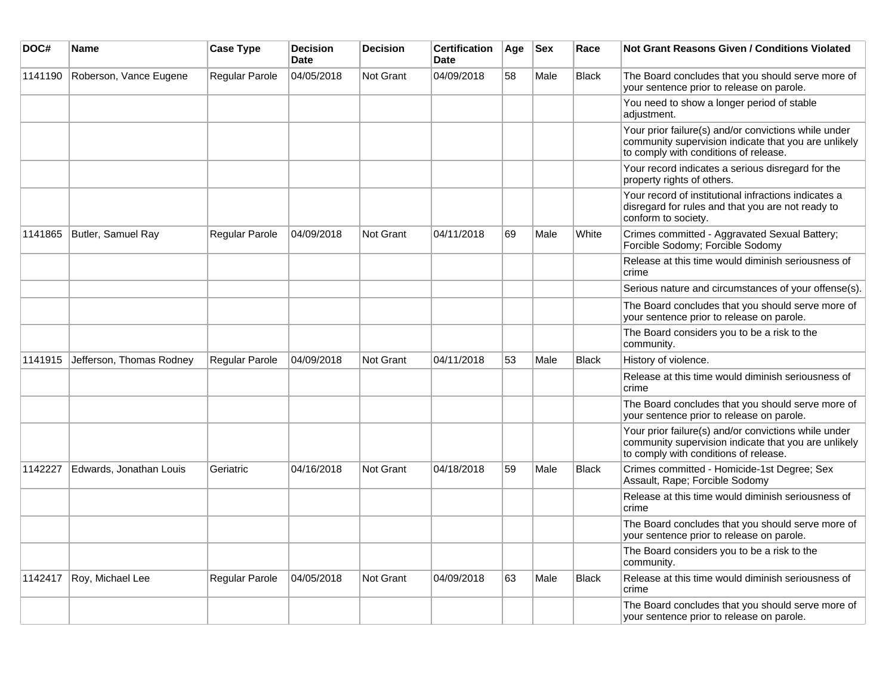| DOC# | Name | Case Type | Decision Date | Decision | Certification Date | Age | Sex | Race | Not Grant Reasons Given / Conditions Violated |
|---|---|---|---|---|---|---|---|---|---|
| 1141190 | Roberson, Vance Eugene | Regular Parole | 04/05/2018 | Not Grant | 04/09/2018 | 58 | Male | Black | The Board concludes that you should serve more of your sentence prior to release on parole. |
| | | | | | | | | | You need to show a longer period of stable adjustment. |
| | | | | | | | | | Your prior failure(s) and/or convictions while under community supervision indicate that you are unlikely to comply with conditions of release. |
| | | | | | | | | | Your record indicates a serious disregard for the property rights of others. |
| | | | | | | | | | Your record of institutional infractions indicates a disregard for rules and that you are not ready to conform to society. |
| 1141865 | Butler, Samuel Ray | Regular Parole | 04/09/2018 | Not Grant | 04/11/2018 | 69 | Male | White | Crimes committed - Aggravated Sexual Battery; Forcible Sodomy; Forcible Sodomy |
| | | | | | | | | | Release at this time would diminish seriousness of crime |
| | | | | | | | | | Serious nature and circumstances of your offense(s). |
| | | | | | | | | | The Board concludes that you should serve more of your sentence prior to release on parole. |
| | | | | | | | | | The Board considers you to be a risk to the community. |
| 1141915 | Jefferson, Thomas Rodney | Regular Parole | 04/09/2018 | Not Grant | 04/11/2018 | 53 | Male | Black | History of violence. |
| | | | | | | | | | Release at this time would diminish seriousness of crime |
| | | | | | | | | | The Board concludes that you should serve more of your sentence prior to release on parole. |
| | | | | | | | | | Your prior failure(s) and/or convictions while under community supervision indicate that you are unlikely to comply with conditions of release. |
| 1142227 | Edwards, Jonathan Louis | Geriatric | 04/16/2018 | Not Grant | 04/18/2018 | 59 | Male | Black | Crimes committed - Homicide-1st Degree; Sex Assault, Rape; Forcible Sodomy |
| | | | | | | | | | Release at this time would diminish seriousness of crime |
| | | | | | | | | | The Board concludes that you should serve more of your sentence prior to release on parole. |
| | | | | | | | | | The Board considers you to be a risk to the community. |
| 1142417 | Roy, Michael Lee | Regular Parole | 04/05/2018 | Not Grant | 04/09/2018 | 63 | Male | Black | Release at this time would diminish seriousness of crime |
| | | | | | | | | | The Board concludes that you should serve more of your sentence prior to release on parole. |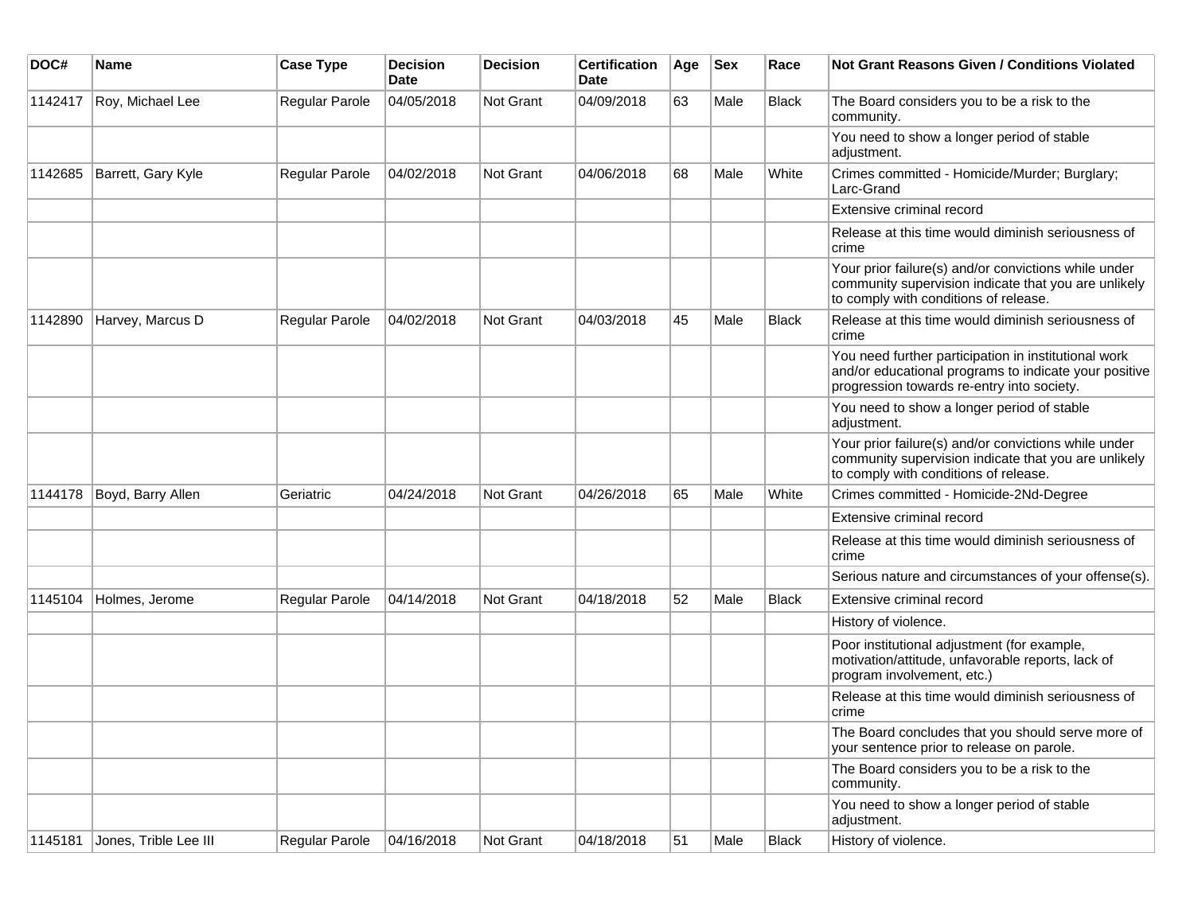| DOC# | Name | Case Type | Decision Date | Decision | Certification Date | Age | Sex | Race | Not Grant Reasons Given / Conditions Violated |
|---|---|---|---|---|---|---|---|---|---|
| 1142417 | Roy, Michael Lee | Regular Parole | 04/05/2018 | Not Grant | 04/09/2018 | 63 | Male | Black | The Board considers you to be a risk to the community. |
| | | | | | | | | | You need to show a longer period of stable adjustment. |
| 1142685 | Barrett, Gary Kyle | Regular Parole | 04/02/2018 | Not Grant | 04/06/2018 | 68 | Male | White | Crimes committed - Homicide/Murder; Burglary; Larc-Grand |
| | | | | | | | | | Extensive criminal record |
| | | | | | | | | | Release at this time would diminish seriousness of crime |
| | | | | | | | | | Your prior failure(s) and/or convictions while under community supervision indicate that you are unlikely to comply with conditions of release. |
| 1142890 | Harvey, Marcus D | Regular Parole | 04/02/2018 | Not Grant | 04/03/2018 | 45 | Male | Black | Release at this time would diminish seriousness of crime |
| | | | | | | | | | You need further participation in institutional work and/or educational programs to indicate your positive progression towards re-entry into society. |
| | | | | | | | | | You need to show a longer period of stable adjustment. |
| | | | | | | | | | Your prior failure(s) and/or convictions while under community supervision indicate that you are unlikely to comply with conditions of release. |
| 1144178 | Boyd, Barry Allen | Geriatric | 04/24/2018 | Not Grant | 04/26/2018 | 65 | Male | White | Crimes committed - Homicide-2Nd-Degree |
| | | | | | | | | | Extensive criminal record |
| | | | | | | | | | Release at this time would diminish seriousness of crime |
| | | | | | | | | | Serious nature and circumstances of your offense(s). |
| 1145104 | Holmes, Jerome | Regular Parole | 04/14/2018 | Not Grant | 04/18/2018 | 52 | Male | Black | Extensive criminal record |
| | | | | | | | | | History of violence. |
| | | | | | | | | | Poor institutional adjustment (for example, motivation/attitude, unfavorable reports, lack of program involvement, etc.) |
| | | | | | | | | | Release at this time would diminish seriousness of crime |
| | | | | | | | | | The Board concludes that you should serve more of your sentence prior to release on parole. |
| | | | | | | | | | The Board considers you to be a risk to the community. |
| | | | | | | | | | You need to show a longer period of stable adjustment. |
| 1145181 | Jones, Trible Lee III | Regular Parole | 04/16/2018 | Not Grant | 04/18/2018 | 51 | Male | Black | History of violence. |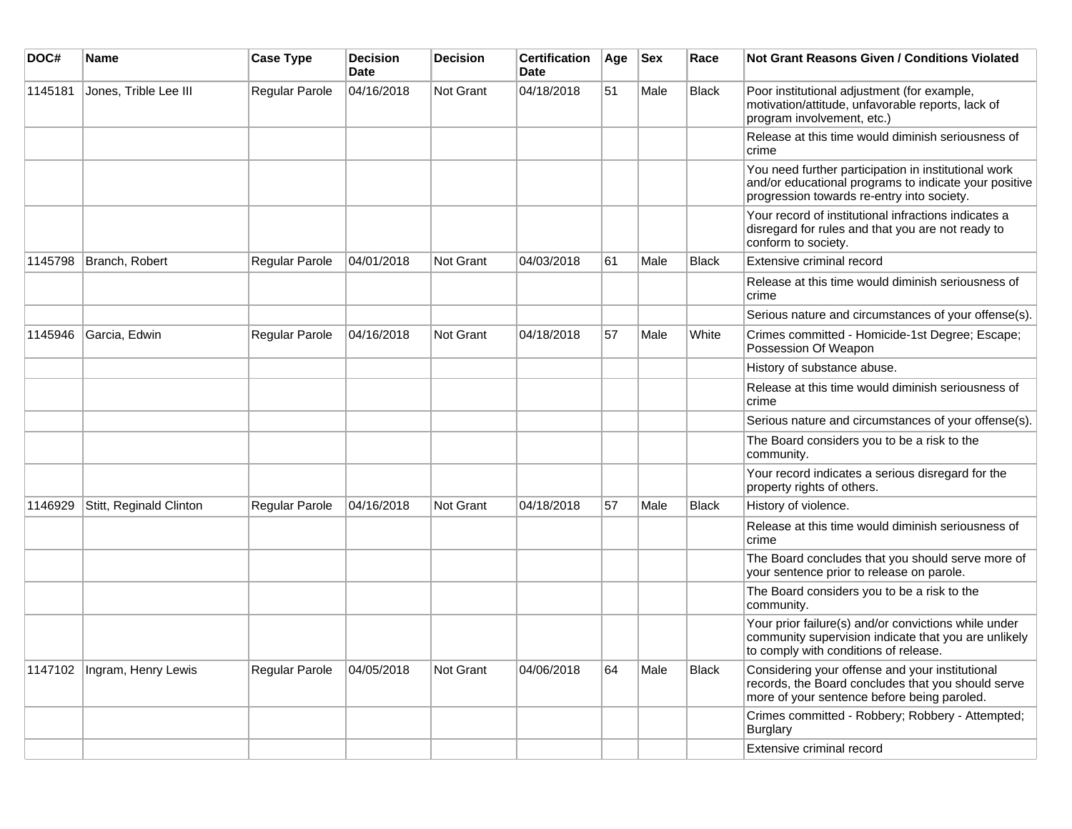| DOC# | Name | Case Type | Decision Date | Decision | Certification Date | Age | Sex | Race | Not Grant Reasons Given / Conditions Violated |
|---|---|---|---|---|---|---|---|---|---|
| 1145181 | Jones, Trible Lee III | Regular Parole | 04/16/2018 | Not Grant | 04/18/2018 | 51 | Male | Black | Poor institutional adjustment (for example, motivation/attitude, unfavorable reports, lack of program involvement, etc.) |
| | | | | | | | | | Release at this time would diminish seriousness of crime |
| | | | | | | | | | You need further participation in institutional work and/or educational programs to indicate your positive progression towards re-entry into society. |
| | | | | | | | | | Your record of institutional infractions indicates a disregard for rules and that you are not ready to conform to society. |
| 1145798 | Branch, Robert | Regular Parole | 04/01/2018 | Not Grant | 04/03/2018 | 61 | Male | Black | Extensive criminal record |
| | | | | | | | | | Release at this time would diminish seriousness of crime |
| | | | | | | | | | Serious nature and circumstances of your offense(s). |
| 1145946 | Garcia, Edwin | Regular Parole | 04/16/2018 | Not Grant | 04/18/2018 | 57 | Male | White | Crimes committed - Homicide-1st Degree; Escape; Possession Of Weapon |
| | | | | | | | | | History of substance abuse. |
| | | | | | | | | | Release at this time would diminish seriousness of crime |
| | | | | | | | | | Serious nature and circumstances of your offense(s). |
| | | | | | | | | | The Board considers you to be a risk to the community. |
| | | | | | | | | | Your record indicates a serious disregard for the property rights of others. |
| 1146929 | Stitt, Reginald Clinton | Regular Parole | 04/16/2018 | Not Grant | 04/18/2018 | 57 | Male | Black | History of violence. |
| | | | | | | | | | Release at this time would diminish seriousness of crime |
| | | | | | | | | | The Board concludes that you should serve more of your sentence prior to release on parole. |
| | | | | | | | | | The Board considers you to be a risk to the community. |
| | | | | | | | | | Your prior failure(s) and/or convictions while under community supervision indicate that you are unlikely to comply with conditions of release. |
| 1147102 | Ingram, Henry Lewis | Regular Parole | 04/05/2018 | Not Grant | 04/06/2018 | 64 | Male | Black | Considering your offense and your institutional records, the Board concludes that you should serve more of your sentence before being paroled. |
| | | | | | | | | | Crimes committed - Robbery; Robbery - Attempted; Burglary |
| | | | | | | | | | Extensive criminal record |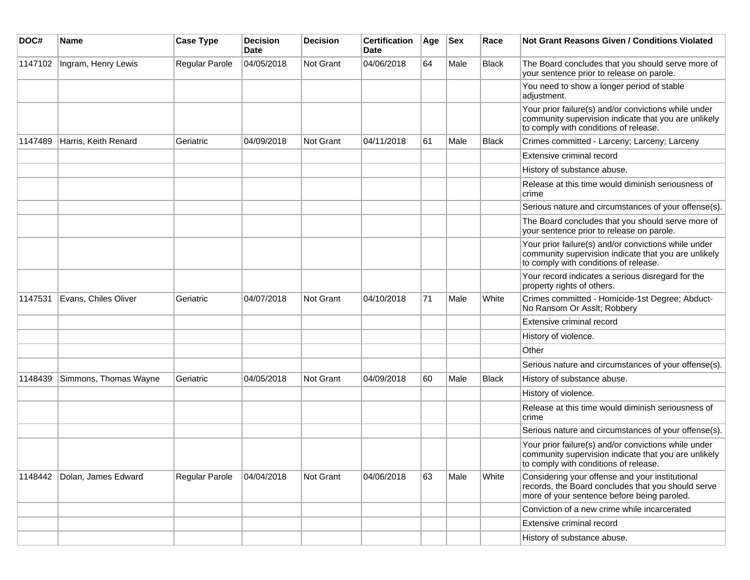| DOC# | Name | Case Type | Decision Date | Decision | Certification Date | Age | Sex | Race | Not Grant Reasons Given / Conditions Violated |
|---|---|---|---|---|---|---|---|---|---|
| 1147102 | Ingram, Henry Lewis | Regular Parole | 04/05/2018 | Not Grant | 04/06/2018 | 64 | Male | Black | The Board concludes that you should serve more of your sentence prior to release on parole. |
| | | | | | | | | | You need to show a longer period of stable adjustment. |
| | | | | | | | | | Your prior failure(s) and/or convictions while under community supervision indicate that you are unlikely to comply with conditions of release. |
| 1147489 | Harris, Keith Renard | Geriatric | 04/09/2018 | Not Grant | 04/11/2018 | 61 | Male | Black | Crimes committed - Larceny; Larceny; Larceny |
| | | | | | | | | | Extensive criminal record |
| | | | | | | | | | History of substance abuse. |
| | | | | | | | | | Release at this time would diminish seriousness of crime |
| | | | | | | | | | Serious nature and circumstances of your offense(s). |
| | | | | | | | | | The Board concludes that you should serve more of your sentence prior to release on parole. |
| | | | | | | | | | Your prior failure(s) and/or convictions while under community supervision indicate that you are unlikely to comply with conditions of release. |
| | | | | | | | | | Your record indicates a serious disregard for the property rights of others. |
| 1147531 | Evans, Chiles Oliver | Geriatric | 04/07/2018 | Not Grant | 04/10/2018 | 71 | Male | White | Crimes committed - Homicide-1st Degree; Abduct-No Ransom Or Asslt; Robbery |
| | | | | | | | | | Extensive criminal record |
| | | | | | | | | | History of violence. |
| | | | | | | | | | Other |
| | | | | | | | | | Serious nature and circumstances of your offense(s). |
| 1148439 | Simmons, Thomas Wayne | Geriatric | 04/05/2018 | Not Grant | 04/09/2018 | 60 | Male | Black | History of substance abuse. |
| | | | | | | | | | History of violence. |
| | | | | | | | | | Release at this time would diminish seriousness of crime |
| | | | | | | | | | Serious nature and circumstances of your offense(s). |
| | | | | | | | | | Your prior failure(s) and/or convictions while under community supervision indicate that you are unlikely to comply with conditions of release. |
| 1148442 | Dolan, James Edward | Regular Parole | 04/04/2018 | Not Grant | 04/06/2018 | 63 | Male | White | Considering your offense and your institutional records, the Board concludes that you should serve more of your sentence before being paroled. |
| | | | | | | | | | Conviction of a new crime while incarcerated |
| | | | | | | | | | Extensive criminal record |
| | | | | | | | | | History of substance abuse. |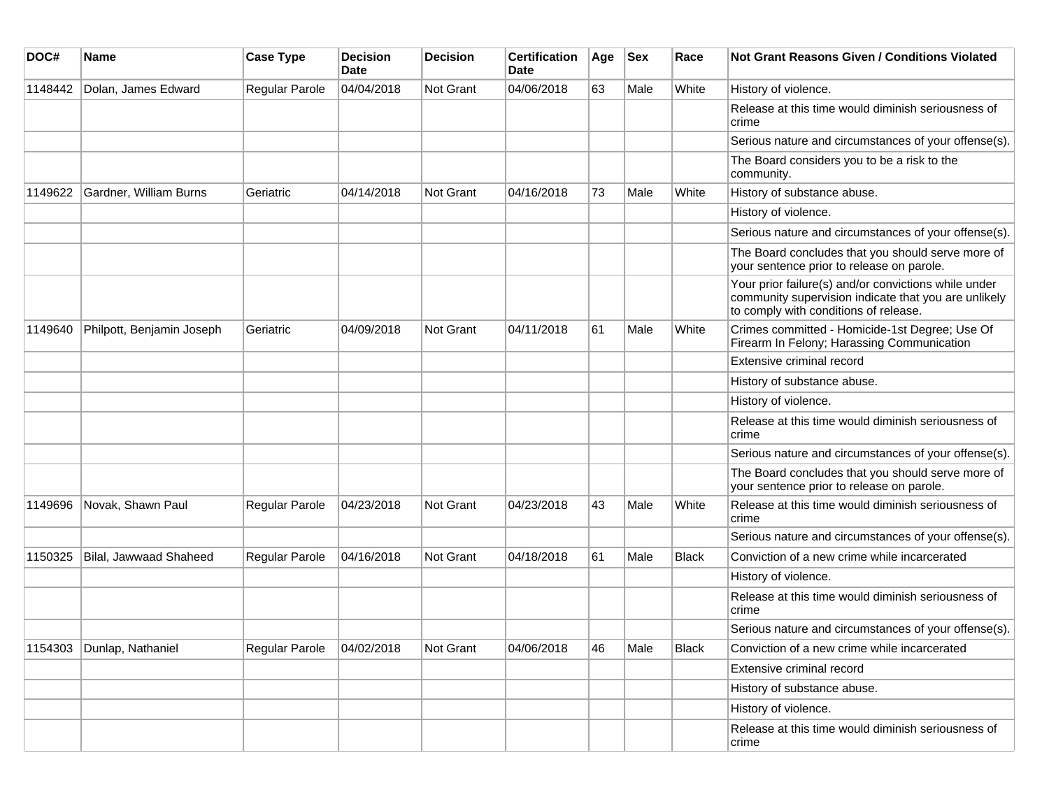| DOC# | Name | Case Type | Decision Date | Decision | Certification Date | Age | Sex | Race | Not Grant Reasons Given / Conditions Violated |
|---|---|---|---|---|---|---|---|---|---|
| 1148442 | Dolan, James Edward | Regular Parole | 04/04/2018 | Not Grant | 04/06/2018 | 63 | Male | White | History of violence. |
| | | | | | | | | | Release at this time would diminish seriousness of crime |
| | | | | | | | | | Serious nature and circumstances of your offense(s). |
| | | | | | | | | | The Board considers you to be a risk to the community. |
| 1149622 | Gardner, William Burns | Geriatric | 04/14/2018 | Not Grant | 04/16/2018 | 73 | Male | White | History of substance abuse. |
| | | | | | | | | | History of violence. |
| | | | | | | | | | Serious nature and circumstances of your offense(s). |
| | | | | | | | | | The Board concludes that you should serve more of your sentence prior to release on parole. |
| | | | | | | | | | Your prior failure(s) and/or convictions while under community supervision indicate that you are unlikely to comply with conditions of release. |
| 1149640 | Philpott, Benjamin Joseph | Geriatric | 04/09/2018 | Not Grant | 04/11/2018 | 61 | Male | White | Crimes committed - Homicide-1st Degree; Use Of Firearm In Felony; Harassing Communication |
| | | | | | | | | | Extensive criminal record |
| | | | | | | | | | History of substance abuse. |
| | | | | | | | | | History of violence. |
| | | | | | | | | | Release at this time would diminish seriousness of crime |
| | | | | | | | | | Serious nature and circumstances of your offense(s). |
| | | | | | | | | | The Board concludes that you should serve more of your sentence prior to release on parole. |
| 1149696 | Novak, Shawn Paul | Regular Parole | 04/23/2018 | Not Grant | 04/23/2018 | 43 | Male | White | Release at this time would diminish seriousness of crime |
| | | | | | | | | | Serious nature and circumstances of your offense(s). |
| 1150325 | Bilal, Jawwaad Shaheed | Regular Parole | 04/16/2018 | Not Grant | 04/18/2018 | 61 | Male | Black | Conviction of a new crime while incarcerated |
| | | | | | | | | | History of violence. |
| | | | | | | | | | Release at this time would diminish seriousness of crime |
| | | | | | | | | | Serious nature and circumstances of your offense(s). |
| 1154303 | Dunlap, Nathaniel | Regular Parole | 04/02/2018 | Not Grant | 04/06/2018 | 46 | Male | Black | Conviction of a new crime while incarcerated |
| | | | | | | | | | Extensive criminal record |
| | | | | | | | | | History of substance abuse. |
| | | | | | | | | | History of violence. |
| | | | | | | | | | Release at this time would diminish seriousness of crime |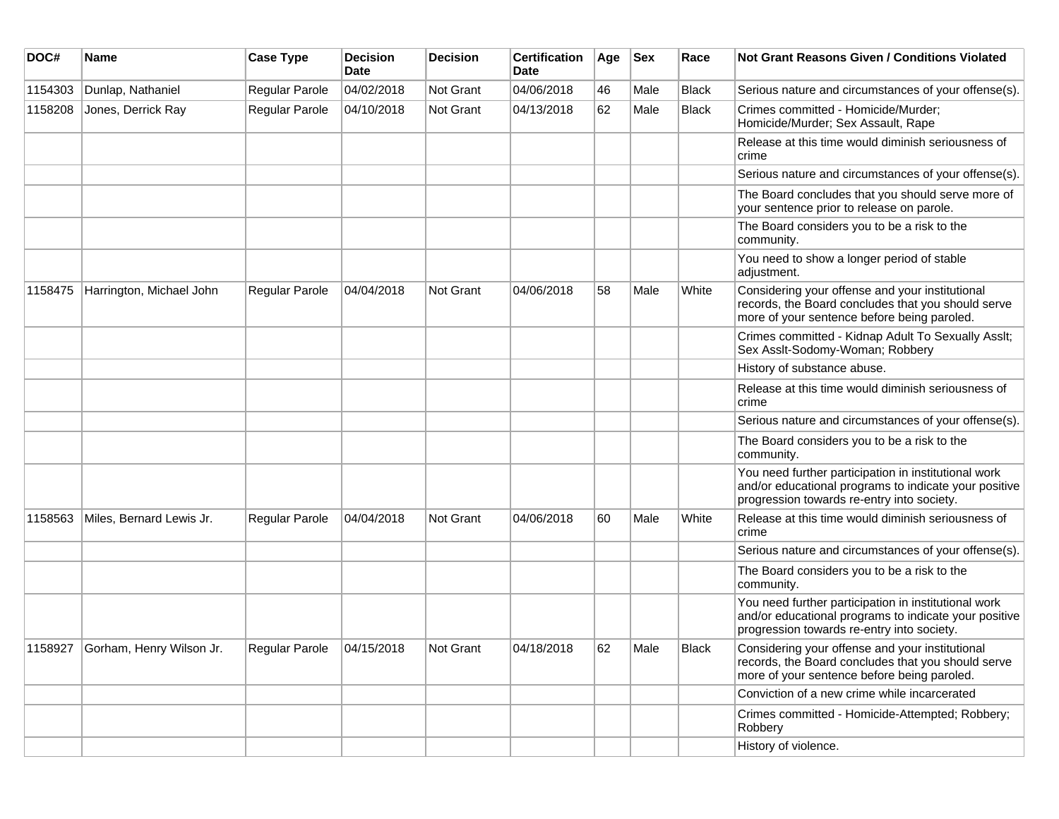| DOC# | Name | Case Type | Decision Date | Decision | Certification Date | Age | Sex | Race | Not Grant Reasons Given / Conditions Violated |
| --- | --- | --- | --- | --- | --- | --- | --- | --- | --- |
| 1154303 | Dunlap, Nathaniel | Regular Parole | 04/02/2018 | Not Grant | 04/06/2018 | 46 | Male | Black | Serious nature and circumstances of your offense(s). |
| 1158208 | Jones, Derrick Ray | Regular Parole | 04/10/2018 | Not Grant | 04/13/2018 | 62 | Male | Black | Crimes committed - Homicide/Murder; Homicide/Murder; Sex Assault, Rape |
| | | | | | | | | | Release at this time would diminish seriousness of crime |
| | | | | | | | | | Serious nature and circumstances of your offense(s). |
| | | | | | | | | | The Board concludes that you should serve more of your sentence prior to release on parole. |
| | | | | | | | | | The Board considers you to be a risk to the community. |
| | | | | | | | | | You need to show a longer period of stable adjustment. |
| 1158475 | Harrington, Michael John | Regular Parole | 04/04/2018 | Not Grant | 04/06/2018 | 58 | Male | White | Considering your offense and your institutional records, the Board concludes that you should serve more of your sentence before being paroled. |
| | | | | | | | | | Crimes committed - Kidnap Adult To Sexually Asslt; Sex Asslt-Sodomy-Woman; Robbery |
| | | | | | | | | | History of substance abuse. |
| | | | | | | | | | Release at this time would diminish seriousness of crime |
| | | | | | | | | | Serious nature and circumstances of your offense(s). |
| | | | | | | | | | The Board considers you to be a risk to the community. |
| | | | | | | | | | You need further participation in institutional work and/or educational programs to indicate your positive progression towards re-entry into society. |
| 1158563 | Miles, Bernard Lewis Jr. | Regular Parole | 04/04/2018 | Not Grant | 04/06/2018 | 60 | Male | White | Release at this time would diminish seriousness of crime |
| | | | | | | | | | Serious nature and circumstances of your offense(s). |
| | | | | | | | | | The Board considers you to be a risk to the community. |
| | | | | | | | | | You need further participation in institutional work and/or educational programs to indicate your positive progression towards re-entry into society. |
| 1158927 | Gorham, Henry Wilson Jr. | Regular Parole | 04/15/2018 | Not Grant | 04/18/2018 | 62 | Male | Black | Considering your offense and your institutional records, the Board concludes that you should serve more of your sentence before being paroled. |
| | | | | | | | | | Conviction of a new crime while incarcerated |
| | | | | | | | | | Crimes committed - Homicide-Attempted; Robbery; Robbery |
| | | | | | | | | | History of violence. |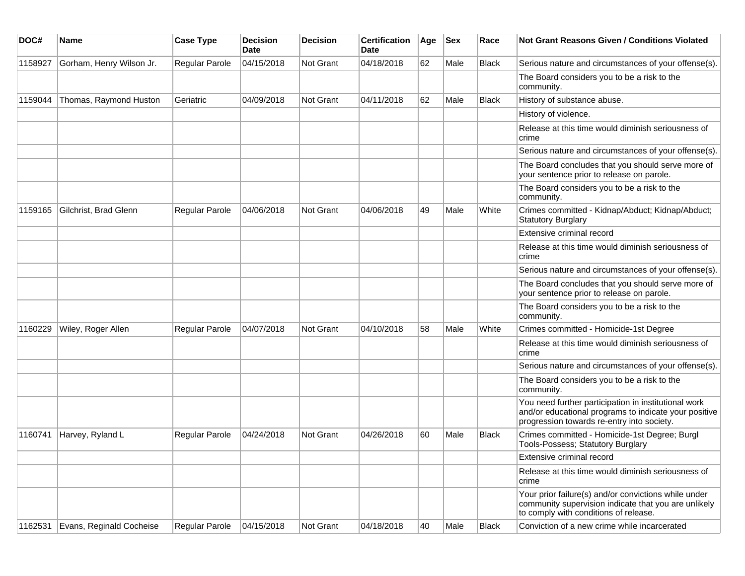| DOC# | Name | Case Type | Decision Date | Decision | Certification Date | Age | Sex | Race | Not Grant Reasons Given / Conditions Violated |
|---|---|---|---|---|---|---|---|---|---|
| 1158927 | Gorham, Henry Wilson Jr. | Regular Parole | 04/15/2018 | Not Grant | 04/18/2018 | 62 | Male | Black | Serious nature and circumstances of your offense(s). |
| | | | | | | | | | The Board considers you to be a risk to the community. |
| 1159044 | Thomas, Raymond Huston | Geriatric | 04/09/2018 | Not Grant | 04/11/2018 | 62 | Male | Black | History of substance abuse. |
| | | | | | | | | | History of violence. |
| | | | | | | | | | Release at this time would diminish seriousness of crime |
| | | | | | | | | | Serious nature and circumstances of your offense(s). |
| | | | | | | | | | The Board concludes that you should serve more of your sentence prior to release on parole. |
| | | | | | | | | | The Board considers you to be a risk to the community. |
| 1159165 | Gilchrist, Brad Glenn | Regular Parole | 04/06/2018 | Not Grant | 04/06/2018 | 49 | Male | White | Crimes committed - Kidnap/Abduct; Kidnap/Abduct; Statutory Burglary |
| | | | | | | | | | Extensive criminal record |
| | | | | | | | | | Release at this time would diminish seriousness of crime |
| | | | | | | | | | Serious nature and circumstances of your offense(s). |
| | | | | | | | | | The Board concludes that you should serve more of your sentence prior to release on parole. |
| | | | | | | | | | The Board considers you to be a risk to the community. |
| 1160229 | Wiley, Roger Allen | Regular Parole | 04/07/2018 | Not Grant | 04/10/2018 | 58 | Male | White | Crimes committed - Homicide-1st Degree |
| | | | | | | | | | Release at this time would diminish seriousness of crime |
| | | | | | | | | | Serious nature and circumstances of your offense(s). |
| | | | | | | | | | The Board considers you to be a risk to the community. |
| | | | | | | | | | You need further participation in institutional work and/or educational programs to indicate your positive progression towards re-entry into society. |
| 1160741 | Harvey, Ryland L | Regular Parole | 04/24/2018 | Not Grant | 04/26/2018 | 60 | Male | Black | Crimes committed - Homicide-1st Degree; Burgl Tools-Possess; Statutory Burglary |
| | | | | | | | | | Extensive criminal record |
| | | | | | | | | | Release at this time would diminish seriousness of crime |
| | | | | | | | | | Your prior failure(s) and/or convictions while under community supervision indicate that you are unlikely to comply with conditions of release. |
| 1162531 | Evans, Reginald Cocheise | Regular Parole | 04/15/2018 | Not Grant | 04/18/2018 | 40 | Male | Black | Conviction of a new crime while incarcerated |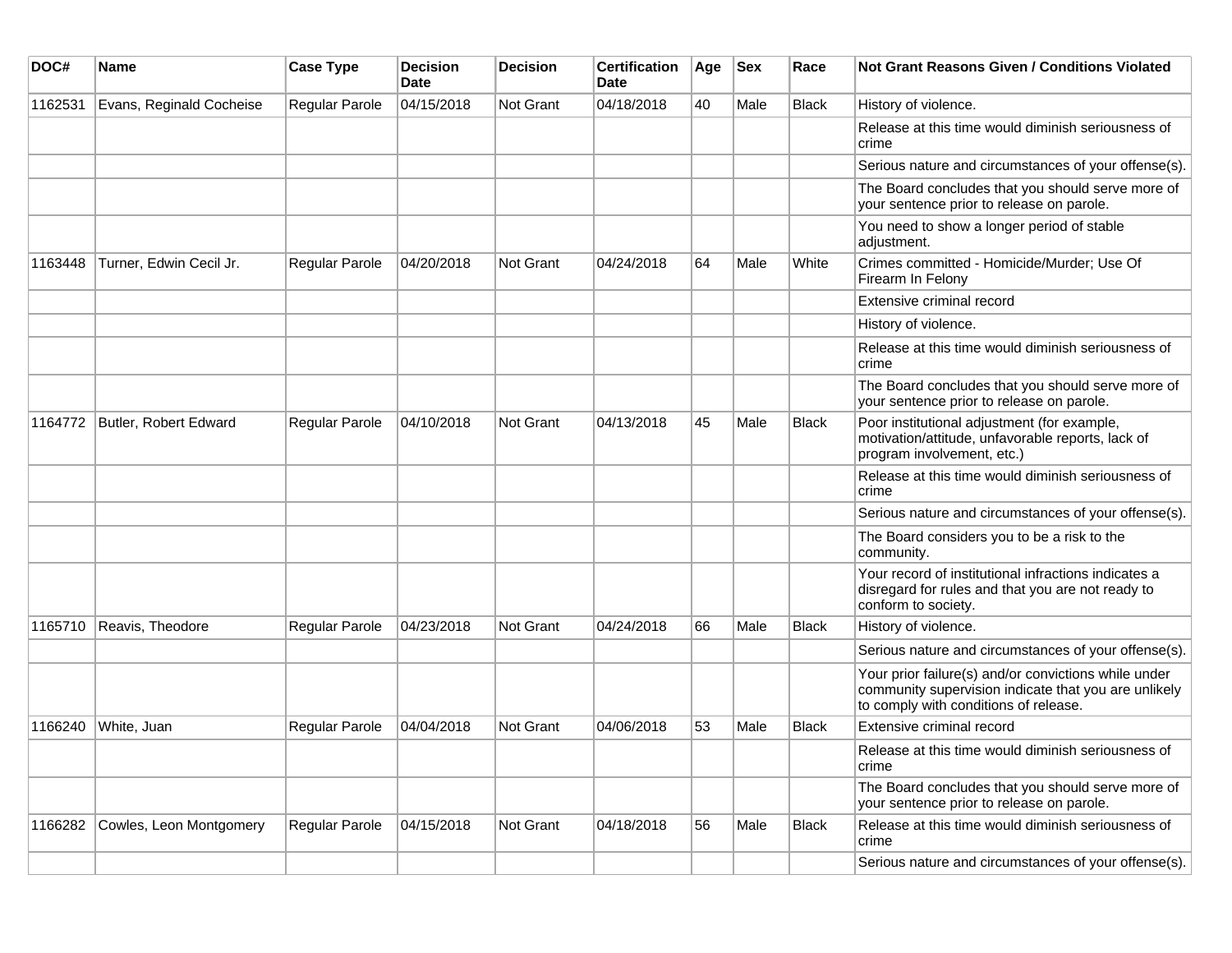| DOC# | Name | Case Type | Decision Date | Decision | Certification Date | Age | Sex | Race | Not Grant Reasons Given / Conditions Violated |
|---|---|---|---|---|---|---|---|---|---|
| 1162531 | Evans, Reginald Cocheise | Regular Parole | 04/15/2018 | Not Grant | 04/18/2018 | 40 | Male | Black | History of violence. |
| | | | | | | | | | Release at this time would diminish seriousness of crime |
| | | | | | | | | | Serious nature and circumstances of your offense(s). |
| | | | | | | | | | The Board concludes that you should serve more of your sentence prior to release on parole. |
| | | | | | | | | | You need to show a longer period of stable adjustment. |
| 1163448 | Turner, Edwin Cecil Jr. | Regular Parole | 04/20/2018 | Not Grant | 04/24/2018 | 64 | Male | White | Crimes committed - Homicide/Murder; Use Of Firearm In Felony |
| | | | | | | | | | Extensive criminal record |
| | | | | | | | | | History of violence. |
| | | | | | | | | | Release at this time would diminish seriousness of crime |
| | | | | | | | | | The Board concludes that you should serve more of your sentence prior to release on parole. |
| 1164772 | Butler, Robert Edward | Regular Parole | 04/10/2018 | Not Grant | 04/13/2018 | 45 | Male | Black | Poor institutional adjustment (for example, motivation/attitude, unfavorable reports, lack of program involvement, etc.) |
| | | | | | | | | | Release at this time would diminish seriousness of crime |
| | | | | | | | | | Serious nature and circumstances of your offense(s). |
| | | | | | | | | | The Board considers you to be a risk to the community. |
| | | | | | | | | | Your record of institutional infractions indicates a disregard for rules and that you are not ready to conform to society. |
| 1165710 | Reavis, Theodore | Regular Parole | 04/23/2018 | Not Grant | 04/24/2018 | 66 | Male | Black | History of violence. |
| | | | | | | | | | Serious nature and circumstances of your offense(s). |
| | | | | | | | | | Your prior failure(s) and/or convictions while under community supervision indicate that you are unlikely to comply with conditions of release. |
| 1166240 | White, Juan | Regular Parole | 04/04/2018 | Not Grant | 04/06/2018 | 53 | Male | Black | Extensive criminal record |
| | | | | | | | | | Release at this time would diminish seriousness of crime |
| | | | | | | | | | The Board concludes that you should serve more of your sentence prior to release on parole. |
| 1166282 | Cowles, Leon Montgomery | Regular Parole | 04/15/2018 | Not Grant | 04/18/2018 | 56 | Male | Black | Release at this time would diminish seriousness of crime |
| | | | | | | | | | Serious nature and circumstances of your offense(s). |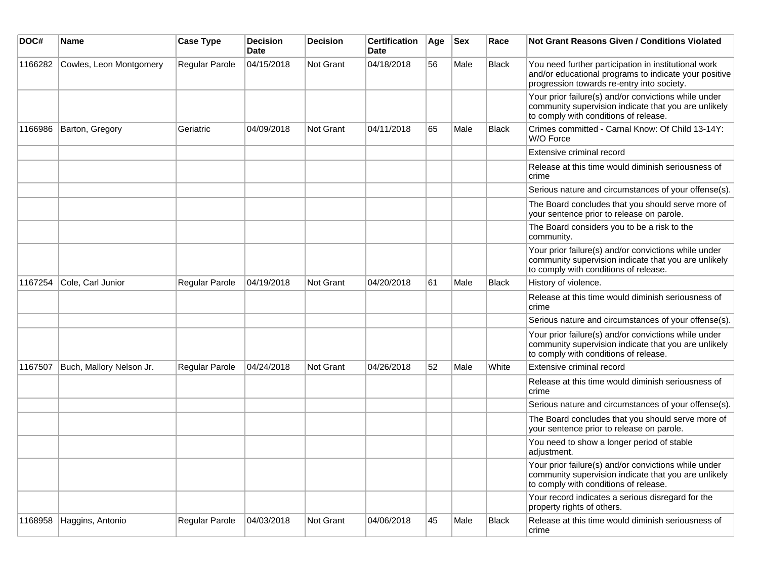| DOC# | Name | Case Type | Decision Date | Decision | Certification Date | Age | Sex | Race | Not Grant Reasons Given / Conditions Violated |
|---|---|---|---|---|---|---|---|---|---|
| 1166282 | Cowles, Leon Montgomery | Regular Parole | 04/15/2018 | Not Grant | 04/18/2018 | 56 | Male | Black | You need further participation in institutional work and/or educational programs to indicate your positive progression towards re-entry into society. |
| | | | | | | | | | Your prior failure(s) and/or convictions while under community supervision indicate that you are unlikely to comply with conditions of release. |
| 1166986 | Barton, Gregory | Geriatric | 04/09/2018 | Not Grant | 04/11/2018 | 65 | Male | Black | Crimes committed - Carnal Know: Of Child 13-14Y: W/O Force |
| | | | | | | | | | Extensive criminal record |
| | | | | | | | | | Release at this time would diminish seriousness of crime |
| | | | | | | | | | Serious nature and circumstances of your offense(s). |
| | | | | | | | | | The Board concludes that you should serve more of your sentence prior to release on parole. |
| | | | | | | | | | The Board considers you to be a risk to the community. |
| | | | | | | | | | Your prior failure(s) and/or convictions while under community supervision indicate that you are unlikely to comply with conditions of release. |
| 1167254 | Cole, Carl Junior | Regular Parole | 04/19/2018 | Not Grant | 04/20/2018 | 61 | Male | Black | History of violence. |
| | | | | | | | | | Release at this time would diminish seriousness of crime |
| | | | | | | | | | Serious nature and circumstances of your offense(s). |
| | | | | | | | | | Your prior failure(s) and/or convictions while under community supervision indicate that you are unlikely to comply with conditions of release. |
| 1167507 | Buch, Mallory Nelson Jr. | Regular Parole | 04/24/2018 | Not Grant | 04/26/2018 | 52 | Male | White | Extensive criminal record |
| | | | | | | | | | Release at this time would diminish seriousness of crime |
| | | | | | | | | | Serious nature and circumstances of your offense(s). |
| | | | | | | | | | The Board concludes that you should serve more of your sentence prior to release on parole. |
| | | | | | | | | | You need to show a longer period of stable adjustment. |
| | | | | | | | | | Your prior failure(s) and/or convictions while under community supervision indicate that you are unlikely to comply with conditions of release. |
| | | | | | | | | | Your record indicates a serious disregard for the property rights of others. |
| 1168958 | Haggins, Antonio | Regular Parole | 04/03/2018 | Not Grant | 04/06/2018 | 45 | Male | Black | Release at this time would diminish seriousness of crime |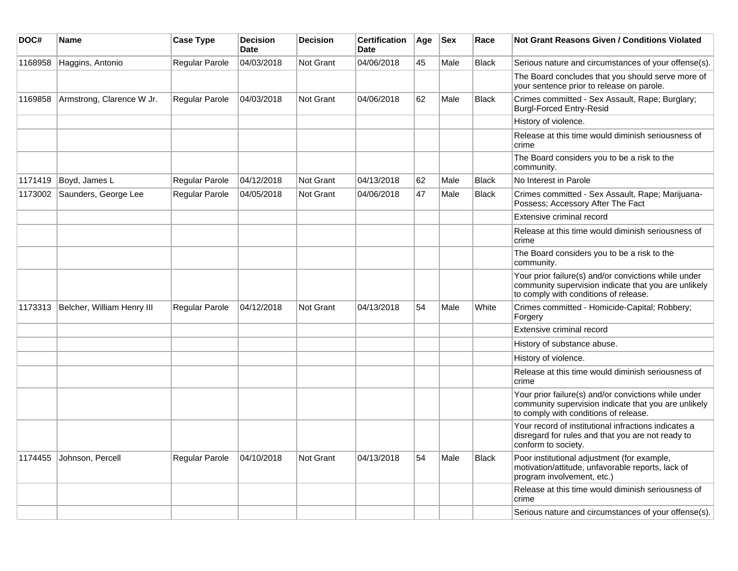| DOC# | Name | Case Type | Decision Date | Decision | Certification Date | Age | Sex | Race | Not Grant Reasons Given / Conditions Violated |
|---|---|---|---|---|---|---|---|---|---|
| 1168958 | Haggins, Antonio | Regular Parole | 04/03/2018 | Not Grant | 04/06/2018 | 45 | Male | Black | Serious nature and circumstances of your offense(s). |
| | | | | | | | | | The Board concludes that you should serve more of your sentence prior to release on parole. |
| 1169858 | Armstrong, Clarence W Jr. | Regular Parole | 04/03/2018 | Not Grant | 04/06/2018 | 62 | Male | Black | Crimes committed - Sex Assault, Rape; Burglary; Burgl-Forced Entry-Resid |
| | | | | | | | | | History of violence. |
| | | | | | | | | | Release at this time would diminish seriousness of crime |
| | | | | | | | | | The Board considers you to be a risk to the community. |
| 1171419 | Boyd, James L | Regular Parole | 04/12/2018 | Not Grant | 04/13/2018 | 62 | Male | Black | No Interest in Parole |
| 1173002 | Saunders, George Lee | Regular Parole | 04/05/2018 | Not Grant | 04/06/2018 | 47 | Male | Black | Crimes committed - Sex Assault, Rape; Marijuana-Possess; Accessory After The Fact |
| | | | | | | | | | Extensive criminal record |
| | | | | | | | | | Release at this time would diminish seriousness of crime |
| | | | | | | | | | The Board considers you to be a risk to the community. |
| | | | | | | | | | Your prior failure(s) and/or convictions while under community supervision indicate that you are unlikely to comply with conditions of release. |
| 1173313 | Belcher, William Henry III | Regular Parole | 04/12/2018 | Not Grant | 04/13/2018 | 54 | Male | White | Crimes committed - Homicide-Capital; Robbery; Forgery |
| | | | | | | | | | Extensive criminal record |
| | | | | | | | | | History of substance abuse. |
| | | | | | | | | | History of violence. |
| | | | | | | | | | Release at this time would diminish seriousness of crime |
| | | | | | | | | | Your prior failure(s) and/or convictions while under community supervision indicate that you are unlikely to comply with conditions of release. |
| | | | | | | | | | Your record of institutional infractions indicates a disregard for rules and that you are not ready to conform to society. |
| 1174455 | Johnson, Percell | Regular Parole | 04/10/2018 | Not Grant | 04/13/2018 | 54 | Male | Black | Poor institutional adjustment (for example, motivation/attitude, unfavorable reports, lack of program involvement, etc.) |
| | | | | | | | | | Release at this time would diminish seriousness of crime |
| | | | | | | | | | Serious nature and circumstances of your offense(s). |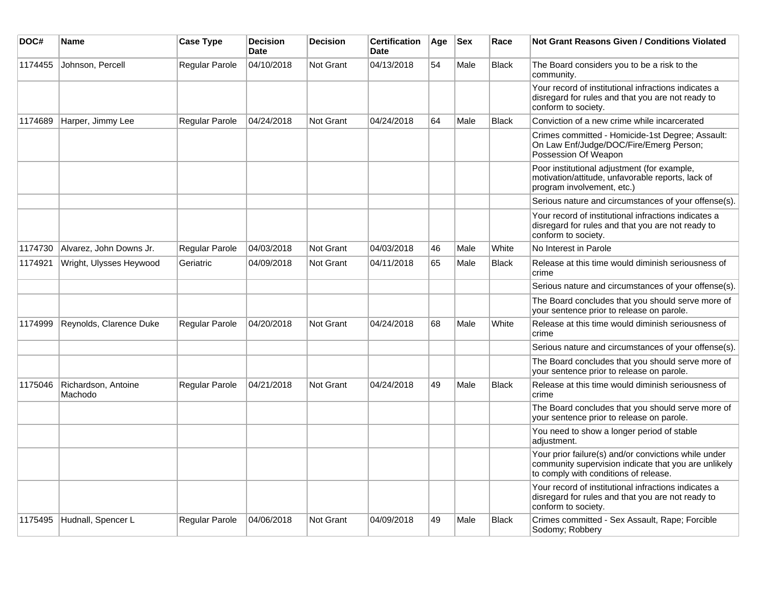| DOC# | Name | Case Type | Decision Date | Decision | Certification Date | Age | Sex | Race | Not Grant Reasons Given / Conditions Violated |
|---|---|---|---|---|---|---|---|---|---|
| 1174455 | Johnson, Percell | Regular Parole | 04/10/2018 | Not Grant | 04/13/2018 | 54 | Male | Black | The Board considers you to be a risk to the community. |
| | | | | | | | | | Your record of institutional infractions indicates a disregard for rules and that you are not ready to conform to society. |
| 1174689 | Harper, Jimmy Lee | Regular Parole | 04/24/2018 | Not Grant | 04/24/2018 | 64 | Male | Black | Conviction of a new crime while incarcerated |
| | | | | | | | | | Crimes committed - Homicide-1st Degree; Assault: On Law Enf/Judge/DOC/Fire/Emerg Person; Possession Of Weapon |
| | | | | | | | | | Poor institutional adjustment (for example, motivation/attitude, unfavorable reports, lack of program involvement, etc.) |
| | | | | | | | | | Serious nature and circumstances of your offense(s). |
| | | | | | | | | | Your record of institutional infractions indicates a disregard for rules and that you are not ready to conform to society. |
| 1174730 | Alvarez, John Downs Jr. | Regular Parole | 04/03/2018 | Not Grant | 04/03/2018 | 46 | Male | White | No Interest in Parole |
| 1174921 | Wright, Ulysses Heywood | Geriatric | 04/09/2018 | Not Grant | 04/11/2018 | 65 | Male | Black | Release at this time would diminish seriousness of crime |
| | | | | | | | | | Serious nature and circumstances of your offense(s). |
| | | | | | | | | | The Board concludes that you should serve more of your sentence prior to release on parole. |
| 1174999 | Reynolds, Clarence Duke | Regular Parole | 04/20/2018 | Not Grant | 04/24/2018 | 68 | Male | White | Release at this time would diminish seriousness of crime |
| | | | | | | | | | Serious nature and circumstances of your offense(s). |
| | | | | | | | | | The Board concludes that you should serve more of your sentence prior to release on parole. |
| 1175046 | Richardson, Antoine Machodo | Regular Parole | 04/21/2018 | Not Grant | 04/24/2018 | 49 | Male | Black | Release at this time would diminish seriousness of crime |
| | | | | | | | | | The Board concludes that you should serve more of your sentence prior to release on parole. |
| | | | | | | | | | You need to show a longer period of stable adjustment. |
| | | | | | | | | | Your prior failure(s) and/or convictions while under community supervision indicate that you are unlikely to comply with conditions of release. |
| | | | | | | | | | Your record of institutional infractions indicates a disregard for rules and that you are not ready to conform to society. |
| 1175495 | Hudnall, Spencer L | Regular Parole | 04/06/2018 | Not Grant | 04/09/2018 | 49 | Male | Black | Crimes committed - Sex Assault, Rape; Forcible Sodomy; Robbery |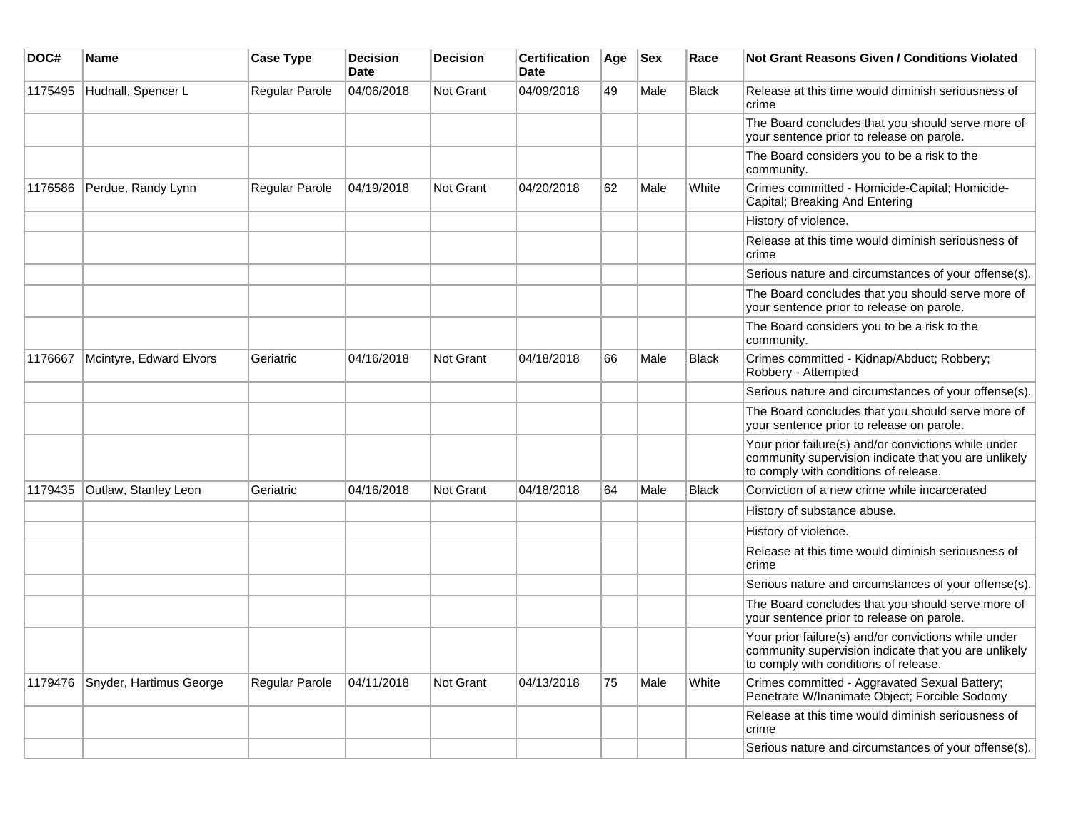| DOC# | Name | Case Type | Decision Date | Decision | Certification Date | Age | Sex | Race | Not Grant Reasons Given / Conditions Violated |
|---|---|---|---|---|---|---|---|---|---|
| 1175495 | Hudnall, Spencer L | Regular Parole | 04/06/2018 | Not Grant | 04/09/2018 | 49 | Male | Black | Release at this time would diminish seriousness of crime |
| | | | | | | | | | The Board concludes that you should serve more of your sentence prior to release on parole. |
| | | | | | | | | | The Board considers you to be a risk to the community. |
| 1176586 | Perdue, Randy Lynn | Regular Parole | 04/19/2018 | Not Grant | 04/20/2018 | 62 | Male | White | Crimes committed - Homicide-Capital; Homicide-Capital; Breaking And Entering |
| | | | | | | | | | History of violence. |
| | | | | | | | | | Release at this time would diminish seriousness of crime |
| | | | | | | | | | Serious nature and circumstances of your offense(s). |
| | | | | | | | | | The Board concludes that you should serve more of your sentence prior to release on parole. |
| | | | | | | | | | The Board considers you to be a risk to the community. |
| 1176667 | Mcintyre, Edward Elvors | Geriatric | 04/16/2018 | Not Grant | 04/18/2018 | 66 | Male | Black | Crimes committed - Kidnap/Abduct; Robbery; Robbery - Attempted |
| | | | | | | | | | Serious nature and circumstances of your offense(s). |
| | | | | | | | | | The Board concludes that you should serve more of your sentence prior to release on parole. |
| | | | | | | | | | Your prior failure(s) and/or convictions while under community supervision indicate that you are unlikely to comply with conditions of release. |
| 1179435 | Outlaw, Stanley Leon | Geriatric | 04/16/2018 | Not Grant | 04/18/2018 | 64 | Male | Black | Conviction of a new crime while incarcerated |
| | | | | | | | | | History of substance abuse. |
| | | | | | | | | | History of violence. |
| | | | | | | | | | Release at this time would diminish seriousness of crime |
| | | | | | | | | | Serious nature and circumstances of your offense(s). |
| | | | | | | | | | The Board concludes that you should serve more of your sentence prior to release on parole. |
| | | | | | | | | | Your prior failure(s) and/or convictions while under community supervision indicate that you are unlikely to comply with conditions of release. |
| 1179476 | Snyder, Hartimus George | Regular Parole | 04/11/2018 | Not Grant | 04/13/2018 | 75 | Male | White | Crimes committed - Aggravated Sexual Battery; Penetrate W/Inanimate Object; Forcible Sodomy |
| | | | | | | | | | Release at this time would diminish seriousness of crime |
| | | | | | | | | | Serious nature and circumstances of your offense(s). |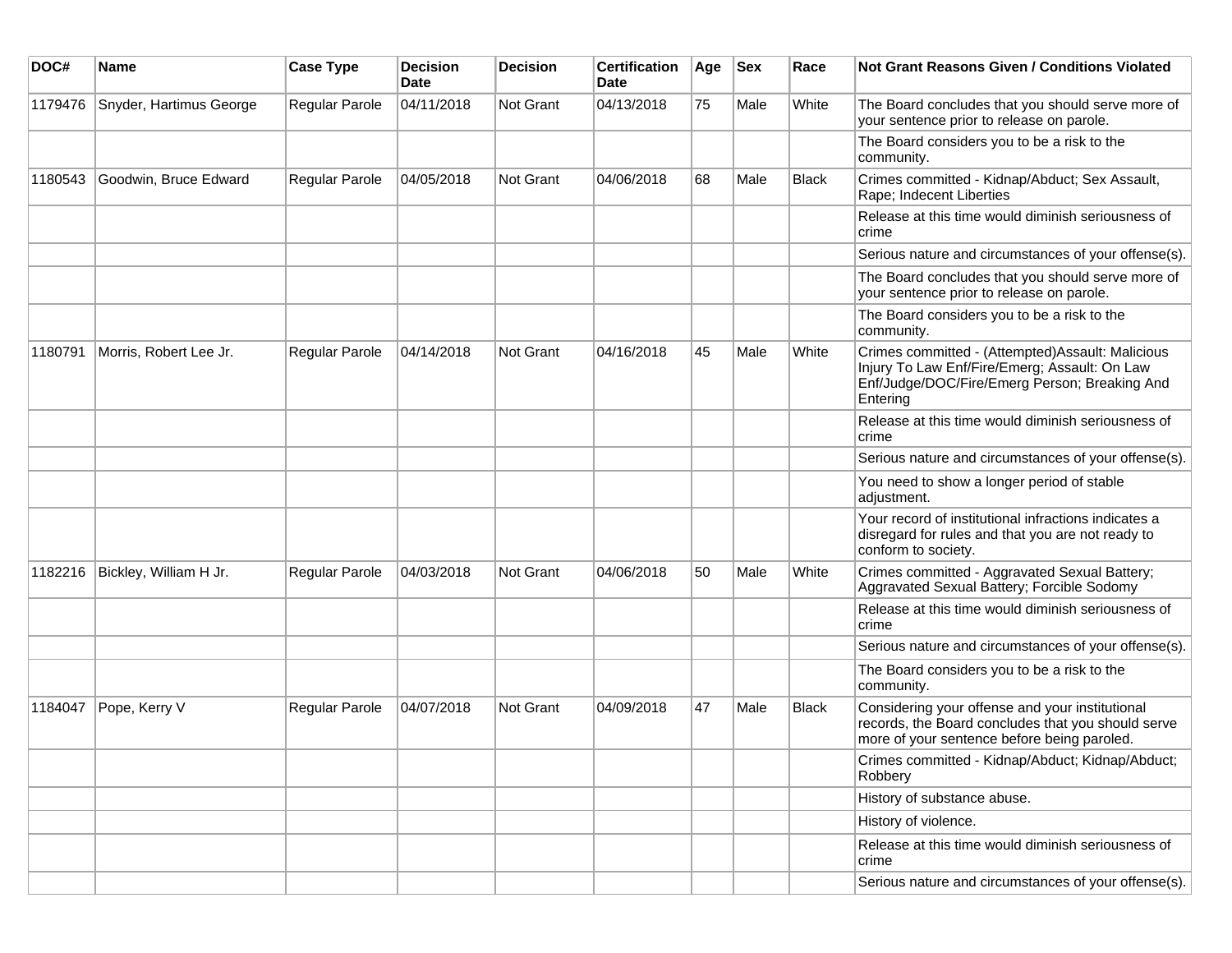| DOC# | Name | Case Type | Decision Date | Decision | Certification Date | Age | Sex | Race | Not Grant Reasons Given / Conditions Violated |
|---|---|---|---|---|---|---|---|---|---|
| 1179476 | Snyder, Hartimus George | Regular Parole | 04/11/2018 | Not Grant | 04/13/2018 | 75 | Male | White | The Board concludes that you should serve more of your sentence prior to release on parole. |
| | | | | | | | | | The Board considers you to be a risk to the community. |
| 1180543 | Goodwin, Bruce Edward | Regular Parole | 04/05/2018 | Not Grant | 04/06/2018 | 68 | Male | Black | Crimes committed - Kidnap/Abduct; Sex Assault, Rape; Indecent Liberties |
| | | | | | | | | | Release at this time would diminish seriousness of crime |
| | | | | | | | | | Serious nature and circumstances of your offense(s). |
| | | | | | | | | | The Board concludes that you should serve more of your sentence prior to release on parole. |
| | | | | | | | | | The Board considers you to be a risk to the community. |
| 1180791 | Morris, Robert Lee Jr. | Regular Parole | 04/14/2018 | Not Grant | 04/16/2018 | 45 | Male | White | Crimes committed - (Attempted)Assault: Malicious Injury To Law Enf/Fire/Emerg; Assault: On Law Enf/Judge/DOC/Fire/Emerg Person; Breaking And Entering |
| | | | | | | | | | Release at this time would diminish seriousness of crime |
| | | | | | | | | | Serious nature and circumstances of your offense(s). |
| | | | | | | | | | You need to show a longer period of stable adjustment. |
| | | | | | | | | | Your record of institutional infractions indicates a disregard for rules and that you are not ready to conform to society. |
| 1182216 | Bickley, William H Jr. | Regular Parole | 04/03/2018 | Not Grant | 04/06/2018 | 50 | Male | White | Crimes committed - Aggravated Sexual Battery; Aggravated Sexual Battery; Forcible Sodomy |
| | | | | | | | | | Release at this time would diminish seriousness of crime |
| | | | | | | | | | Serious nature and circumstances of your offense(s). |
| | | | | | | | | | The Board considers you to be a risk to the community. |
| 1184047 | Pope, Kerry V | Regular Parole | 04/07/2018 | Not Grant | 04/09/2018 | 47 | Male | Black | Considering your offense and your institutional records, the Board concludes that you should serve more of your sentence before being paroled. |
| | | | | | | | | | Crimes committed - Kidnap/Abduct; Kidnap/Abduct; Robbery |
| | | | | | | | | | History of substance abuse. |
| | | | | | | | | | History of violence. |
| | | | | | | | | | Release at this time would diminish seriousness of crime |
| | | | | | | | | | Serious nature and circumstances of your offense(s). |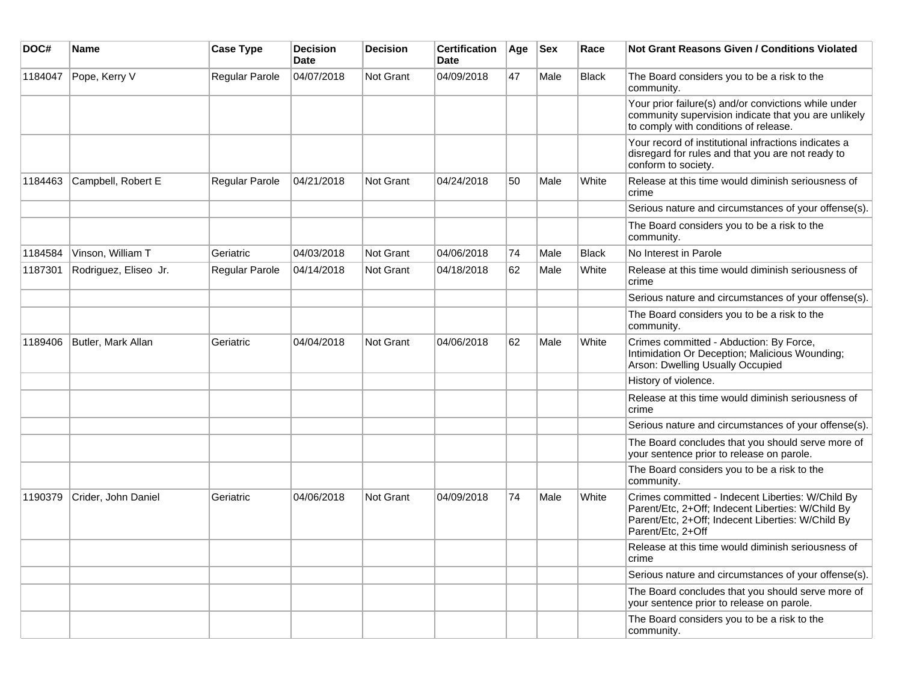| DOC# | Name | Case Type | Decision Date | Decision | Certification Date | Age | Sex | Race | Not Grant Reasons Given / Conditions Violated |
|---|---|---|---|---|---|---|---|---|---|
| 1184047 | Pope, Kerry V | Regular Parole | 04/07/2018 | Not Grant | 04/09/2018 | 47 | Male | Black | The Board considers you to be a risk to the community. |
| | | | | | | | | | Your prior failure(s) and/or convictions while under community supervision indicate that you are unlikely to comply with conditions of release. |
| | | | | | | | | | Your record of institutional infractions indicates a disregard for rules and that you are not ready to conform to society. |
| 1184463 | Campbell, Robert E | Regular Parole | 04/21/2018 | Not Grant | 04/24/2018 | 50 | Male | White | Release at this time would diminish seriousness of crime |
| | | | | | | | | | Serious nature and circumstances of your offense(s). |
| | | | | | | | | | The Board considers you to be a risk to the community. |
| 1184584 | Vinson, William T | Geriatric | 04/03/2018 | Not Grant | 04/06/2018 | 74 | Male | Black | No Interest in Parole |
| 1187301 | Rodriguez, Eliseo Jr. | Regular Parole | 04/14/2018 | Not Grant | 04/18/2018 | 62 | Male | White | Release at this time would diminish seriousness of crime |
| | | | | | | | | | Serious nature and circumstances of your offense(s). |
| | | | | | | | | | The Board considers you to be a risk to the community. |
| 1189406 | Butler, Mark Allan | Geriatric | 04/04/2018 | Not Grant | 04/06/2018 | 62 | Male | White | Crimes committed - Abduction: By Force, Intimidation Or Deception; Malicious Wounding; Arson: Dwelling Usually Occupied |
| | | | | | | | | | History of violence. |
| | | | | | | | | | Release at this time would diminish seriousness of crime |
| | | | | | | | | | Serious nature and circumstances of your offense(s). |
| | | | | | | | | | The Board concludes that you should serve more of your sentence prior to release on parole. |
| | | | | | | | | | The Board considers you to be a risk to the community. |
| 1190379 | Crider, John Daniel | Geriatric | 04/06/2018 | Not Grant | 04/09/2018 | 74 | Male | White | Crimes committed - Indecent Liberties: W/Child By Parent/Etc, 2+Off; Indecent Liberties: W/Child By Parent/Etc, 2+Off; Indecent Liberties: W/Child By Parent/Etc, 2+Off |
| | | | | | | | | | Release at this time would diminish seriousness of crime |
| | | | | | | | | | Serious nature and circumstances of your offense(s). |
| | | | | | | | | | The Board concludes that you should serve more of your sentence prior to release on parole. |
| | | | | | | | | | The Board considers you to be a risk to the community. |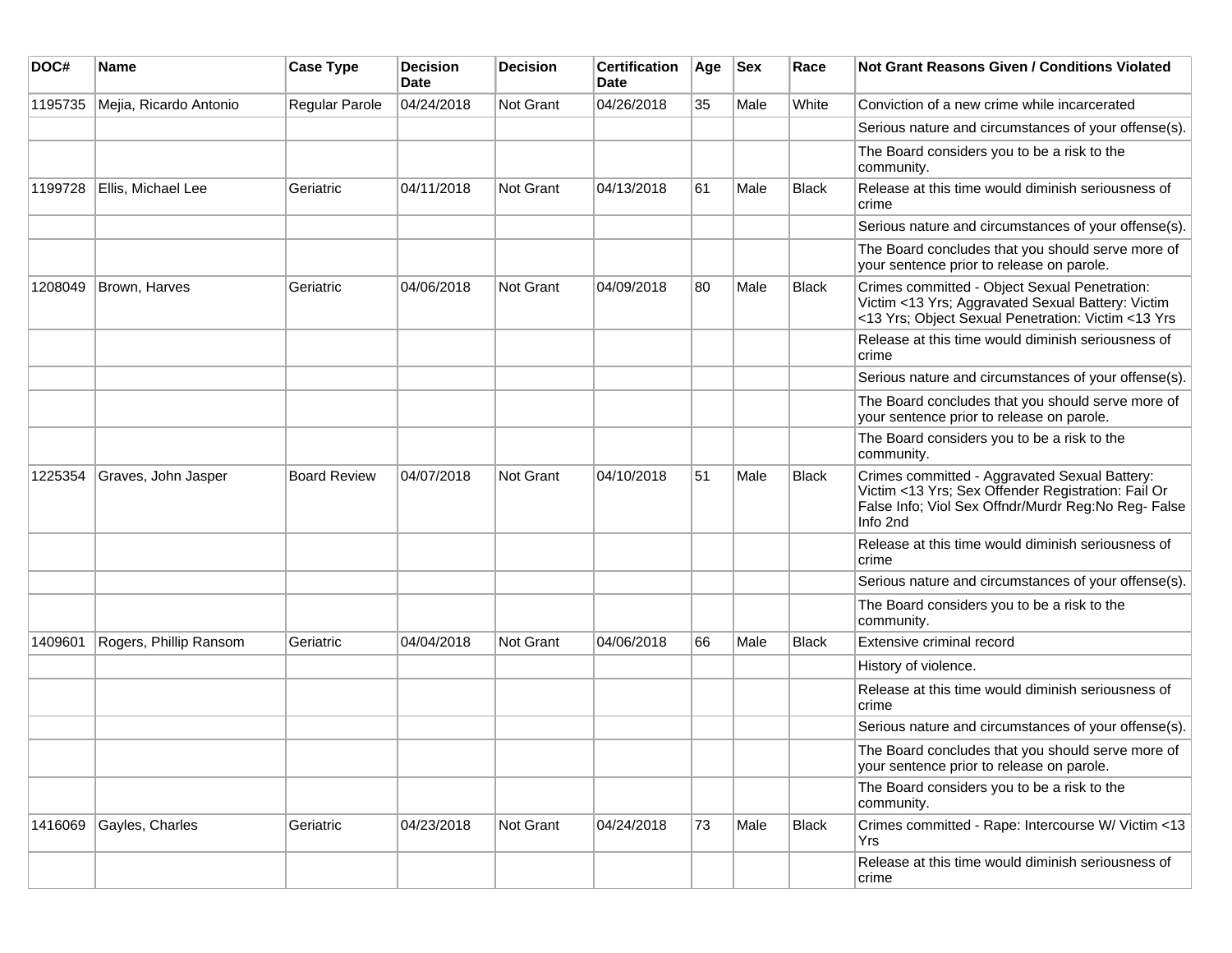| DOC# | Name | Case Type | Decision Date | Decision | Certification Date | Age | Sex | Race | Not Grant Reasons Given / Conditions Violated |
|---|---|---|---|---|---|---|---|---|---|
| 1195735 | Mejia, Ricardo Antonio | Regular Parole | 04/24/2018 | Not Grant | 04/26/2018 | 35 | Male | White | Conviction of a new crime while incarcerated |
| | | | | | | | | | Serious nature and circumstances of your offense(s). |
| | | | | | | | | | The Board considers you to be a risk to the community. |
| 1199728 | Ellis, Michael Lee | Geriatric | 04/11/2018 | Not Grant | 04/13/2018 | 61 | Male | Black | Release at this time would diminish seriousness of crime |
| | | | | | | | | | Serious nature and circumstances of your offense(s). |
| | | | | | | | | | The Board concludes that you should serve more of your sentence prior to release on parole. |
| 1208049 | Brown, Harves | Geriatric | 04/06/2018 | Not Grant | 04/09/2018 | 80 | Male | Black | Crimes committed - Object Sexual Penetration: Victim <13 Yrs; Aggravated Sexual Battery: Victim <13 Yrs; Object Sexual Penetration: Victim <13 Yrs |
| | | | | | | | | | Release at this time would diminish seriousness of crime |
| | | | | | | | | | Serious nature and circumstances of your offense(s). |
| | | | | | | | | | The Board concludes that you should serve more of your sentence prior to release on parole. |
| | | | | | | | | | The Board considers you to be a risk to the community. |
| 1225354 | Graves, John Jasper | Board Review | 04/07/2018 | Not Grant | 04/10/2018 | 51 | Male | Black | Crimes committed - Aggravated Sexual Battery: Victim <13 Yrs; Sex Offender Registration: Fail Or False Info; Viol Sex Offndr/Murdr Reg:No Reg- False Info 2nd |
| | | | | | | | | | Release at this time would diminish seriousness of crime |
| | | | | | | | | | Serious nature and circumstances of your offense(s). |
| | | | | | | | | | The Board considers you to be a risk to the community. |
| 1409601 | Rogers, Phillip Ransom | Geriatric | 04/04/2018 | Not Grant | 04/06/2018 | 66 | Male | Black | Extensive criminal record |
| | | | | | | | | | History of violence. |
| | | | | | | | | | Release at this time would diminish seriousness of crime |
| | | | | | | | | | Serious nature and circumstances of your offense(s). |
| | | | | | | | | | The Board concludes that you should serve more of your sentence prior to release on parole. |
| | | | | | | | | | The Board considers you to be a risk to the community. |
| 1416069 | Gayles, Charles | Geriatric | 04/23/2018 | Not Grant | 04/24/2018 | 73 | Male | Black | Crimes committed - Rape: Intercourse W/ Victim <13 Yrs |
| | | | | | | | | | Release at this time would diminish seriousness of crime |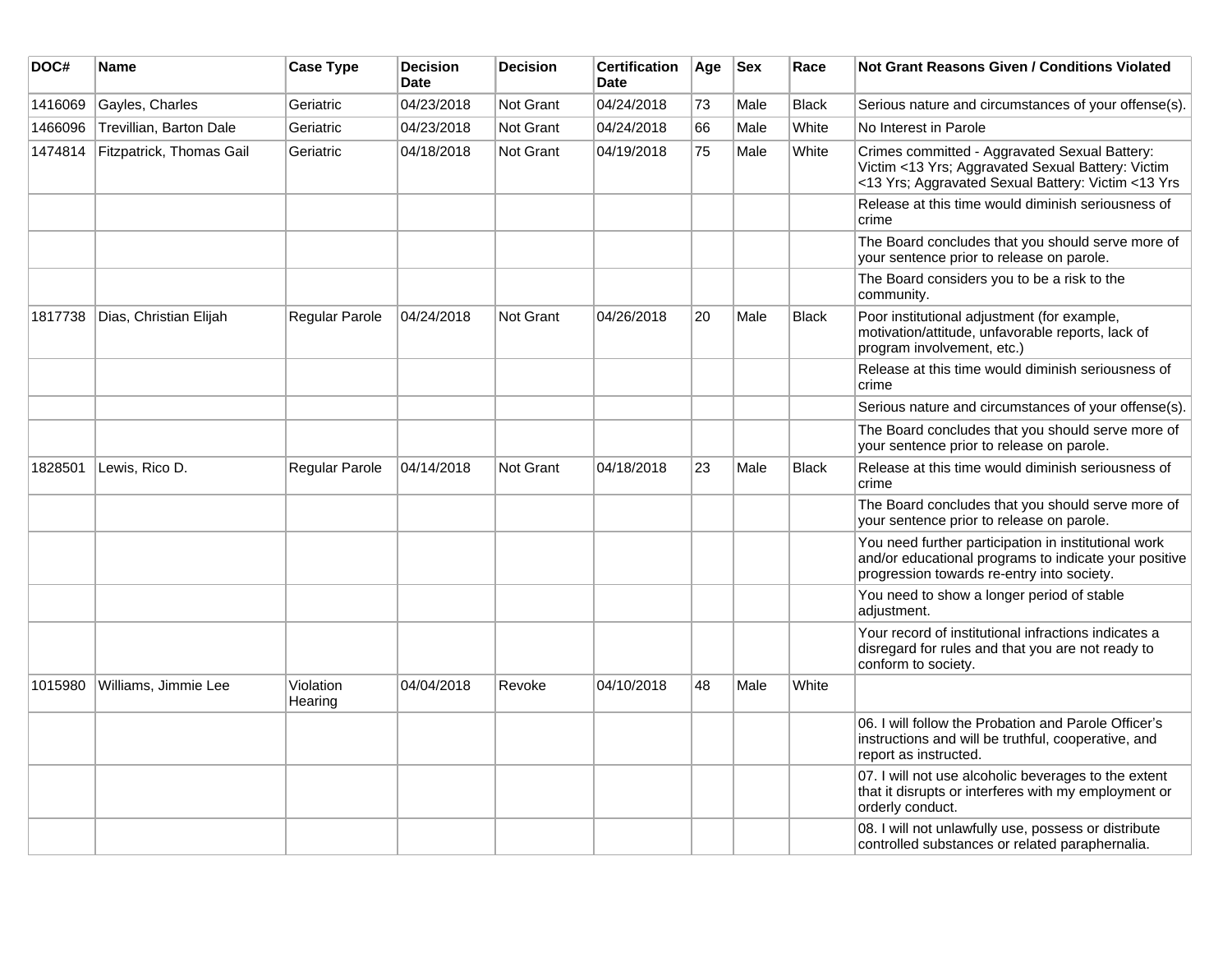| DOC# | Name | Case Type | Decision Date | Decision | Certification Date | Age | Sex | Race | Not Grant Reasons Given / Conditions Violated |
|---|---|---|---|---|---|---|---|---|---|
| 1416069 | Gayles, Charles | Geriatric | 04/23/2018 | Not Grant | 04/24/2018 | 73 | Male | Black | Serious nature and circumstances of your offense(s). |
| 1466096 | Trevillian, Barton Dale | Geriatric | 04/23/2018 | Not Grant | 04/24/2018 | 66 | Male | White | No Interest in Parole |
| 1474814 | Fitzpatrick, Thomas Gail | Geriatric | 04/18/2018 | Not Grant | 04/19/2018 | 75 | Male | White | Crimes committed - Aggravated Sexual Battery: Victim <13 Yrs; Aggravated Sexual Battery: Victim <13 Yrs; Aggravated Sexual Battery: Victim <13 Yrs |
| | | | | | | | | | Release at this time would diminish seriousness of crime |
| | | | | | | | | | The Board concludes that you should serve more of your sentence prior to release on parole. |
| | | | | | | | | | The Board considers you to be a risk to the community. |
| 1817738 | Dias, Christian Elijah | Regular Parole | 04/24/2018 | Not Grant | 04/26/2018 | 20 | Male | Black | Poor institutional adjustment (for example, motivation/attitude, unfavorable reports, lack of program involvement, etc.) |
| | | | | | | | | | Release at this time would diminish seriousness of crime |
| | | | | | | | | | Serious nature and circumstances of your offense(s). |
| | | | | | | | | | The Board concludes that you should serve more of your sentence prior to release on parole. |
| 1828501 | Lewis, Rico D. | Regular Parole | 04/14/2018 | Not Grant | 04/18/2018 | 23 | Male | Black | Release at this time would diminish seriousness of crime |
| | | | | | | | | | The Board concludes that you should serve more of your sentence prior to release on parole. |
| | | | | | | | | | You need further participation in institutional work and/or educational programs to indicate your positive progression towards re-entry into society. |
| | | | | | | | | | You need to show a longer period of stable adjustment. |
| | | | | | | | | | Your record of institutional infractions indicates a disregard for rules and that you are not ready to conform to society. |
| 1015980 | Williams, Jimmie Lee | Violation Hearing | 04/04/2018 | Revoke | 04/10/2018 | 48 | Male | White | |
| | | | | | | | | | 06. I will follow the Probation and Parole Officer's instructions and will be truthful, cooperative, and report as instructed. |
| | | | | | | | | | 07. I will not use alcoholic beverages to the extent that it disrupts or interferes with my employment or orderly conduct. |
| | | | | | | | | | 08. I will not unlawfully use, possess or distribute controlled substances or related paraphernalia. |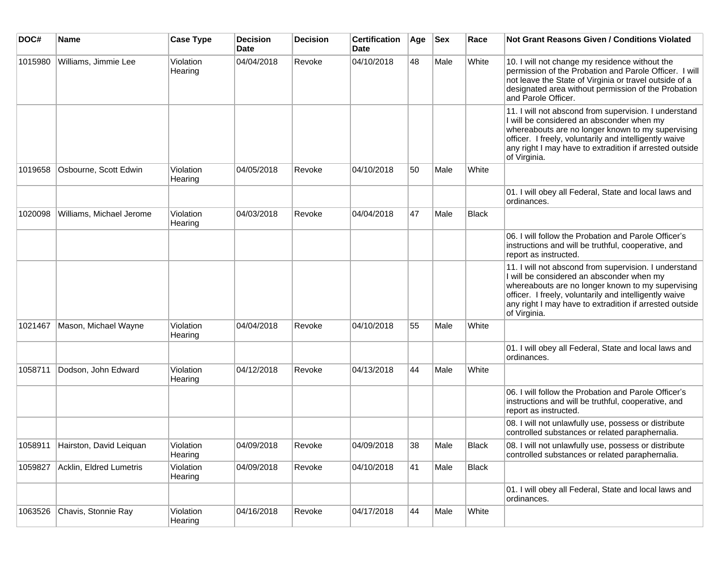| DOC# | Name | Case Type | Decision Date | Decision | Certification Date | Age | Sex | Race | Not Grant Reasons Given / Conditions Violated |
|---|---|---|---|---|---|---|---|---|---|
| 1015980 | Williams, Jimmie Lee | Violation Hearing | 04/04/2018 | Revoke | 04/10/2018 | 48 | Male | White | 10. I will not change my residence without the permission of the Probation and Parole Officer. I will not leave the State of Virginia or travel outside of a designated area without permission of the Probation and Parole Officer. |
| | | | | | | | | | 11. I will not abscond from supervision. I understand I will be considered an absconder when my whereabouts are no longer known to my supervising officer. I freely, voluntarily and intelligently waive any right I may have to extradition if arrested outside of Virginia. |
| 1019658 | Osbourne, Scott Edwin | Violation Hearing | 04/05/2018 | Revoke | 04/10/2018 | 50 | Male | White | |
| | | | | | | | | | 01. I will obey all Federal, State and local laws and ordinances. |
| 1020098 | Williams, Michael Jerome | Violation Hearing | 04/03/2018 | Revoke | 04/04/2018 | 47 | Male | Black | |
| | | | | | | | | | 06. I will follow the Probation and Parole Officer's instructions and will be truthful, cooperative, and report as instructed. |
| | | | | | | | | | 11. I will not abscond from supervision. I understand I will be considered an absconder when my whereabouts are no longer known to my supervising officer. I freely, voluntarily and intelligently waive any right I may have to extradition if arrested outside of Virginia. |
| 1021467 | Mason, Michael Wayne | Violation Hearing | 04/04/2018 | Revoke | 04/10/2018 | 55 | Male | White | |
| | | | | | | | | | 01. I will obey all Federal, State and local laws and ordinances. |
| 1058711 | Dodson, John Edward | Violation Hearing | 04/12/2018 | Revoke | 04/13/2018 | 44 | Male | White | |
| | | | | | | | | | 06. I will follow the Probation and Parole Officer's instructions and will be truthful, cooperative, and report as instructed. |
| | | | | | | | | | 08. I will not unlawfully use, possess or distribute controlled substances or related paraphernalia. |
| 1058911 | Hairston, David Leiquan | Violation Hearing | 04/09/2018 | Revoke | 04/09/2018 | 38 | Male | Black | 08. I will not unlawfully use, possess or distribute controlled substances or related paraphernalia. |
| 1059827 | Acklin, Eldred Lumetris | Violation Hearing | 04/09/2018 | Revoke | 04/10/2018 | 41 | Male | Black | |
| | | | | | | | | | 01. I will obey all Federal, State and local laws and ordinances. |
| 1063526 | Chavis, Stonnie Ray | Violation Hearing | 04/16/2018 | Revoke | 04/17/2018 | 44 | Male | White | |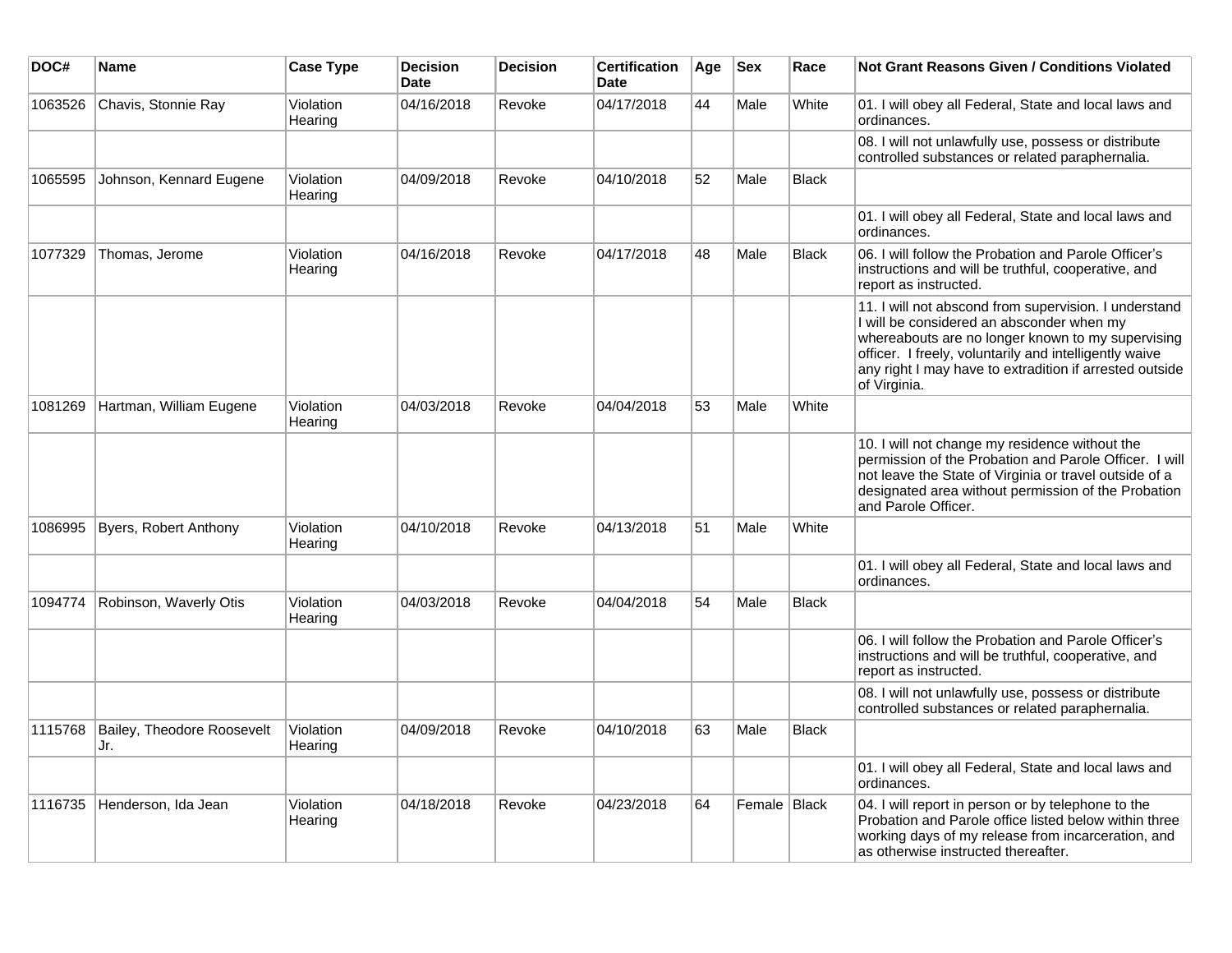| DOC# | Name | Case Type | Decision Date | Decision | Certification Date | Age | Sex | Race | Not Grant Reasons Given / Conditions Violated |
|---|---|---|---|---|---|---|---|---|---|
| 1063526 | Chavis, Stonnie Ray | Violation Hearing | 04/16/2018 | Revoke | 04/17/2018 | 44 | Male | White | 01. I will obey all Federal, State and local laws and ordinances. |
| | | | | | | | | | 08. I will not unlawfully use, possess or distribute controlled substances or related paraphernalia. |
| 1065595 | Johnson, Kennard Eugene | Violation Hearing | 04/09/2018 | Revoke | 04/10/2018 | 52 | Male | Black | |
| | | | | | | | | | 01. I will obey all Federal, State and local laws and ordinances. |
| 1077329 | Thomas, Jerome | Violation Hearing | 04/16/2018 | Revoke | 04/17/2018 | 48 | Male | Black | 06. I will follow the Probation and Parole Officer's instructions and will be truthful, cooperative, and report as instructed. |
| | | | | | | | | | 11. I will not abscond from supervision. I understand I will be considered an absconder when my whereabouts are no longer known to my supervising officer. I freely, voluntarily and intelligently waive any right I may have to extradition if arrested outside of Virginia. |
| 1081269 | Hartman, William Eugene | Violation Hearing | 04/03/2018 | Revoke | 04/04/2018 | 53 | Male | White | |
| | | | | | | | | | 10. I will not change my residence without the permission of the Probation and Parole Officer. I will not leave the State of Virginia or travel outside of a designated area without permission of the Probation and Parole Officer. |
| 1086995 | Byers, Robert Anthony | Violation Hearing | 04/10/2018 | Revoke | 04/13/2018 | 51 | Male | White | |
| | | | | | | | | | 01. I will obey all Federal, State and local laws and ordinances. |
| 1094774 | Robinson, Waverly Otis | Violation Hearing | 04/03/2018 | Revoke | 04/04/2018 | 54 | Male | Black | |
| | | | | | | | | | 06. I will follow the Probation and Parole Officer's instructions and will be truthful, cooperative, and report as instructed. |
| | | | | | | | | | 08. I will not unlawfully use, possess or distribute controlled substances or related paraphernalia. |
| 1115768 | Bailey, Theodore Roosevelt Jr. | Violation Hearing | 04/09/2018 | Revoke | 04/10/2018 | 63 | Male | Black | |
| | | | | | | | | | 01. I will obey all Federal, State and local laws and ordinances. |
| 1116735 | Henderson, Ida Jean | Violation Hearing | 04/18/2018 | Revoke | 04/23/2018 | 64 | Female | Black | 04. I will report in person or by telephone to the Probation and Parole office listed below within three working days of my release from incarceration, and as otherwise instructed thereafter. |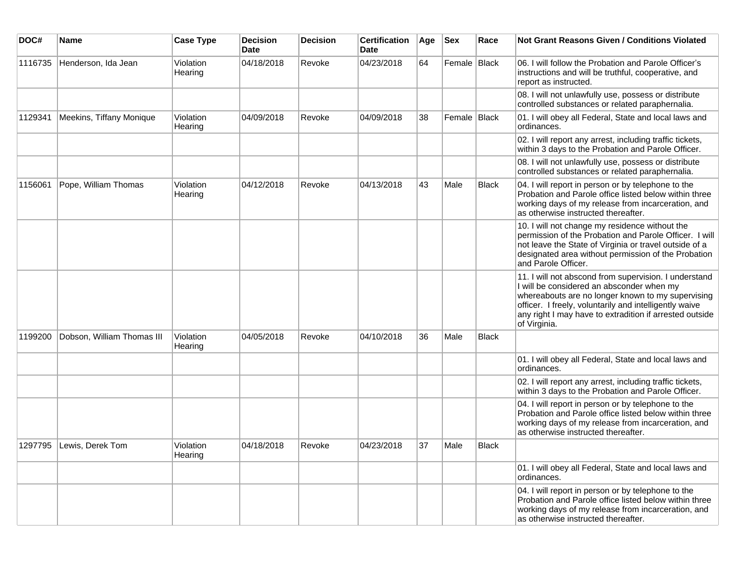| DOC# | Name | Case Type | Decision Date | Decision | Certification Date | Age | Sex | Race | Not Grant Reasons Given / Conditions Violated |
|---|---|---|---|---|---|---|---|---|---|
| 1116735 | Henderson, Ida Jean | Violation Hearing | 04/18/2018 | Revoke | 04/23/2018 | 64 | Female | Black | 06. I will follow the Probation and Parole Officer's instructions and will be truthful, cooperative, and report as instructed. |
| | | | | | | | | | 08. I will not unlawfully use, possess or distribute controlled substances or related paraphernalia. |
| 1129341 | Meekins, Tiffany Monique | Violation Hearing | 04/09/2018 | Revoke | 04/09/2018 | 38 | Female | Black | 01. I will obey all Federal, State and local laws and ordinances. |
| | | | | | | | | | 02. I will report any arrest, including traffic tickets, within 3 days to the Probation and Parole Officer. |
| | | | | | | | | | 08. I will not unlawfully use, possess or distribute controlled substances or related paraphernalia. |
| 1156061 | Pope, William Thomas | Violation Hearing | 04/12/2018 | Revoke | 04/13/2018 | 43 | Male | Black | 04. I will report in person or by telephone to the Probation and Parole office listed below within three working days of my release from incarceration, and as otherwise instructed thereafter. |
| | | | | | | | | | 10. I will not change my residence without the permission of the Probation and Parole Officer. I will not leave the State of Virginia or travel outside of a designated area without permission of the Probation and Parole Officer. |
| | | | | | | | | | 11. I will not abscond from supervision. I understand I will be considered an absconder when my whereabouts are no longer known to my supervising officer. I freely, voluntarily and intelligently waive any right I may have to extradition if arrested outside of Virginia. |
| 1199200 | Dobson, William Thomas III | Violation Hearing | 04/05/2018 | Revoke | 04/10/2018 | 36 | Male | Black | |
| | | | | | | | | | 01. I will obey all Federal, State and local laws and ordinances. |
| | | | | | | | | | 02. I will report any arrest, including traffic tickets, within 3 days to the Probation and Parole Officer. |
| | | | | | | | | | 04. I will report in person or by telephone to the Probation and Parole office listed below within three working days of my release from incarceration, and as otherwise instructed thereafter. |
| 1297795 | Lewis, Derek Tom | Violation Hearing | 04/18/2018 | Revoke | 04/23/2018 | 37 | Male | Black | |
| | | | | | | | | | 01. I will obey all Federal, State and local laws and ordinances. |
| | | | | | | | | | 04. I will report in person or by telephone to the Probation and Parole office listed below within three working days of my release from incarceration, and as otherwise instructed thereafter. |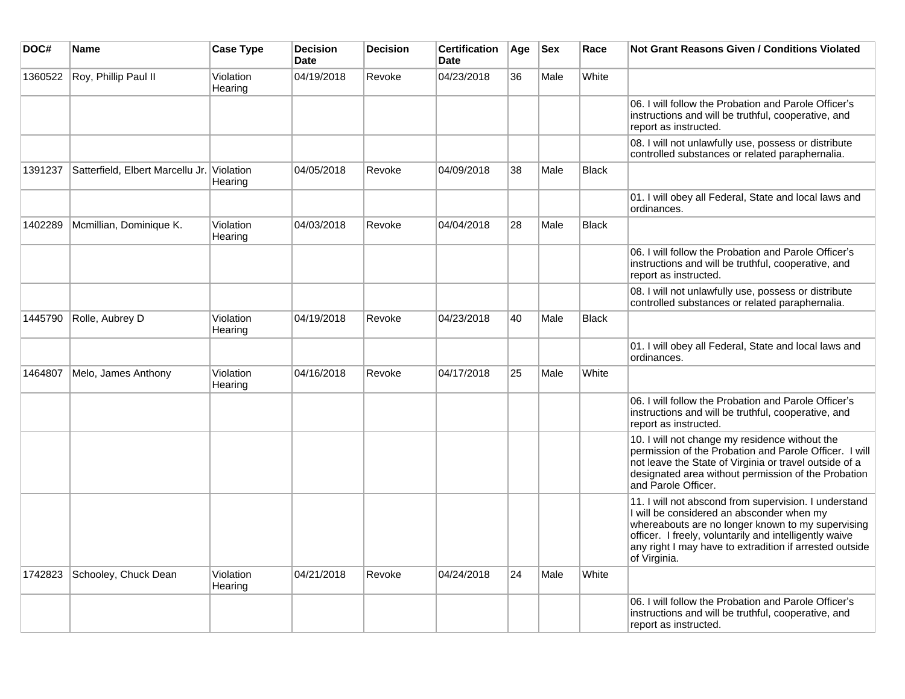| DOC# | Name | Case Type | Decision Date | Decision | Certification Date | Age | Sex | Race | Not Grant Reasons Given / Conditions Violated |
|---|---|---|---|---|---|---|---|---|---|
| 1360522 | Roy, Phillip Paul II | Violation Hearing | 04/19/2018 | Revoke | 04/23/2018 | 36 | Male | White | |
| | | | | | | | | | 06. I will follow the Probation and Parole Officer's instructions and will be truthful, cooperative, and report as instructed. |
| | | | | | | | | | 08. I will not unlawfully use, possess or distribute controlled substances or related paraphernalia. |
| 1391237 | Satterfield, Elbert Marcellu Jr. | Violation Hearing | 04/05/2018 | Revoke | 04/09/2018 | 38 | Male | Black | |
| | | | | | | | | | 01. I will obey all Federal, State and local laws and ordinances. |
| 1402289 | Mcmillian, Dominique K. | Violation Hearing | 04/03/2018 | Revoke | 04/04/2018 | 28 | Male | Black | |
| | | | | | | | | | 06. I will follow the Probation and Parole Officer's instructions and will be truthful, cooperative, and report as instructed. |
| | | | | | | | | | 08. I will not unlawfully use, possess or distribute controlled substances or related paraphernalia. |
| 1445790 | Rolle, Aubrey D | Violation Hearing | 04/19/2018 | Revoke | 04/23/2018 | 40 | Male | Black | |
| | | | | | | | | | 01. I will obey all Federal, State and local laws and ordinances. |
| 1464807 | Melo, James Anthony | Violation Hearing | 04/16/2018 | Revoke | 04/17/2018 | 25 | Male | White | |
| | | | | | | | | | 06. I will follow the Probation and Parole Officer's instructions and will be truthful, cooperative, and report as instructed. |
| | | | | | | | | | 10. I will not change my residence without the permission of the Probation and Parole Officer. I will not leave the State of Virginia or travel outside of a designated area without permission of the Probation and Parole Officer. |
| | | | | | | | | | 11. I will not abscond from supervision. I understand I will be considered an absconder when my whereabouts are no longer known to my supervising officer. I freely, voluntarily and intelligently waive any right I may have to extradition if arrested outside of Virginia. |
| 1742823 | Schooley, Chuck Dean | Violation Hearing | 04/21/2018 | Revoke | 04/24/2018 | 24 | Male | White | |
| | | | | | | | | | 06. I will follow the Probation and Parole Officer's instructions and will be truthful, cooperative, and report as instructed. |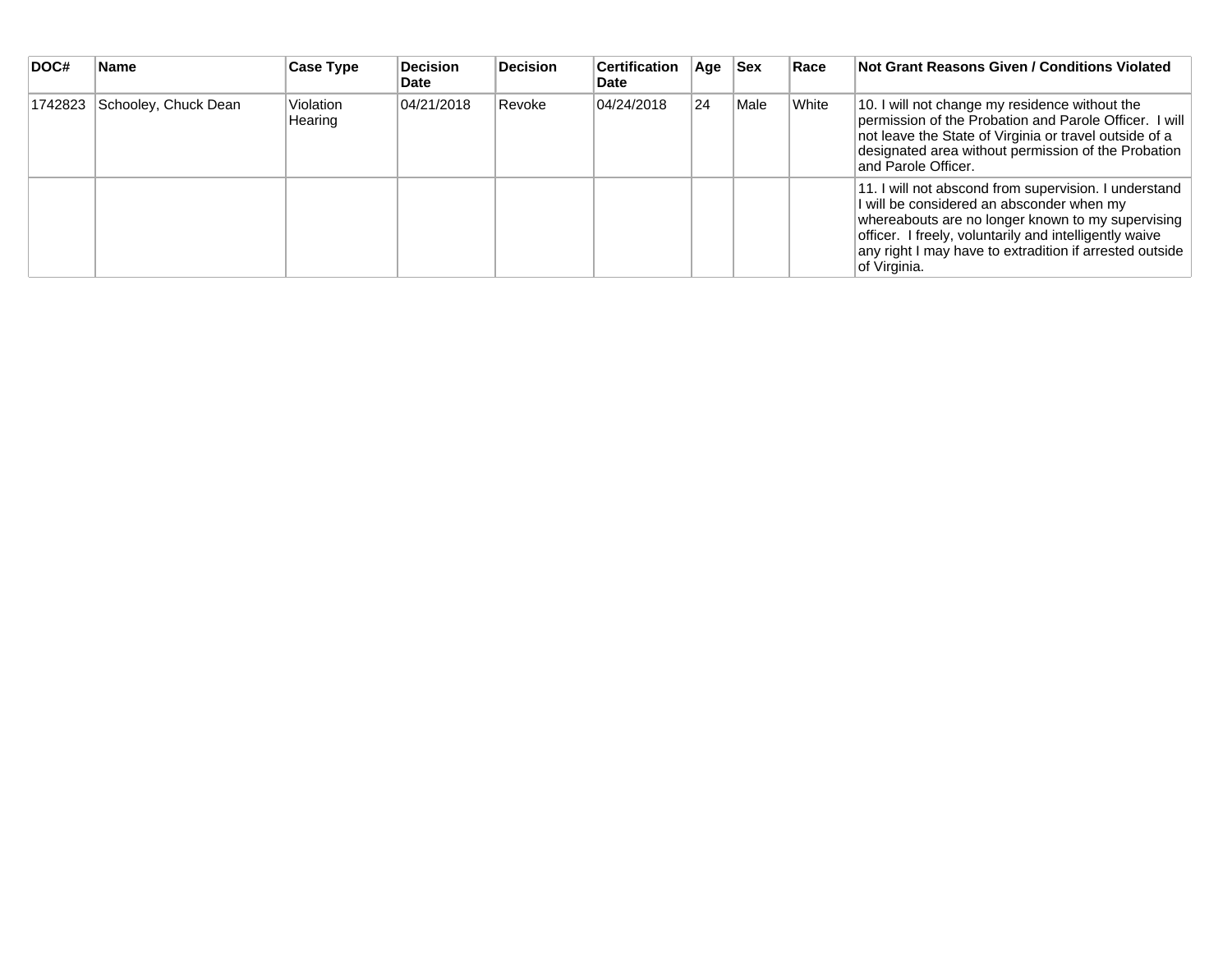| DOC# | Name | Case Type | Decision Date | Decision | Certification Date | Age | Sex | Race | Not Grant Reasons Given / Conditions Violated |
|---|---|---|---|---|---|---|---|---|---|
| 1742823 | Schooley, Chuck Dean | Violation Hearing | 04/21/2018 | Revoke | 04/24/2018 | 24 | Male | White | 10. I will not change my residence without the permission of the Probation and Parole Officer. I will not leave the State of Virginia or travel outside of a designated area without permission of the Probation and Parole Officer. |
| | | | | | | | | | 11. I will not abscond from supervision. I understand I will be considered an absconder when my whereabouts are no longer known to my supervising officer. I freely, voluntarily and intelligently waive any right I may have to extradition if arrested outside of Virginia. |